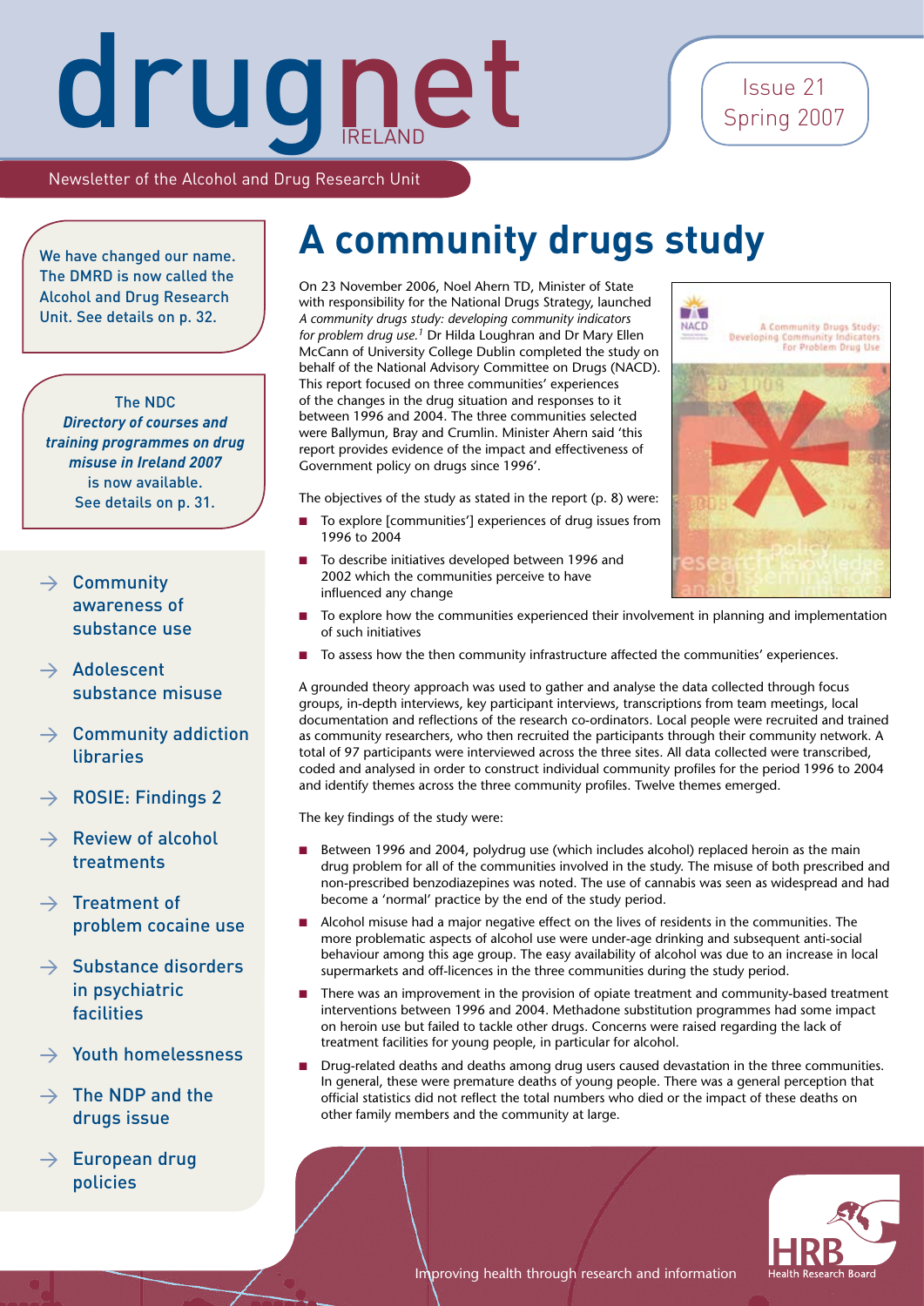# drugnet IRELAND

Issue 21 Spring 2007

Newsletter of the Alcohol and Drug Research Unit

We have changed our name. The DMRD is now called the Alcohol and Drug Research Unit. See details on p. 32.

The NDC *Directory of courses and training programmes on drug misuse in Ireland 2007* is now available. See details on p. 31.

- → Community awareness of substance use
- → Adolescent substance misuse
- → Community addiction libraries
- → ROSIE: Findings 2
- → Review of alcohol treatments
- → Treatment of problem cocaine use
- → Substance disorders in psychiatric facilities
- → Youth homelessness
- → The NDP and the drugs issue
- → European drug policies

# A community drugs study

On 23 November 2006, Noel Ahern TD, Minister of State with responsibility for the National Drugs Strategy, launched *A community drugs study: developing community indicators for problem drug use.*[1] Dr Hilda Loughran and Dr Mary Ellen McCann of University College Dublin completed the study on behalf of the National Advisory Committee on Drugs (NACD). This report focused on three communities' experiences of the changes in the drug situation and responses to it between 1996 and 2004. The three communities selected were Ballymun, Bray and Crumlin. Minister Ahern said 'this report provides evidence of the impact and effectiveness of Government policy on drugs since 1996'.

The objectives of the study as stated in the report (p. 8) were:

- To explore [communities'] experiences of drug issues from 1996 to 2004
- To describe initiatives developed between 1996 and 2002 which the communities perceive to have influenced any change
- To explore how the communities experienced their involvement in planning and implementation of such initiatives
- To assess how the then community infrastructure affected the communities' experiences.

A grounded theory approach was used to gather and analyse the data collected through focus groups, in-depth interviews, key participant interviews, transcriptions from team meetings, local documentation and reflections of the research co-ordinators. Local people were recruited and trained as community researchers, who then recruited the participants through their community network. A total of 97 participants were interviewed across the three sites. All data collected were transcribed, coded and analysed in order to construct individual community profiles for the period 1996 to 2004 and identify themes across the three community profiles. Twelve themes emerged.

The key findings of the study were:

- Between 1996 and 2004, polydrug use (which includes alcohol) replaced heroin as the main drug problem for all of the communities involved in the study. The misuse of both prescribed and non-prescribed benzodiazepines was noted. The use of cannabis was seen as widespread and had become a 'normal' practice by the end of the study period.
- Alcohol misuse had a major negative effect on the lives of residents in the communities. The more problematic aspects of alcohol use were under-age drinking and subsequent anti-social behaviour among this age group. The easy availability of alcohol was due to an increase in local supermarkets and off-licences in the three communities during the study period.
- There was an improvement in the provision of opiate treatment and community-based treatment interventions between 1996 and 2004. Methadone substitution programmes had some impact on heroin use but failed to tackle other drugs. Concerns were raised regarding the lack of treatment facilities for young people, in particular for alcohol.
- Drug-related deaths and deaths among drug users caused devastation in the three communities. In general, these were premature deaths of young people. There was a general perception that official statistics did not reflect the total numbers who died or the impact of these deaths on other family members and the community at large.

Improving health through research and information

HRB Health Research Board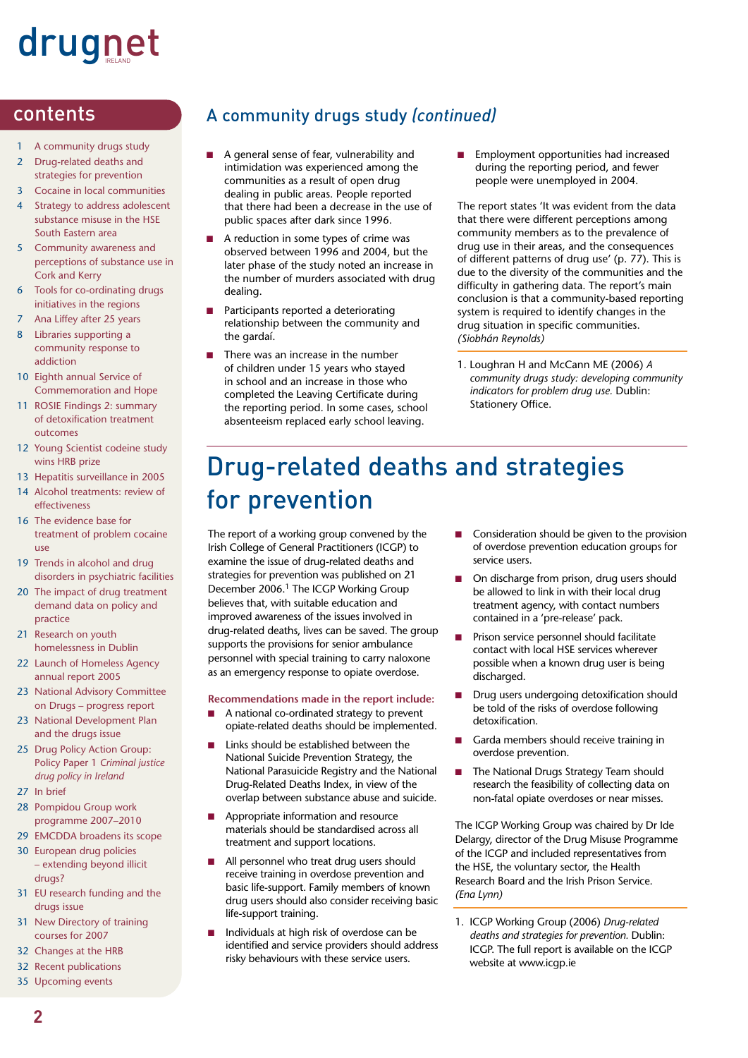## contents

1 A community drugs study
2 Drug-related deaths and strategies for prevention
3 Cocaine in local communities
4 Strategy to address adolescent substance misuse in the HSE South Eastern area
5 Community awareness and perceptions of substance use in Cork and Kerry
6 Tools for co-ordinating drugs initiatives in the regions
7 Ana Liffey after 25 years
8 Libraries supporting a community response to addiction
10 Eighth annual Service of Commemoration and Hope
11 ROSIE Findings 2: summary of detoxification treatment outcomes
12 Young Scientist codeine study wins HRB prize
13 Hepatitis surveillance in 2005
14 Alcohol treatments: review of effectiveness
16 The evidence base for treatment of problem cocaine use
19 Trends in alcohol and drug disorders in psychiatric facilities
20 The impact of drug treatment demand data on policy and practice
21 Research on youth homelessness in Dublin
22 Launch of Homeless Agency annual report 2005
23 National Advisory Committee on Drugs – progress report
23 National Development Plan and the drugs issue
25 Drug Policy Action Group: Policy Paper 1 *Criminal justice drug policy in Ireland*
27 In brief
28 Pompidou Group work programme 2007–2010
29 EMCDDA broadens its scope
30 European drug policies – extending beyond illicit drugs?
31 EU research funding and the drugs issue
31 New Directory of training courses for 2007
32 Changes at the HRB
32 Recent publications
35 Upcoming events

## A community drugs study *(continued)*

- A general sense of fear, vulnerability and intimidation was experienced among the communities as a result of open drug dealing in public areas. People reported that there had been a decrease in the use of public spaces after dark since 1996.
- A reduction in some types of crime was observed between 1996 and 2004, but the later phase of the study noted an increase in the number of murders associated with drug dealing.
- Participants reported a deteriorating relationship between the community and the gardaí.
- There was an increase in the number of children under 15 years who stayed in school and an increase in those who completed the Leaving Certificate during the reporting period. In some cases, school absenteeism replaced early school leaving.
- Employment opportunities had increased during the reporting period, and fewer people were unemployed in 2004.

The report states 'It was evident from the data that there were different perceptions among community members as to the prevalence of drug use in their areas, and the consequences of different patterns of drug use' (p. 77). This is due to the diversity of the communities and the difficulty in gathering data. The report's main conclusion is that a community-based reporting system is required to identify changes in the drug situation in specific communities. *(Siobhán Reynolds)*

1. Loughran H and McCann ME (2006) *A community drugs study: developing community indicators for problem drug use.* Dublin: Stationery Office.

# Drug-related deaths and strategies for prevention

The report of a working group convened by the Irish College of General Practitioners (ICGP) to examine the issue of drug-related deaths and strategies for prevention was published on 21 December 2006.[1] The ICGP Working Group believes that, with suitable education and improved awareness of the issues involved in drug-related deaths, lives can be saved. The group supports the provisions for senior ambulance personnel with special training to carry naloxone as an emergency response to opiate overdose.

**Recommendations made in the report include:**

- A national co-ordinated strategy to prevent opiate-related deaths should be implemented.
- Links should be established between the National Suicide Prevention Strategy, the National Parasuicide Registry and the National Drug-Related Deaths Index, in view of the overlap between substance abuse and suicide.
- Appropriate information and resource materials should be standardised across all treatment and support locations.
- All personnel who treat drug users should receive training in overdose prevention and basic life-support. Family members of known drug users should also consider receiving basic life-support training.
- Individuals at high risk of overdose can be identified and service providers should address risky behaviours with these service users.
- Consideration should be given to the provision of overdose prevention education groups for service users.
- On discharge from prison, drug users should be allowed to link in with their local drug treatment agency, with contact numbers contained in a 'pre-release' pack.
- Prison service personnel should facilitate contact with local HSE services wherever possible when a known drug user is being discharged.
- Drug users undergoing detoxification should be told of the risks of overdose following detoxification.
- Garda members should receive training in overdose prevention.
- The National Drugs Strategy Team should research the feasibility of collecting data on non-fatal opiate overdoses or near misses.

The ICGP Working Group was chaired by Dr Ide Delargy, director of the Drug Misuse Programme of the ICGP and included representatives from the HSE, the voluntary sector, the Health Research Board and the Irish Prison Service. *(Ena Lynn)*

1. ICGP Working Group (2006) *Drug-related deaths and strategies for prevention.* Dublin: ICGP. The full report is available on the ICGP website at www.icgp.ie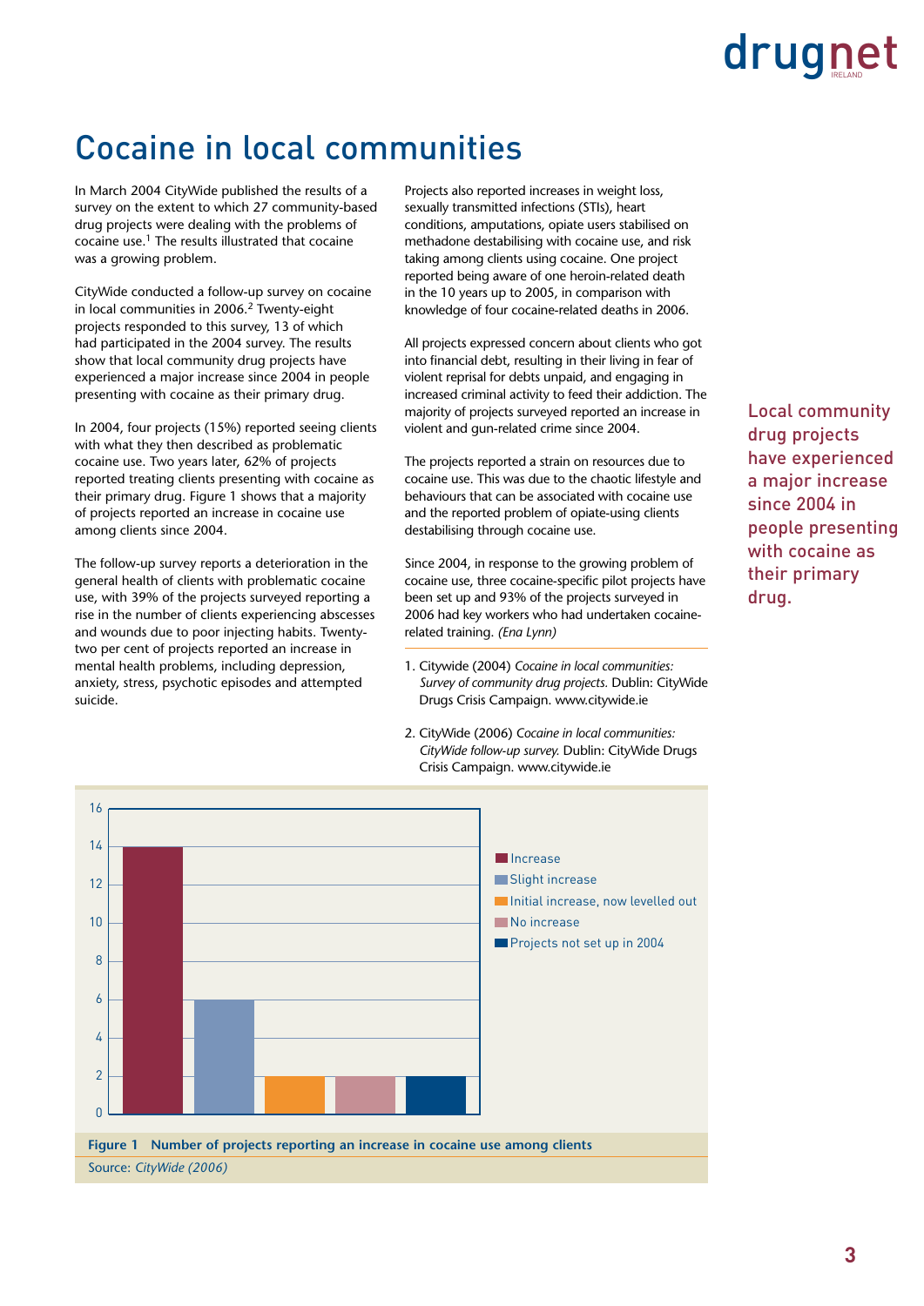# Cocaine in local communities

In March 2004 CityWide published the results of a survey on the extent to which 27 community-based drug projects were dealing with the problems of cocaine use.[1] The results illustrated that cocaine was a growing problem.

CityWide conducted a follow-up survey on cocaine in local communities in 2006.[2] Twenty-eight projects responded to this survey, 13 of which had participated in the 2004 survey. The results show that local community drug projects have experienced a major increase since 2004 in people presenting with cocaine as their primary drug.

In 2004, four projects (15%) reported seeing clients with what they then described as problematic cocaine use. Two years later, 62% of projects reported treating clients presenting with cocaine as their primary drug. Figure 1 shows that a majority of projects reported an increase in cocaine use among clients since 2004.

The follow-up survey reports a deterioration in the general health of clients with problematic cocaine use, with 39% of the projects surveyed reporting a rise in the number of clients experiencing abscesses and wounds due to poor injecting habits. Twenty-two per cent of projects reported an increase in mental health problems, including depression, anxiety, stress, psychotic episodes and attempted suicide.

Projects also reported increases in weight loss, sexually transmitted infections (STIs), heart conditions, amputations, opiate users stabilised on methadone destabilising with cocaine use, and risk taking among clients using cocaine. One project reported being aware of one heroin-related death in the 10 years up to 2005, in comparison with knowledge of four cocaine-related deaths in 2006.

All projects expressed concern about clients who got into financial debt, resulting in their living in fear of violent reprisal for debts unpaid, and engaging in increased criminal activity to feed their addiction. The majority of projects surveyed reported an increase in violent and gun-related crime since 2004.

The projects reported a strain on resources due to cocaine use. This was due to the chaotic lifestyle and behaviours that can be associated with cocaine use and the reported problem of opiate-using clients destabilising through cocaine use.

Since 2004, in response to the growing problem of cocaine use, three cocaine-specific pilot projects have been set up and 93% of the projects surveyed in 2006 had key workers who had undertaken cocaine-related training. *(Ena Lynn)*

1. Citywide (2004) *Cocaine in local communities: Survey of community drug projects.* Dublin: CityWide Drugs Crisis Campaign. www.citywide.ie
2. CityWide (2006) *Cocaine in local communities: CityWide follow-up survey.* Dublin: CityWide Drugs Crisis Campaign. www.citywide.ie

Local community drug projects have experienced a major increase since 2004 in people presenting with cocaine as their primary drug.

| Category | Number of projects |
|---|---|
| Increase | 14 |
| Slight increase | 6 |
| Initial increase, now levelled out | 2 |
| No increase | 2 |
| Projects not set up in 2004 | 2 |

**Figure 1 Number of projects reporting an increase in cocaine use among clients**

Source: *CityWide (2006)*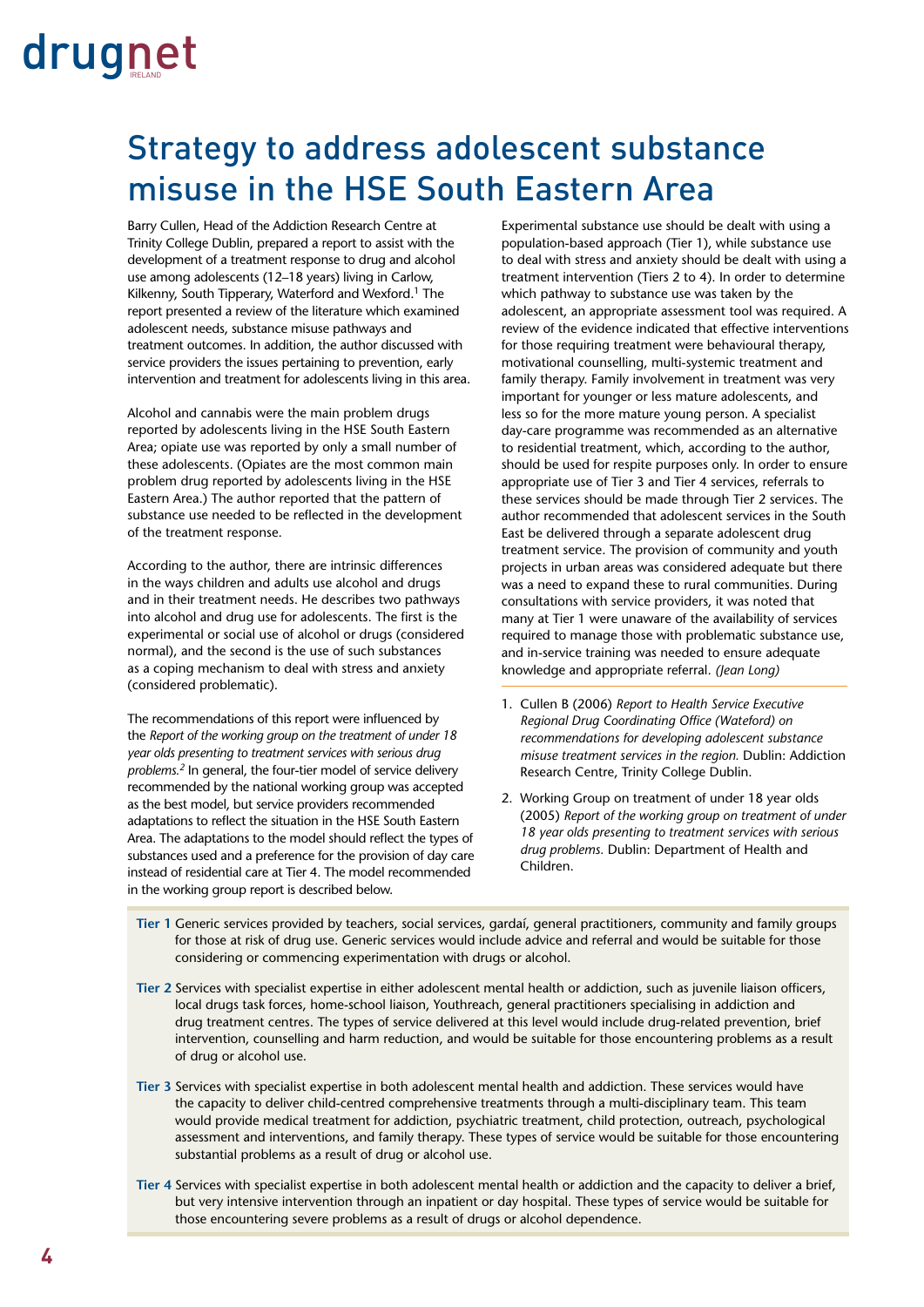# Strategy to address adolescent substance misuse in the HSE South Eastern Area

Barry Cullen, Head of the Addiction Research Centre at Trinity College Dublin, prepared a report to assist with the development of a treatment response to drug and alcohol use among adolescents (12–18 years) living in Carlow, Kilkenny, South Tipperary, Waterford and Wexford.[1] The report presented a review of the literature which examined adolescent needs, substance misuse pathways and treatment outcomes. In addition, the author discussed with service providers the issues pertaining to prevention, early intervention and treatment for adolescents living in this area.

Alcohol and cannabis were the main problem drugs reported by adolescents living in the HSE South Eastern Area; opiate use was reported by only a small number of these adolescents. (Opiates are the most common main problem drug reported by adolescents living in the HSE Eastern Area.) The author reported that the pattern of substance use needed to be reflected in the development of the treatment response.

According to the author, there are intrinsic differences in the ways children and adults use alcohol and drugs and in their treatment needs. He describes two pathways into alcohol and drug use for adolescents. The first is the experimental or social use of alcohol or drugs (considered normal), and the second is the use of such substances as a coping mechanism to deal with stress and anxiety (considered problematic).

The recommendations of this report were influenced by the *Report of the working group on the treatment of under 18 year olds presenting to treatment services with serious drug problems.*[2] In general, the four-tier model of service delivery recommended by the national working group was accepted as the best model, but service providers recommended adaptations to reflect the situation in the HSE South Eastern Area. The adaptations to the model should reflect the types of substances used and a preference for the provision of day care instead of residential care at Tier 4. The model recommended in the working group report is described below.

Experimental substance use should be dealt with using a population-based approach (Tier 1), while substance use to deal with stress and anxiety should be dealt with using a treatment intervention (Tiers 2 to 4). In order to determine which pathway to substance use was taken by the adolescent, an appropriate assessment tool was required. A review of the evidence indicated that effective interventions for those requiring treatment were behavioural therapy, motivational counselling, multi-systemic treatment and family therapy. Family involvement in treatment was very important for younger or less mature adolescents, and less so for the more mature young person. A specialist day-care programme was recommended as an alternative to residential treatment, which, according to the author, should be used for respite purposes only. In order to ensure appropriate use of Tier 3 and Tier 4 services, referrals to these services should be made through Tier 2 services. The author recommended that adolescent services in the South East be delivered through a separate adolescent drug treatment service. The provision of community and youth projects in urban areas was considered adequate but there was a need to expand these to rural communities. During consultations with service providers, it was noted that many at Tier 1 were unaware of the availability of services required to manage those with problematic substance use, and in-service training was needed to ensure adequate knowledge and appropriate referral. *(Jean Long)*

1. Cullen B (2006) *Report to Health Service Executive Regional Drug Coordinating Office (Wateford) on recommendations for developing adolescent substance misuse treatment services in the region.* Dublin: Addiction Research Centre, Trinity College Dublin.
2. Working Group on treatment of under 18 year olds (2005) *Report of the working group on treatment of under 18 year olds presenting to treatment services with serious drug problems.* Dublin: Department of Health and Children.

**Tier 1** Generic services provided by teachers, social services, gardaí, general practitioners, community and family groups for those at risk of drug use. Generic services would include advice and referral and would be suitable for those considering or commencing experimentation with drugs or alcohol.

**Tier 2** Services with specialist expertise in either adolescent mental health or addiction, such as juvenile liaison officers, local drugs task forces, home-school liaison, Youthreach, general practitioners specialising in addiction and drug treatment centres. The types of service delivered at this level would include drug-related prevention, brief intervention, counselling and harm reduction, and would be suitable for those encountering problems as a result of drug or alcohol use.

**Tier 3** Services with specialist expertise in both adolescent mental health and addiction. These services would have the capacity to deliver child-centred comprehensive treatments through a multi-disciplinary team. This team would provide medical treatment for addiction, psychiatric treatment, child protection, outreach, psychological assessment and interventions, and family therapy. These types of service would be suitable for those encountering substantial problems as a result of drug or alcohol use.

**Tier 4** Services with specialist expertise in both adolescent mental health or addiction and the capacity to deliver a brief, but very intensive intervention through an inpatient or day hospital. These types of service would be suitable for those encountering severe problems as a result of drugs or alcohol dependence.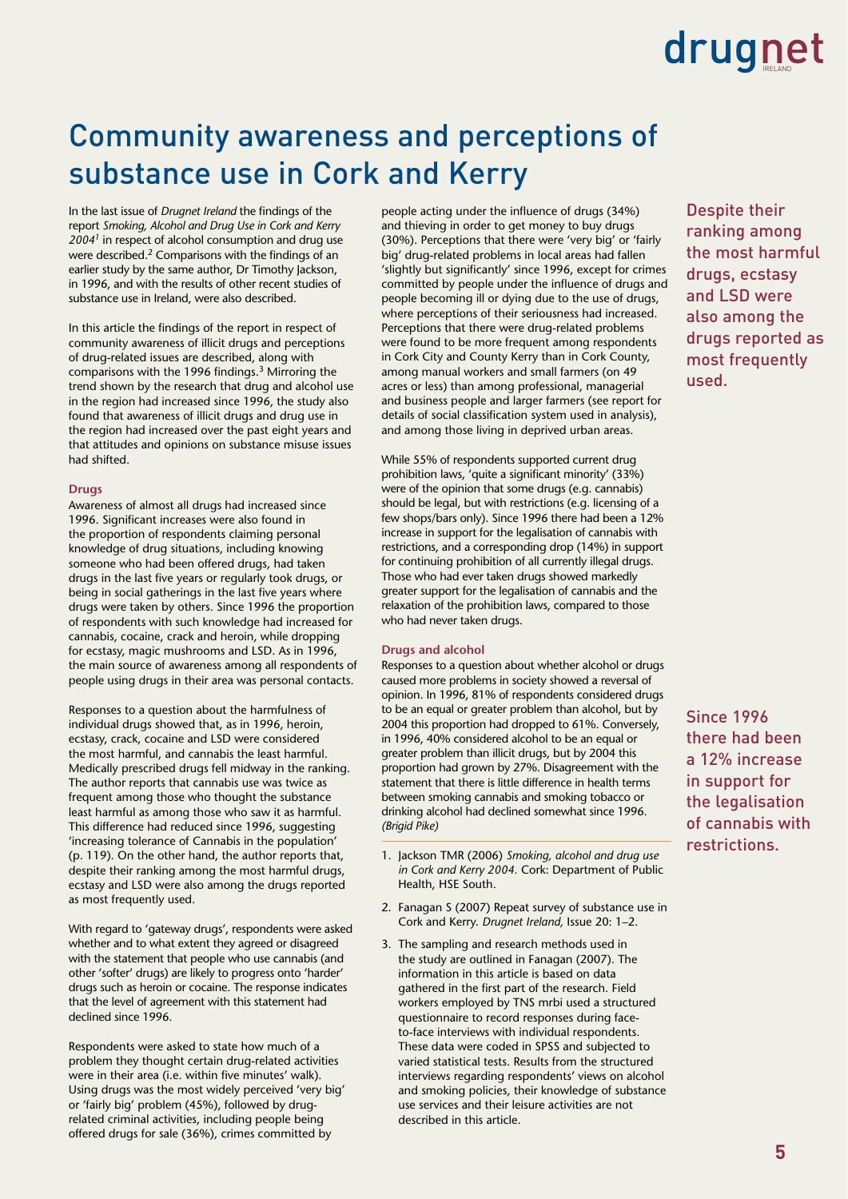# Community awareness and perceptions of substance use in Cork and Kerry

In the last issue of *Drugnet Ireland* the findings of the report *Smoking, Alcohol and Drug Use in Cork and Kerry 2004*[1] in respect of alcohol consumption and drug use were described.[2] Comparisons with the findings of an earlier study by the same author, Dr Timothy Jackson, in 1996, and with the results of other recent studies of substance use in Ireland, were also described.

In this article the findings of the report in respect of community awareness of illicit drugs and perceptions of drug-related issues are described, along with comparisons with the 1996 findings.[3] Mirroring the trend shown by the research that drug and alcohol use in the region had increased since 1996, the study also found that awareness of illicit drugs and drug use in the region had increased over the past eight years and that attitudes and opinions on substance misuse issues had shifted.

### Drugs

Awareness of almost all drugs had increased since 1996. Significant increases were also found in the proportion of respondents claiming personal knowledge of drug situations, including knowing someone who had been offered drugs, had taken drugs in the last five years or regularly took drugs, or being in social gatherings in the last five years where drugs were taken by others. Since 1996 the proportion of respondents with such knowledge had increased for cannabis, cocaine, crack and heroin, while dropping for ecstasy, magic mushrooms and LSD. As in 1996, the main source of awareness among all respondents of people using drugs in their area was personal contacts.

Responses to a question about the harmfulness of individual drugs showed that, as in 1996, heroin, ecstasy, crack, cocaine and LSD were considered the most harmful, and cannabis the least harmful. Medically prescribed drugs fell midway in the ranking. The author reports that cannabis use was twice as frequent among those who thought the substance least harmful as among those who saw it as harmful. This difference had reduced since 1996, suggesting 'increasing tolerance of Cannabis in the population' (p. 119). On the other hand, the author reports that, despite their ranking among the most harmful drugs, ecstasy and LSD were also among the drugs reported as most frequently used.

With regard to 'gateway drugs', respondents were asked whether and to what extent they agreed or disagreed with the statement that people who use cannabis (and other 'softer' drugs) are likely to progress onto 'harder' drugs such as heroin or cocaine. The response indicates that the level of agreement with this statement had declined since 1996.

Respondents were asked to state how much of a problem they thought certain drug-related activities were in their area (i.e. within five minutes' walk). Using drugs was the most widely perceived 'very big' or 'fairly big' problem (45%), followed by drug-related criminal activities, including people being offered drugs for sale (36%), crimes committed by people acting under the influence of drugs (34%) and thieving in order to get money to buy drugs (30%). Perceptions that there were 'very big' or 'fairly big' drug-related problems in local areas had fallen 'slightly but significantly' since 1996, except for crimes committed by people under the influence of drugs and people becoming ill or dying due to the use of drugs, where perceptions of their seriousness had increased. Perceptions that there were drug-related problems were found to be more frequent among respondents in Cork City and County Kerry than in Cork County, among manual workers and small farmers (on 49 acres or less) than among professional, managerial and business people and larger farmers (see report for details of social classification system used in analysis), and among those living in deprived urban areas.

While 55% of respondents supported current drug prohibition laws, 'quite a significant minority' (33%) were of the opinion that some drugs (e.g. cannabis) should be legal, but with restrictions (e.g. licensing of a few shops/bars only). Since 1996 there had been a 12% increase in support for the legalisation of cannabis with restrictions, and a corresponding drop (14%) in support for continuing prohibition of all currently illegal drugs. Those who had ever taken drugs showed markedly greater support for the legalisation of cannabis and the relaxation of the prohibition laws, compared to those who had never taken drugs.

### Drugs and alcohol

Responses to a question about whether alcohol or drugs caused more problems in society showed a reversal of opinion. In 1996, 81% of respondents considered drugs to be an equal or greater problem than alcohol, but by 2004 this proportion had dropped to 61%. Conversely, in 1996, 40% considered alcohol to be an equal or greater problem than illicit drugs, but by 2004 this proportion had grown by 27%. Disagreement with the statement that there is little difference in health terms between smoking cannabis and smoking tobacco or drinking alcohol had declined somewhat since 1996. *(Brigid Pike)*

1. Jackson TMR (2006) *Smoking, alcohol and drug use in Cork and Kerry 2004.* Cork: Department of Public Health, HSE South.
2. Fanagan S (2007) Repeat survey of substance use in Cork and Kerry. *Drugnet Ireland,* Issue 20: 1–2.
3. The sampling and research methods used in the study are outlined in Fanagan (2007). The information in this article is based on data gathered in the first part of the research. Field workers employed by TNS mrbi used a structured questionnaire to record responses during face-to-face interviews with individual respondents. These data were coded in SPSS and subjected to varied statistical tests. Results from the structured interviews regarding respondents' views on alcohol and smoking policies, their knowledge of substance use services and their leisure activities are not described in this article.

Despite their ranking among the most harmful drugs, ecstasy and LSD were also among the drugs reported as most frequently used.

Since 1996 there had been a 12% increase in support for the legalisation of cannabis with restrictions.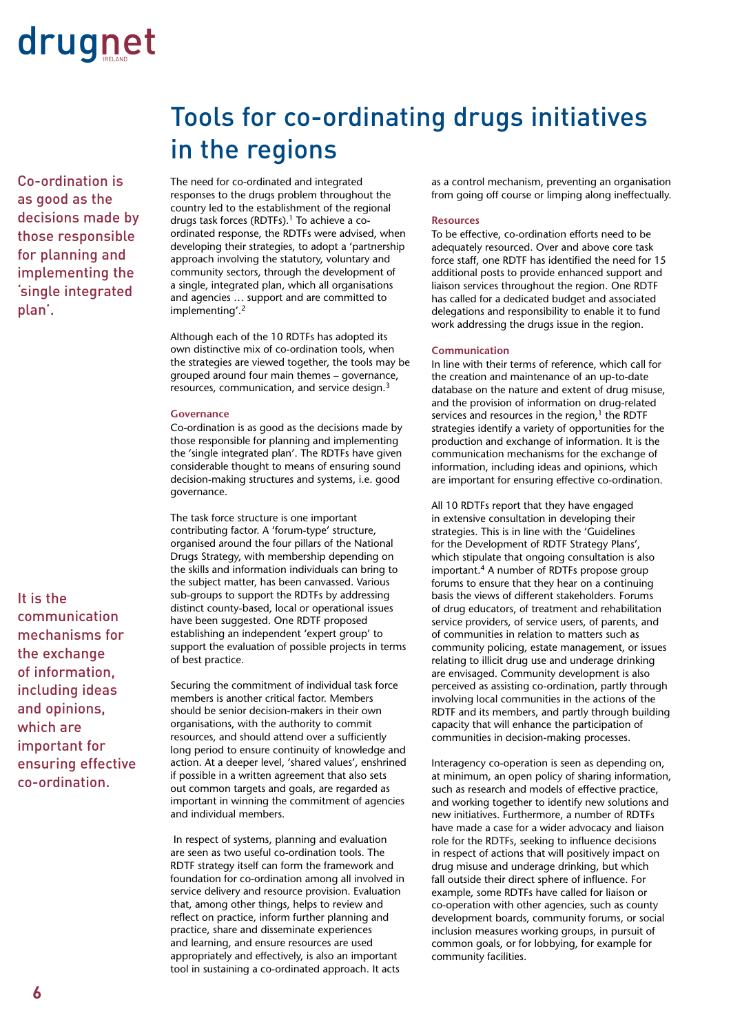# Tools for co-ordinating drugs initiatives in the regions

> Co-ordination is as good as the decisions made by those responsible for planning and implementing the 'single integrated plan'.

The need for co-ordinated and integrated responses to the drugs problem throughout the country led to the establishment of the regional drugs task forces (RDTFs).[1] To achieve a co-ordinated response, the RDTFs were advised, when developing their strategies, to adopt a 'partnership approach involving the statutory, voluntary and community sectors, through the development of a single, integrated plan, which all organisations and agencies … support and are committed to implementing'.[2]

Although each of the 10 RDTFs has adopted its own distinctive mix of co-ordination tools, when the strategies are viewed together, the tools may be grouped around four main themes – governance, resources, communication, and service design.[3]

### Governance

Co-ordination is as good as the decisions made by those responsible for planning and implementing the 'single integrated plan'. The RDTFs have given considerable thought to means of ensuring sound decision-making structures and systems, i.e. good governance.

The task force structure is one important contributing factor. A 'forum-type' structure, organised around the four pillars of the National Drugs Strategy, with membership depending on the skills and information individuals can bring to the subject matter, has been canvassed. Various sub-groups to support the RDTFs by addressing distinct county-based, local or operational issues have been suggested. One RDTF proposed establishing an independent 'expert group' to support the evaluation of possible projects in terms of best practice.

Securing the commitment of individual task force members is another critical factor. Members should be senior decision-makers in their own organisations, with the authority to commit resources, and should attend over a sufficiently long period to ensure continuity of knowledge and action. At a deeper level, 'shared values', enshrined if possible in a written agreement that also sets out common targets and goals, are regarded as important in winning the commitment of agencies and individual members.

In respect of systems, planning and evaluation are seen as two useful co-ordination tools. The RDTF strategy itself can form the framework and foundation for co-ordination among all involved in service delivery and resource provision. Evaluation that, among other things, helps to review and reflect on practice, inform further planning and practice, share and disseminate experiences and learning, and ensure resources are used appropriately and effectively, is also an important tool in sustaining a co-ordinated approach. It acts as a control mechanism, preventing an organisation from going off course or limping along ineffectually.

### Resources

To be effective, co-ordination efforts need to be adequately resourced. Over and above core task force staff, one RDTF has identified the need for 15 additional posts to provide enhanced support and liaison services throughout the region. One RDTF has called for a dedicated budget and associated delegations and responsibility to enable it to fund work addressing the drugs issue in the region.

### Communication

> It is the communication mechanisms for the exchange of information, including ideas and opinions, which are important for ensuring effective co-ordination.

In line with their terms of reference, which call for the creation and maintenance of an up-to-date database on the nature and extent of drug misuse, and the provision of information on drug-related services and resources in the region,[1] the RDTF strategies identify a variety of opportunities for the production and exchange of information. It is the communication mechanisms for the exchange of information, including ideas and opinions, which are important for ensuring effective co-ordination.

All 10 RDTFs report that they have engaged in extensive consultation in developing their strategies. This is in line with the 'Guidelines for the Development of RDTF Strategy Plans', which stipulate that ongoing consultation is also important.[4] A number of RDTFs propose group forums to ensure that they hear on a continuing basis the views of different stakeholders. Forums of drug educators, of treatment and rehabilitation service providers, of service users, of parents, and of communities in relation to matters such as community policing, estate management, or issues relating to illicit drug use and underage drinking are envisaged. Community development is also perceived as assisting co-ordination, partly through involving local communities in the actions of the RDTF and its members, and partly through building capacity that will enhance the participation of communities in decision-making processes.

Interagency co-operation is seen as depending on, at minimum, an open policy of sharing information, such as research and models of effective practice, and working together to identify new solutions and new initiatives. Furthermore, a number of RDTFs have made a case for a wider advocacy and liaison role for the RDTFs, seeking to influence decisions in respect of actions that will positively impact on drug misuse and underage drinking, but which fall outside their direct sphere of influence. For example, some RDTFs have called for liaison or co-operation with other agencies, such as county development boards, community forums, or social inclusion measures working groups, in pursuit of common goals, or for lobbying, for example for community facilities.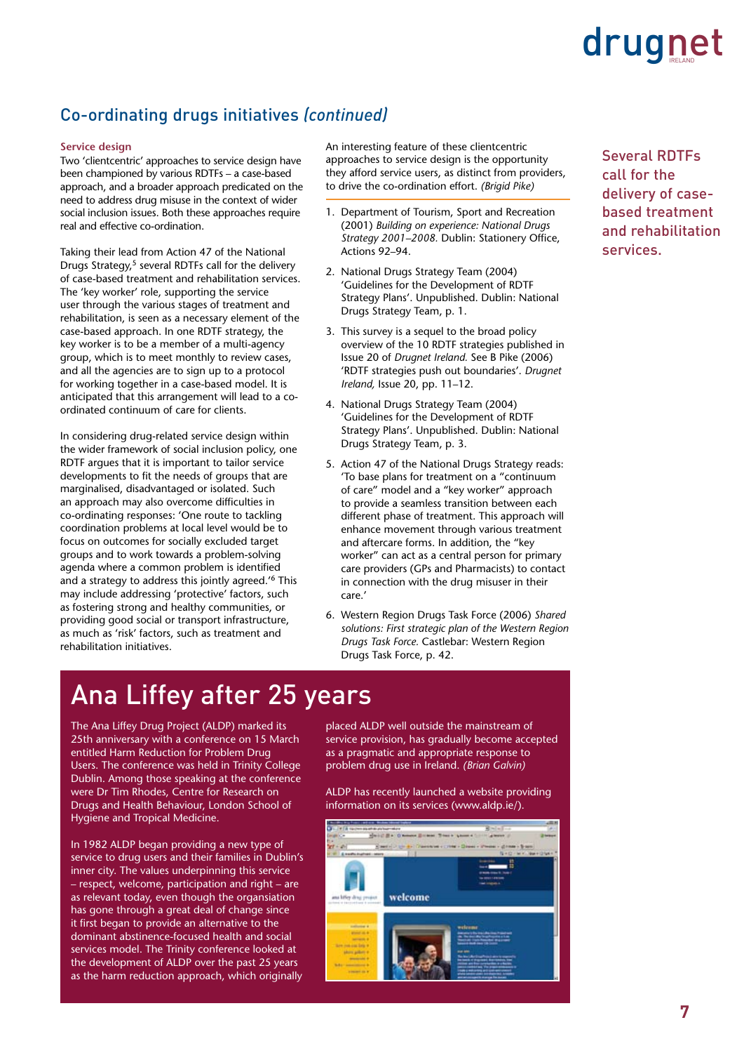## Co-ordinating drugs initiatives *(continued)*

### Service design

Two 'clientcentric' approaches to service design have been championed by various RDTFs – a case-based approach, and a broader approach predicated on the need to address drug misuse in the context of wider social inclusion issues. Both these approaches require real and effective co-ordination.

Taking their lead from Action 47 of the National Drugs Strategy,[5] several RDTFs call for the delivery of case-based treatment and rehabilitation services. The 'key worker' role, supporting the service user through the various stages of treatment and rehabilitation, is seen as a necessary element of the case-based approach. In one RDTF strategy, the key worker is to be a member of a multi-agency group, which is to meet monthly to review cases, and all the agencies are to sign up to a protocol for working together in a case-based model. It is anticipated that this arrangement will lead to a co-ordinated continuum of care for clients.

In considering drug-related service design within the wider framework of social inclusion policy, one RDTF argues that it is important to tailor service developments to fit the needs of groups that are marginalised, disadvantaged or isolated. Such an approach may also overcome difficulties in co-ordinating responses: 'One route to tackling coordination problems at local level would be to focus on outcomes for socially excluded target groups and to work towards a problem-solving agenda where a common problem is identified and a strategy to address this jointly agreed.'[6] This may include addressing 'protective' factors, such as fostering strong and healthy communities, or providing good social or transport infrastructure, as much as 'risk' factors, such as treatment and rehabilitation initiatives.

An interesting feature of these clientcentric approaches to service design is the opportunity they afford service users, as distinct from providers, to drive the co-ordination effort. *(Brigid Pike)*

1. Department of Tourism, Sport and Recreation (2001) *Building on experience: National Drugs Strategy 2001–2008.* Dublin: Stationery Office, Actions 92–94.
2. National Drugs Strategy Team (2004) 'Guidelines for the Development of RDTF Strategy Plans'. Unpublished. Dublin: National Drugs Strategy Team, p. 1.
3. This survey is a sequel to the broad policy overview of the 10 RDTF strategies published in Issue 20 of *Drugnet Ireland.* See B Pike (2006) 'RDTF strategies push out boundaries'. *Drugnet Ireland,* Issue 20, pp. 11–12.
4. National Drugs Strategy Team (2004) 'Guidelines for the Development of RDTF Strategy Plans'. Unpublished. Dublin: National Drugs Strategy Team, p. 3.
5. Action 47 of the National Drugs Strategy reads: 'To base plans for treatment on a "continuum of care" model and a "key worker" approach to provide a seamless transition between each different phase of treatment. This approach will enhance movement through various treatment and aftercare forms. In addition, the "key worker" can act as a central person for primary care providers (GPs and Pharmacists) to contact in connection with the drug misuser in their care.'
6. Western Region Drugs Task Force (2006) *Shared solutions: First strategic plan of the Western Region Drugs Task Force.* Castlebar: Western Region Drugs Task Force, p. 42.

Several RDTFs call for the delivery of case-based treatment and rehabilitation services.

# Ana Liffey after 25 years

The Ana Liffey Drug Project (ALDP) marked its 25th anniversary with a conference on 15 March entitled Harm Reduction for Problem Drug Users. The conference was held in Trinity College Dublin. Among those speaking at the conference were Dr Tim Rhodes, Centre for Research on Drugs and Health Behaviour, London School of Hygiene and Tropical Medicine.

In 1982 ALDP began providing a new type of service to drug users and their families in Dublin's inner city. The values underpinning this service – respect, welcome, participation and right – are as relevant today, even though the organsiation has gone through a great deal of change since it first began to provide an alternative to the dominant abstinence-focused health and social services model. The Trinity conference looked at the development of ALDP over the past 25 years as the harm reduction approach, which originally placed ALDP well outside the mainstream of service provision, has gradually become accepted as a pragmatic and appropriate response to problem drug use in Ireland. *(Brian Galvin)*

ALDP has recently launched a website providing information on its services (www.aldp.ie/).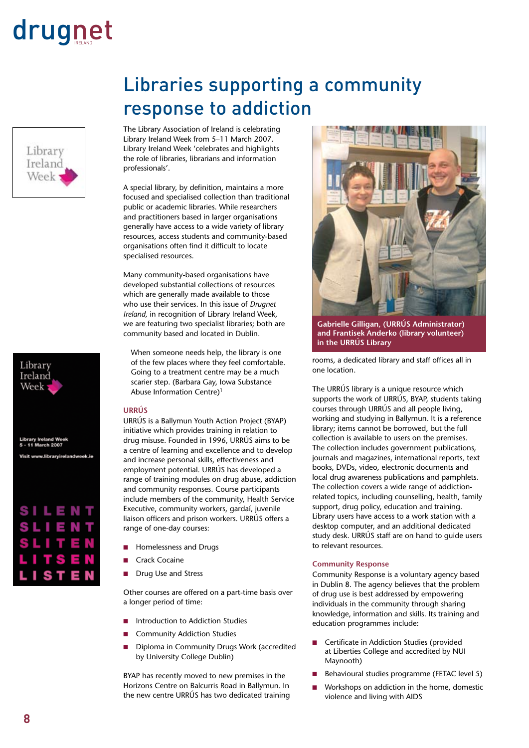# Libraries supporting a community response to addiction

The Library Association of Ireland is celebrating Library Ireland Week from 5–11 March 2007. Library Ireland Week 'celebrates and highlights the role of libraries, librarians and information professionals'.

A special library, by definition, maintains a more focused and specialised collection than traditional public or academic libraries. While researchers and practitioners based in larger organisations generally have access to a wide variety of library resources, access students and community-based organisations often find it difficult to locate specialised resources.

Many community-based organisations have developed substantial collections of resources which are generally made available to those who use their services. In this issue of *Drugnet Ireland,* in recognition of Library Ireland Week, we are featuring two specialist libraries; both are community based and located in Dublin.

> When someone needs help, the library is one of the few places where they feel comfortable. Going to a treatment centre may be a much scarier step. (Barbara Gay, Iowa Substance Abuse Information Centre)[1]

### URRÚS

URRÚS is a Ballymun Youth Action Project (BYAP) initiative which provides training in relation to drug misuse. Founded in 1996, URRÚS aims to be a centre of learning and excellence and to develop and increase personal skills, effectiveness and employment potential. URRÚS has developed a range of training modules on drug abuse, addiction and community responses. Course participants include members of the community, Health Service Executive, community workers, gardaí, juvenile liaison officers and prison workers. URRÚS offers a range of one-day courses:

- Homelessness and Drugs
- Crack Cocaine
- Drug Use and Stress

Other courses are offered on a part-time basis over a longer period of time:

- Introduction to Addiction Studies
- Community Addiction Studies
- Diploma in Community Drugs Work (accredited by University College Dublin)

BYAP has recently moved to new premises in the Horizons Centre on Balcurris Road in Ballymun. In the new centre URRÚS has two dedicated training rooms, a dedicated library and staff offices all in one location.

**Gabrielle Gilligan, (URRÚS Administrator) and Frantisek Anderko (library volunteer) in the URRÚS Library**

The URRÚS library is a unique resource which supports the work of URRÚS, BYAP, students taking courses through URRÚS and all people living, working and studying in Ballymun. It is a reference library; items cannot be borrowed, but the full collection is available to users on the premises. The collection includes government publications, journals and magazines, international reports, text books, DVDs, video, electronic documents and local drug awareness publications and pamphlets. The collection covers a wide range of addiction-related topics, including counselling, health, family support, drug policy, education and training. Library users have access to a work station with a desktop computer, and an additional dedicated study desk. URRÚS staff are on hand to guide users to relevant resources.

### Community Response

Community Response is a voluntary agency based in Dublin 8. The agency believes that the problem of drug use is best addressed by empowering individuals in the community through sharing knowledge, information and skills. Its training and education programmes include:

- Certificate in Addiction Studies (provided at Liberties College and accredited by NUI Maynooth)
- Behavioural studies programme (FETAC level 5)
- Workshops on addiction in the home, domestic violence and living with AIDS

Library Ireland Week

Library Ireland Week
5 - 11 March 2007
Visit www.libraryirelandweek.ie

SILENT
SLIENT
SLITEN
LITSEN
LISTEN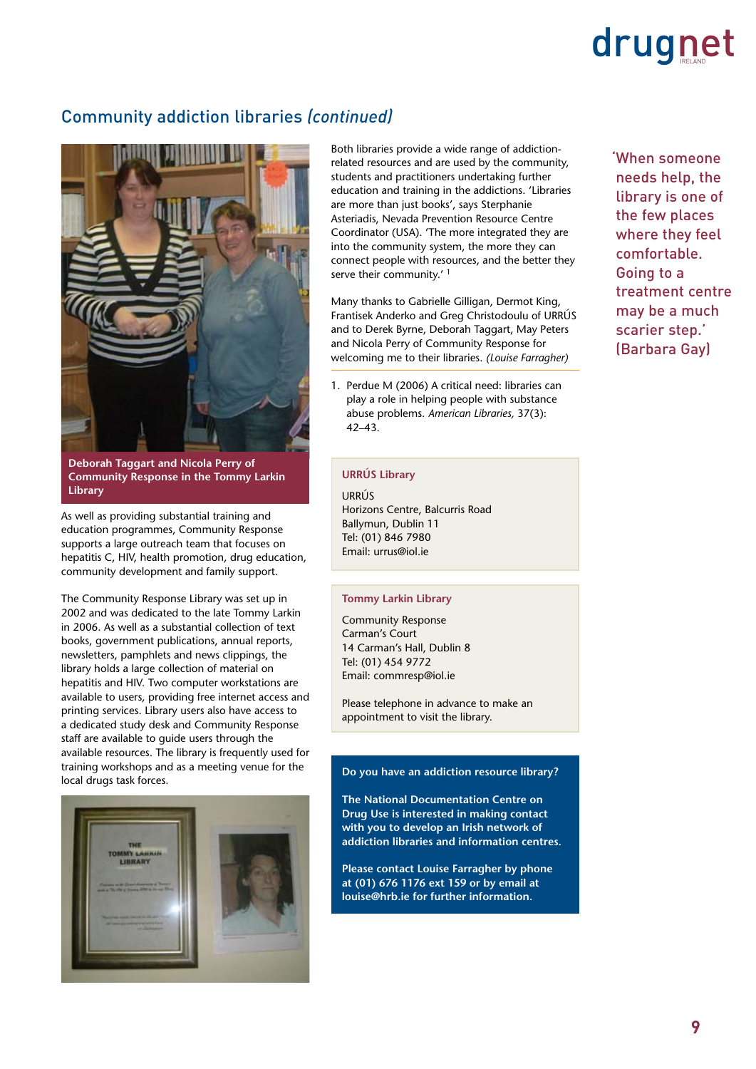## Community addiction libraries *(continued)*

Deborah Taggart and Nicola Perry of Community Response in the Tommy Larkin Library

As well as providing substantial training and education programmes, Community Response supports a large outreach team that focuses on hepatitis C, HIV, health promotion, drug education, community development and family support.

The Community Response Library was set up in 2002 and was dedicated to the late Tommy Larkin in 2006. As well as a substantial collection of text books, government publications, annual reports, newsletters, pamphlets and news clippings, the library holds a large collection of material on hepatitis and HIV. Two computer workstations are available to users, providing free internet access and printing services. Library users also have access to a dedicated study desk and Community Response staff are available to guide users through the available resources. The library is frequently used for training workshops and as a meeting venue for the local drugs task forces.

Both libraries provide a wide range of addiction-related resources and are used by the community, students and practitioners undertaking further education and training in the addictions. 'Libraries are more than just books', says Sterphanie Asteriadis, Nevada Prevention Resource Centre Coordinator (USA). 'The more integrated they are into the community system, the more they can connect people with resources, and the better they serve their community.' [1]

Many thanks to Gabrielle Gilligan, Dermot King, Frantisek Anderko and Greg Christodoulu of URRÚS and to Derek Byrne, Deborah Taggart, May Peters and Nicola Perry of Community Response for welcoming me to their libraries. *(Louise Farragher)*

1. Perdue M (2006) A critical need: libraries can play a role in helping people with substance abuse problems. *American Libraries,* 37(3): 42–43.

**URRÚS Library**

URRÚS
Horizons Centre, Balcurris Road
Ballymun, Dublin 11
Tel: (01) 846 7980
Email: urrus@iol.ie

**Tommy Larkin Library**

Community Response
Carman's Court
14 Carman's Hall, Dublin 8
Tel: (01) 454 9772
Email: commresp@iol.ie

Please telephone in advance to make an appointment to visit the library.

**Do you have an addiction resource library?**

**The National Documentation Centre on Drug Use is interested in making contact with you to develop an Irish network of addiction libraries and information centres.**

**Please contact Louise Farragher by phone at (01) 676 1176 ext 159 or by email at louise@hrb.ie for further information.**

'When someone needs help, the library is one of the few places where they feel comfortable. Going to a treatment centre may be a much scarier step.' (Barbara Gay)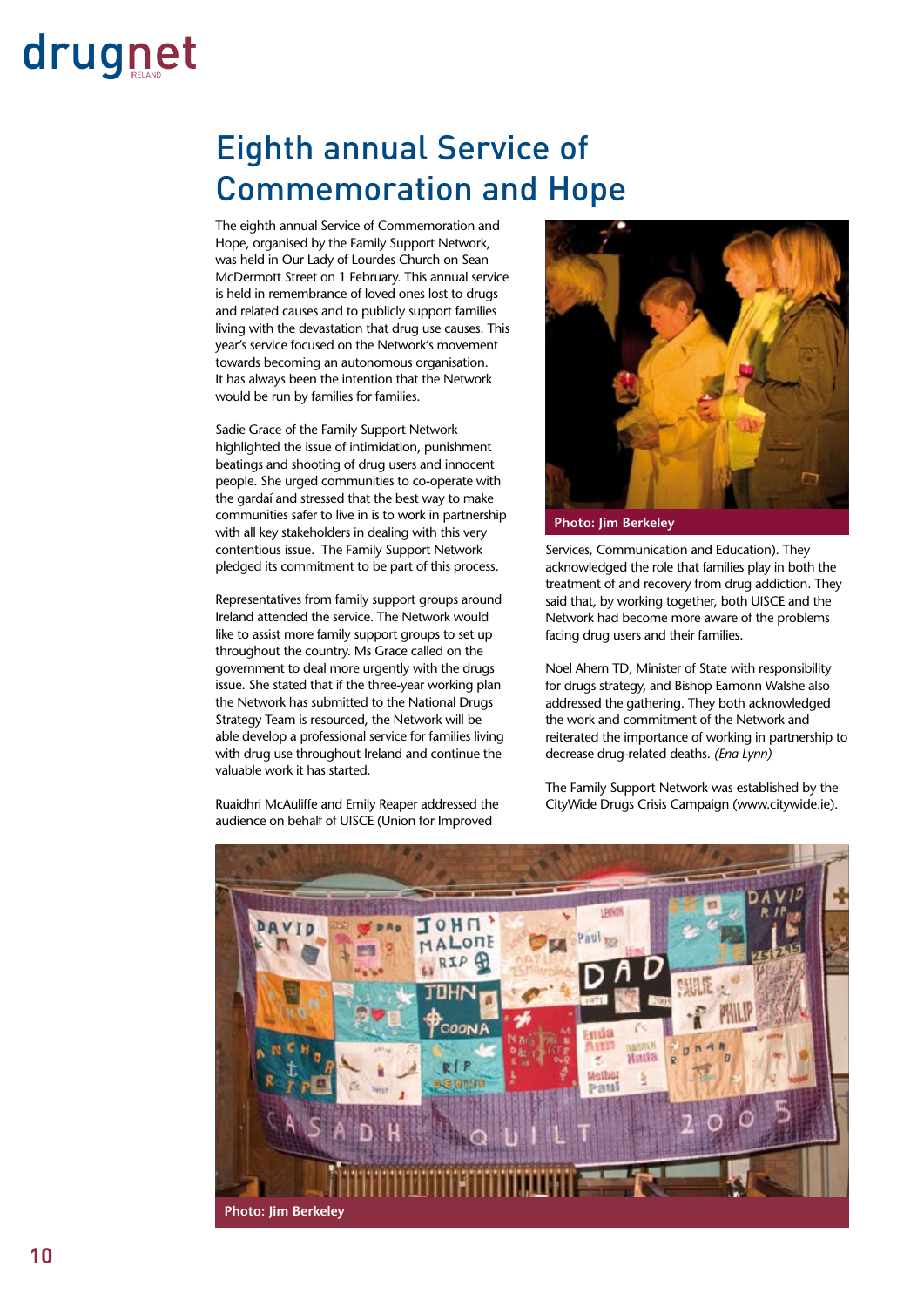# Eighth annual Service of Commemoration and Hope

The eighth annual Service of Commemoration and Hope, organised by the Family Support Network, was held in Our Lady of Lourdes Church on Sean McDermott Street on 1 February. This annual service is held in remembrance of loved ones lost to drugs and related causes and to publicly support families living with the devastation that drug use causes. This year's service focused on the Network's movement towards becoming an autonomous organisation. It has always been the intention that the Network would be run by families for families.

Sadie Grace of the Family Support Network highlighted the issue of intimidation, punishment beatings and shooting of drug users and innocent people. She urged communities to co-operate with the gardaí and stressed that the best way to make communities safer to live in is to work in partnership with all key stakeholders in dealing with this very contentious issue. The Family Support Network pledged its commitment to be part of this process.

Representatives from family support groups around Ireland attended the service. The Network would like to assist more family support groups to set up throughout the country. Ms Grace called on the government to deal more urgently with the drugs issue. She stated that if the three-year working plan the Network has submitted to the National Drugs Strategy Team is resourced, the Network will be able develop a professional service for families living with drug use throughout Ireland and continue the valuable work it has started.

Ruaidhri McAuliffe and Emily Reaper addressed the audience on behalf of UISCE (Union for Improved Services, Communication and Education). They acknowledged the role that families play in both the treatment of and recovery from drug addiction. They said that, by working together, both UISCE and the Network had become more aware of the problems facing drug users and their families.

Photo: Jim Berkeley

Noel Ahern TD, Minister of State with responsibility for drugs strategy, and Bishop Eamonn Walshe also addressed the gathering. They both acknowledged the work and commitment of the Network and reiterated the importance of working in partnership to decrease drug-related deaths. *(Ena Lynn)*

The Family Support Network was established by the CityWide Drugs Crisis Campaign (www.citywide.ie).

Photo: Jim Berkeley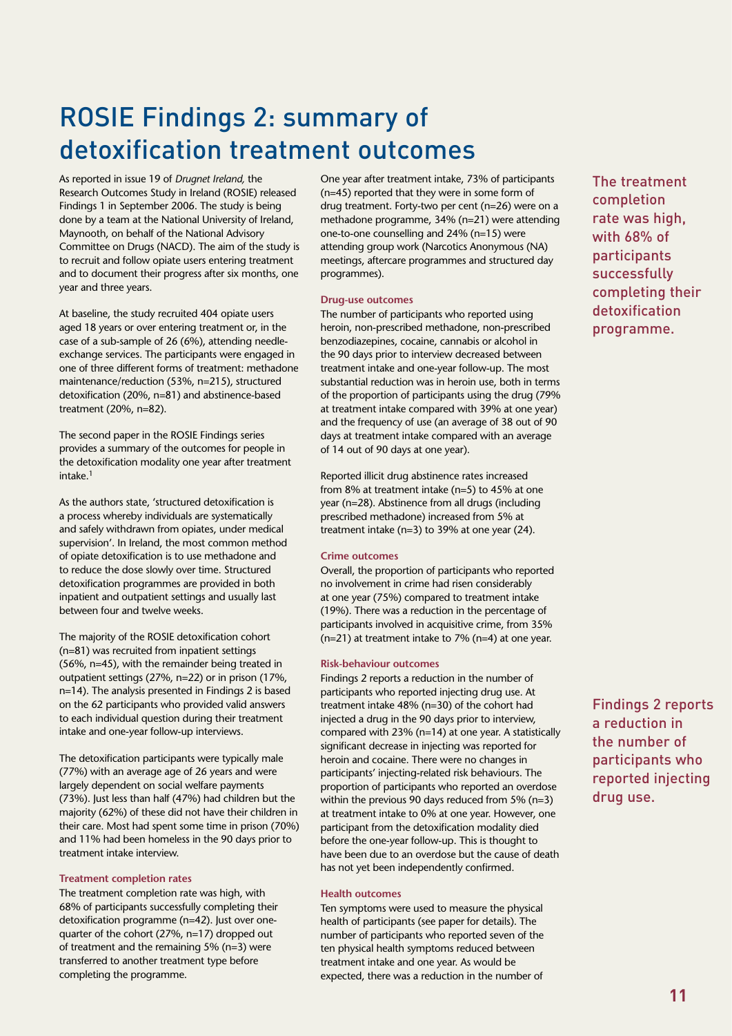# ROSIE Findings 2: summary of detoxification treatment outcomes

As reported in issue 19 of *Drugnet Ireland,* the Research Outcomes Study in Ireland (ROSIE) released Findings 1 in September 2006. The study is being done by a team at the National University of Ireland, Maynooth, on behalf of the National Advisory Committee on Drugs (NACD). The aim of the study is to recruit and follow opiate users entering treatment and to document their progress after six months, one year and three years.

At baseline, the study recruited 404 opiate users aged 18 years or over entering treatment or, in the case of a sub-sample of 26 (6%), attending needle-exchange services. The participants were engaged in one of three different forms of treatment: methadone maintenance/reduction (53%, n=215), structured detoxification (20%, n=81) and abstinence-based treatment (20%, n=82).

The second paper in the ROSIE Findings series provides a summary of the outcomes for people in the detoxification modality one year after treatment intake.[1]

As the authors state, 'structured detoxification is a process whereby individuals are systematically and safely withdrawn from opiates, under medical supervision'. In Ireland, the most common method of opiate detoxification is to use methadone and to reduce the dose slowly over time. Structured detoxification programmes are provided in both inpatient and outpatient settings and usually last between four and twelve weeks.

The majority of the ROSIE detoxification cohort (n=81) was recruited from inpatient settings (56%, n=45), with the remainder being treated in outpatient settings (27%, n=22) or in prison (17%, n=14). The analysis presented in Findings 2 is based on the 62 participants who provided valid answers to each individual question during their treatment intake and one-year follow-up interviews.

The detoxification participants were typically male (77%) with an average age of 26 years and were largely dependent on social welfare payments (73%). Just less than half (47%) had children but the majority (62%) of these did not have their children in their care. Most had spent some time in prison (70%) and 11% had been homeless in the 90 days prior to treatment intake interview.

#### Treatment completion rates

The treatment completion rate was high, with 68% of participants successfully completing their detoxification programme (n=42). Just over one-quarter of the cohort (27%, n=17) dropped out of treatment and the remaining 5% (n=3) were transferred to another treatment type before completing the programme.

One year after treatment intake, 73% of participants (n=45) reported that they were in some form of drug treatment. Forty-two per cent (n=26) were on a methadone programme, 34% (n=21) were attending one-to-one counselling and 24% (n=15) were attending group work (Narcotics Anonymous (NA) meetings, aftercare programmes and structured day programmes).

#### Drug-use outcomes

The number of participants who reported using heroin, non-prescribed methadone, non-prescribed benzodiazepines, cocaine, cannabis or alcohol in the 90 days prior to interview decreased between treatment intake and one-year follow-up. The most substantial reduction was in heroin use, both in terms of the proportion of participants using the drug (79% at treatment intake compared with 39% at one year) and the frequency of use (an average of 38 out of 90 days at treatment intake compared with an average of 14 out of 90 days at one year).

Reported illicit drug abstinence rates increased from 8% at treatment intake (n=5) to 45% at one year (n=28). Abstinence from all drugs (including prescribed methadone) increased from 5% at treatment intake (n=3) to 39% at one year (24).

#### Crime outcomes

Overall, the proportion of participants who reported no involvement in crime had risen considerably at one year (75%) compared to treatment intake (19%). There was a reduction in the percentage of participants involved in acquisitive crime, from 35% (n=21) at treatment intake to 7% (n=4) at one year.

#### Risk-behaviour outcomes

Findings 2 reports a reduction in the number of participants who reported injecting drug use. At treatment intake 48% (n=30) of the cohort had injected a drug in the 90 days prior to interview, compared with 23% (n=14) at one year. A statistically significant decrease in injecting was reported for heroin and cocaine. There were no changes in participants' injecting-related risk behaviours. The proportion of participants who reported an overdose within the previous 90 days reduced from 5% (n=3) at treatment intake to 0% at one year. However, one participant from the detoxification modality died before the one-year follow-up. This is thought to have been due to an overdose but the cause of death has not yet been independently confirmed.

#### Health outcomes

Ten symptoms were used to measure the physical health of participants (see paper for details). The number of participants who reported seven of the ten physical health symptoms reduced between treatment intake and one year. As would be expected, there was a reduction in the number of

> The treatment completion rate was high, with 68% of participants successfully completing their detoxification programme.

> Findings 2 reports a reduction in the number of participants who reported injecting drug use.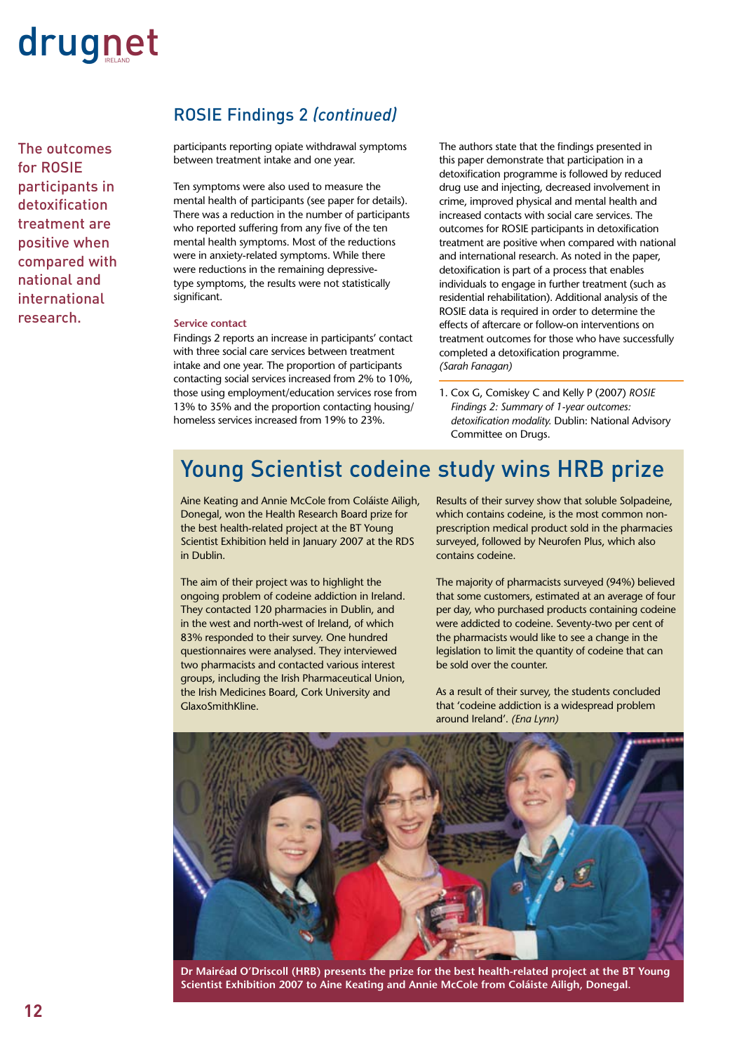## ROSIE Findings 2 *(continued)*

> The outcomes for ROSIE participants in detoxification treatment are positive when compared with national and international research.

participants reporting opiate withdrawal symptoms between treatment intake and one year.

Ten symptoms were also used to measure the mental health of participants (see paper for details). There was a reduction in the number of participants who reported suffering from any five of the ten mental health symptoms. Most of the reductions were in anxiety-related symptoms. While there were reductions in the remaining depressive-type symptoms, the results were not statistically significant.

### Service contact

Findings 2 reports an increase in participants' contact with three social care services between treatment intake and one year. The proportion of participants contacting social services increased from 2% to 10%, those using employment/education services rose from 13% to 35% and the proportion contacting housing/homeless services increased from 19% to 23%.

The authors state that the findings presented in this paper demonstrate that participation in a detoxification programme is followed by reduced drug use and injecting, decreased involvement in crime, improved physical and mental health and increased contacts with social care services. The outcomes for ROSIE participants in detoxification treatment are positive when compared with national and international research. As noted in the paper, detoxification is part of a process that enables individuals to engage in further treatment (such as residential rehabilitation). Additional analysis of the ROSIE data is required in order to determine the effects of aftercare or follow-on interventions on treatment outcomes for those who have successfully completed a detoxification programme.
*(Sarah Fanagan)*

1. Cox G, Comiskey C and Kelly P (2007) *ROSIE Findings 2: Summary of 1-year outcomes: detoxification modality.* Dublin: National Advisory Committee on Drugs.

## Young Scientist codeine study wins HRB prize

Aine Keating and Annie McCole from Coláiste Ailigh, Donegal, won the Health Research Board prize for the best health-related project at the BT Young Scientist Exhibition held in January 2007 at the RDS in Dublin.

The aim of their project was to highlight the ongoing problem of codeine addiction in Ireland. They contacted 120 pharmacies in Dublin, and in the west and north-west of Ireland, of which 83% responded to their survey. One hundred questionnaires were analysed. They interviewed two pharmacists and contacted various interest groups, including the Irish Pharmaceutical Union, the Irish Medicines Board, Cork University and GlaxoSmithKline.

Results of their survey show that soluble Solpadeine, which contains codeine, is the most common non-prescription medical product sold in the pharmacies surveyed, followed by Neurofen Plus, which also contains codeine.

The majority of pharmacists surveyed (94%) believed that some customers, estimated at an average of four per day, who purchased products containing codeine were addicted to codeine. Seventy-two per cent of the pharmacists would like to see a change in the legislation to limit the quantity of codeine that can be sold over the counter.

As a result of their survey, the students concluded that 'codeine addiction is a widespread problem around Ireland'. *(Ena Lynn)*

**Dr Mairéad O'Driscoll (HRB) presents the prize for the best health-related project at the BT Young Scientist Exhibition 2007 to Aine Keating and Annie McCole from Coláiste Ailigh, Donegal.**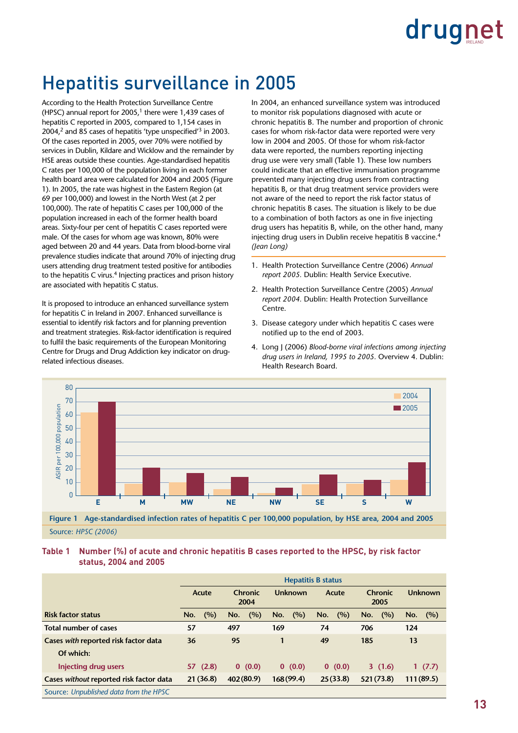# Hepatitis surveillance in 2005

According to the Health Protection Surveillance Centre (HPSC) annual report for 2005,[1] there were 1,439 cases of hepatitis C reported in 2005, compared to 1,154 cases in 2004,[2] and 85 cases of hepatitis 'type unspecified'[3] in 2003. Of the cases reported in 2005, over 70% were notified by services in Dublin, Kildare and Wicklow and the remainder by HSE areas outside these counties. Age-standardised hepatitis C rates per 100,000 of the population living in each former health board area were calculated for 2004 and 2005 (Figure 1). In 2005, the rate was highest in the Eastern Region (at 69 per 100,000) and lowest in the North West (at 2 per 100,000). The rate of hepatitis C cases per 100,000 of the population increased in each of the former health board areas. Sixty-four per cent of hepatitis C cases reported were male. Of the cases for whom age was known, 80% were aged between 20 and 44 years. Data from blood-borne viral prevalence studies indicate that around 70% of injecting drug users attending drug treatment tested positive for antibodies to the hepatitis C virus.[4] Injecting practices and prison history are associated with hepatitis C status.

It is proposed to introduce an enhanced surveillance system for hepatitis C in Ireland in 2007. Enhanced surveillance is essential to identify risk factors and for planning prevention and treatment strategies. Risk-factor identification is required to fulfil the basic requirements of the European Monitoring Centre for Drugs and Drug Addiction key indicator on drug-related infectious diseases.

In 2004, an enhanced surveillance system was introduced to monitor risk populations diagnosed with acute or chronic hepatitis B. The number and proportion of chronic cases for whom risk-factor data were reported were very low in 2004 and 2005. Of those for whom risk-factor data were reported, the numbers reporting injecting drug use were very small (Table 1). These low numbers could indicate that an effective immunisation programme prevented many injecting drug users from contracting hepatitis B, or that drug treatment service providers were not aware of the need to report the risk factor status of chronic hepatitis B cases. The situation is likely to be due to a combination of both factors as one in five injecting drug users has hepatitis B, while, on the other hand, many injecting drug users in Dublin receive hepatitis B vaccine.[4]
*(Jean Long)*

1. Health Protection Surveillance Centre (2006) *Annual report 2005.* Dublin: Health Service Executive.
2. Health Protection Surveillance Centre (2005) *Annual report 2004.* Dublin: Health Protection Surveillance Centre.
3. Disease category under which hepatitis C cases were notified up to the end of 2003.
4. Long J (2006) *Blood-borne viral infections among injecting drug users in Ireland, 1995 to 2005.* Overview 4. Dublin: Health Research Board.

**Figure 1 Age-standardised infection rates of hepatitis C per 100,000 population, by HSE area, 2004 and 2005**

Source: *HPSC (2006)*

**Table 1 Number (%) of acute and chronic hepatitis B cases reported to the HPSC, by risk factor status, 2004 and 2005**

| | Hepatitis B status | | | | | | | | | | | |
|---|---|---|---|---|---|---|---|---|---|---|---|---|
| | Acute | | Chronic 2004 | | Unknown | | Acute | | Chronic 2005 | | Unknown | |
| **Risk factor status** | No. | (%) | No. | (%) | No. | (%) | No. | (%) | No. | (%) | No. | (%) |
| **Total number of cases** | 57 | | 497 | | 169 | | 74 | | 706 | | 124 | |
| **Cases *with* reported risk factor data** | 36 | | 95 | | 1 | | 49 | | 185 | | 13 | |
| Of which: | | | | | | | | | | | | |
| Injecting drug users | 57 | (2.8) | 0 | (0.0) | 0 | (0.0) | 0 | (0.0) | 3 | (1.6) | 1 | (7.7) |
| **Cases *without* reported risk factor data** | 21 | (36.8) | 402 | (80.9) | 168 | (99.4) | 25 | (33.8) | 521 | (73.8) | 111 | (89.5) |

Source: *Unpublished data from the HPSC*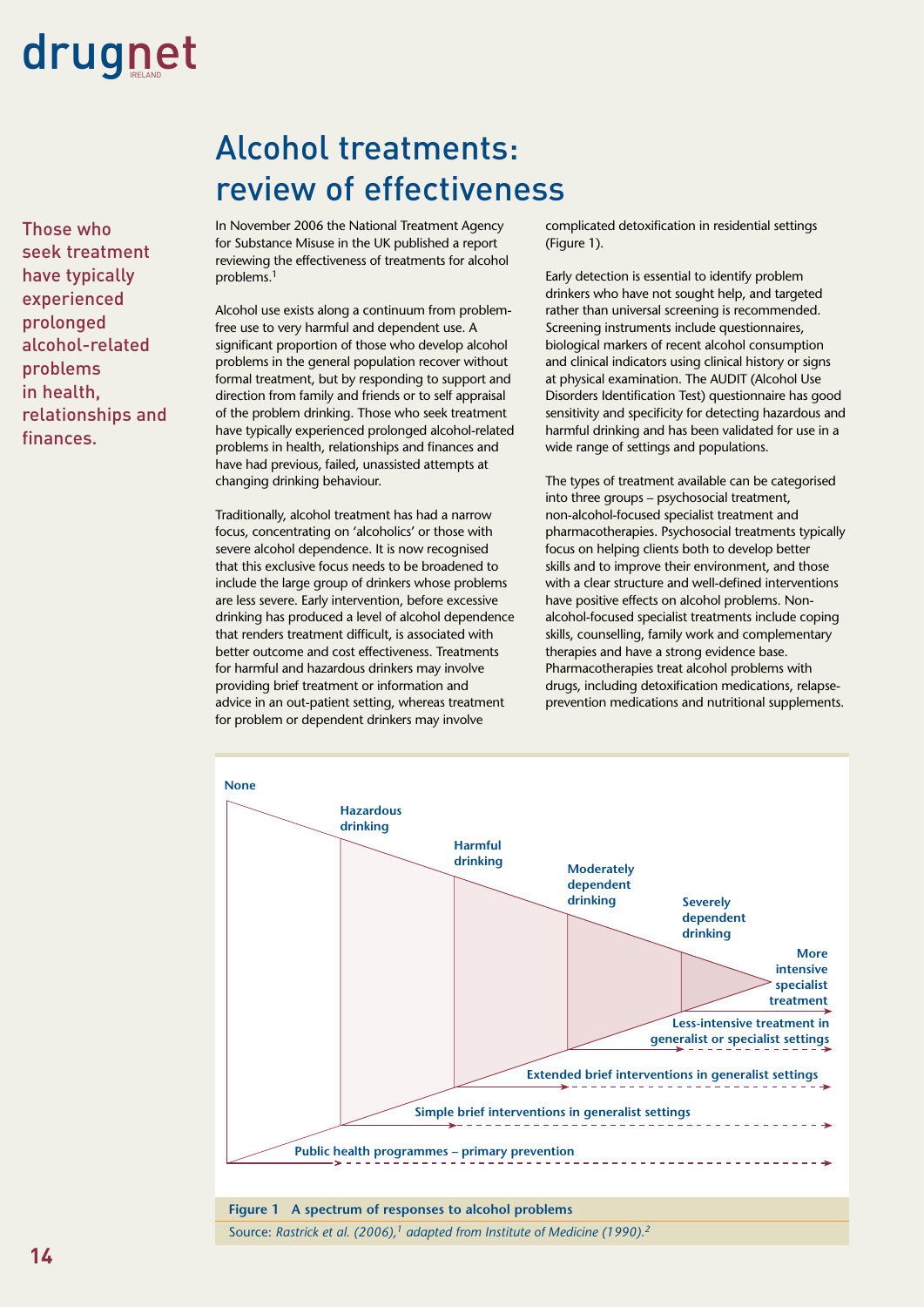# Alcohol treatments: review of effectiveness

> Those who seek treatment have typically experienced prolonged alcohol-related problems in health, relationships and finances.

In November 2006 the National Treatment Agency for Substance Misuse in the UK published a report reviewing the effectiveness of treatments for alcohol problems.[1]

Alcohol use exists along a continuum from problem-free use to very harmful and dependent use. A significant proportion of those who develop alcohol problems in the general population recover without formal treatment, but by responding to support and direction from family and friends or to self appraisal of the problem drinking. Those who seek treatment have typically experienced prolonged alcohol-related problems in health, relationships and finances and have had previous, failed, unassisted attempts at changing drinking behaviour.

Traditionally, alcohol treatment has had a narrow focus, concentrating on 'alcoholics' or those with severe alcohol dependence. It is now recognised that this exclusive focus needs to be broadened to include the large group of drinkers whose problems are less severe. Early intervention, before excessive drinking has produced a level of alcohol dependence that renders treatment difficult, is associated with better outcome and cost effectiveness. Treatments for harmful and hazardous drinkers may involve providing brief treatment or information and advice in an out-patient setting, whereas treatment for problem or dependent drinkers may involve complicated detoxification in residential settings (Figure 1).

Early detection is essential to identify problem drinkers who have not sought help, and targeted rather than universal screening is recommended. Screening instruments include questionnaires, biological markers of recent alcohol consumption and clinical indicators using clinical history or signs at physical examination. The AUDIT (Alcohol Use Disorders Identification Test) questionnaire has good sensitivity and specificity for detecting hazardous and harmful drinking and has been validated for use in a wide range of settings and populations.

The types of treatment available can be categorised into three groups – psychosocial treatment, non-alcohol-focused specialist treatment and pharmacotherapies. Psychosocial treatments typically focus on helping clients both to develop better skills and to improve their environment, and those with a clear structure and well-defined interventions have positive effects on alcohol problems. Non-alcohol-focused specialist treatments include coping skills, counselling, family work and complementary therapies and have a strong evidence base. Pharmacotherapies treat alcohol problems with drugs, including detoxification medications, relapse-prevention medications and nutritional supplements.

None | Hazardous drinking | Harmful drinking | Moderately dependent drinking | Severely dependent drinking

- More intensive specialist treatment
- Less-intensive treatment in generalist or specialist settings
- Extended brief interventions in generalist settings
- Simple brief interventions in generalist settings
- Public health programmes – primary prevention

**Figure 1 A spectrum of responses to alcohol problems**

Source: *Rastrick et al. (2006),[1] adapted from Institute of Medicine (1990).[2]*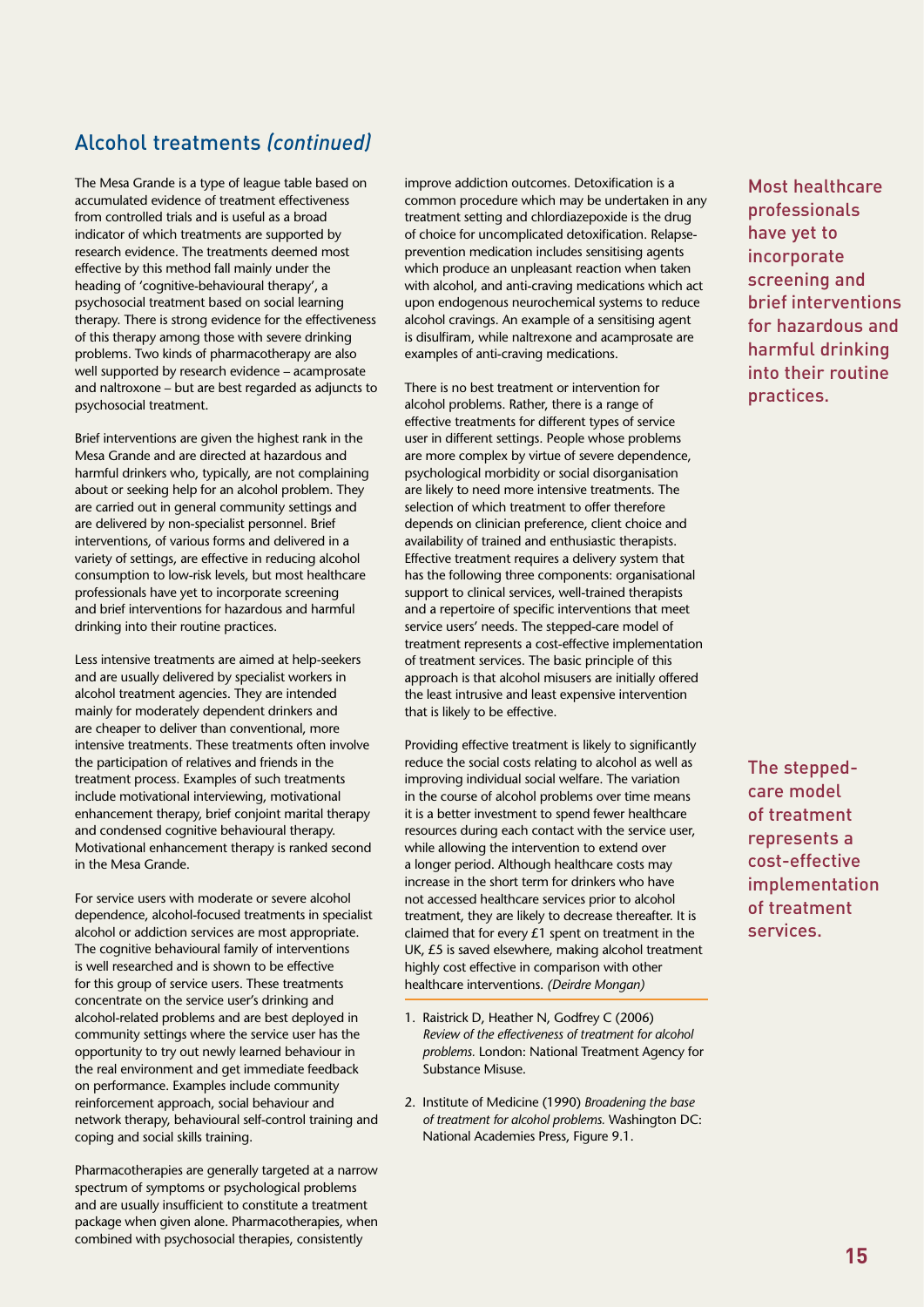## Alcohol treatments *(continued)*

The Mesa Grande is a type of league table based on accumulated evidence of treatment effectiveness from controlled trials and is useful as a broad indicator of which treatments are supported by research evidence. The treatments deemed most effective by this method fall mainly under the heading of 'cognitive-behavioural therapy', a psychosocial treatment based on social learning therapy. There is strong evidence for the effectiveness of this therapy among those with severe drinking problems. Two kinds of pharmacotherapy are also well supported by research evidence – acamprosate and naltroxone – but are best regarded as adjuncts to psychosocial treatment.

Brief interventions are given the highest rank in the Mesa Grande and are directed at hazardous and harmful drinkers who, typically, are not complaining about or seeking help for an alcohol problem. They are carried out in general community settings and are delivered by non-specialist personnel. Brief interventions, of various forms and delivered in a variety of settings, are effective in reducing alcohol consumption to low-risk levels, but most healthcare professionals have yet to incorporate screening and brief interventions for hazardous and harmful drinking into their routine practices.

Less intensive treatments are aimed at help-seekers and are usually delivered by specialist workers in alcohol treatment agencies. They are intended mainly for moderately dependent drinkers and are cheaper to deliver than conventional, more intensive treatments. These treatments often involve the participation of relatives and friends in the treatment process. Examples of such treatments include motivational interviewing, motivational enhancement therapy, brief conjoint marital therapy and condensed cognitive behavioural therapy. Motivational enhancement therapy is ranked second in the Mesa Grande.

For service users with moderate or severe alcohol dependence, alcohol-focused treatments in specialist alcohol or addiction services are most appropriate. The cognitive behavioural family of interventions is well researched and is shown to be effective for this group of service users. These treatments concentrate on the service user's drinking and alcohol-related problems and are best deployed in community settings where the service user has the opportunity to try out newly learned behaviour in the real environment and get immediate feedback on performance. Examples include community reinforcement approach, social behaviour and network therapy, behavioural self-control training and coping and social skills training.

Pharmacotherapies are generally targeted at a narrow spectrum of symptoms or psychological problems and are usually insufficient to constitute a treatment package when given alone. Pharmacotherapies, when combined with psychosocial therapies, consistently improve addiction outcomes. Detoxification is a common procedure which may be undertaken in any treatment setting and chlordiazepoxide is the drug of choice for uncomplicated detoxification. Relapse-prevention medication includes sensitising agents which produce an unpleasant reaction when taken with alcohol, and anti-craving medications which act upon endogenous neurochemical systems to reduce alcohol cravings. An example of a sensitising agent is disulfiram, while naltrexone and acamprosate are examples of anti-craving medications.

There is no best treatment or intervention for alcohol problems. Rather, there is a range of effective treatments for different types of service user in different settings. People whose problems are more complex by virtue of severe dependence, psychological morbidity or social disorganisation are likely to need more intensive treatments. The selection of which treatment to offer therefore depends on clinician preference, client choice and availability of trained and enthusiastic therapists. Effective treatment requires a delivery system that has the following three components: organisational support to clinical services, well-trained therapists and a repertoire of specific interventions that meet service users' needs. The stepped-care model of treatment represents a cost-effective implementation of treatment services. The basic principle of this approach is that alcohol misusers are initially offered the least intrusive and least expensive intervention that is likely to be effective.

Providing effective treatment is likely to significantly reduce the social costs relating to alcohol as well as improving individual social welfare. The variation in the course of alcohol problems over time means it is a better investment to spend fewer healthcare resources during each contact with the service user, while allowing the intervention to extend over a longer period. Although healthcare costs may increase in the short term for drinkers who have not accessed healthcare services prior to alcohol treatment, they are likely to decrease thereafter. It is claimed that for every £1 spent on treatment in the UK, £5 is saved elsewhere, making alcohol treatment highly cost effective in comparison with other healthcare interventions. *(Deirdre Mongan)*

1. Raistrick D, Heather N, Godfrey C (2006) *Review of the effectiveness of treatment for alcohol problems.* London: National Treatment Agency for Substance Misuse.
2. Institute of Medicine (1990) *Broadening the base of treatment for alcohol problems.* Washington DC: National Academies Press, Figure 9.1.

Most healthcare professionals have yet to incorporate screening and brief interventions for hazardous and harmful drinking into their routine practices.

The stepped-care model of treatment represents a cost-effective implementation of treatment services.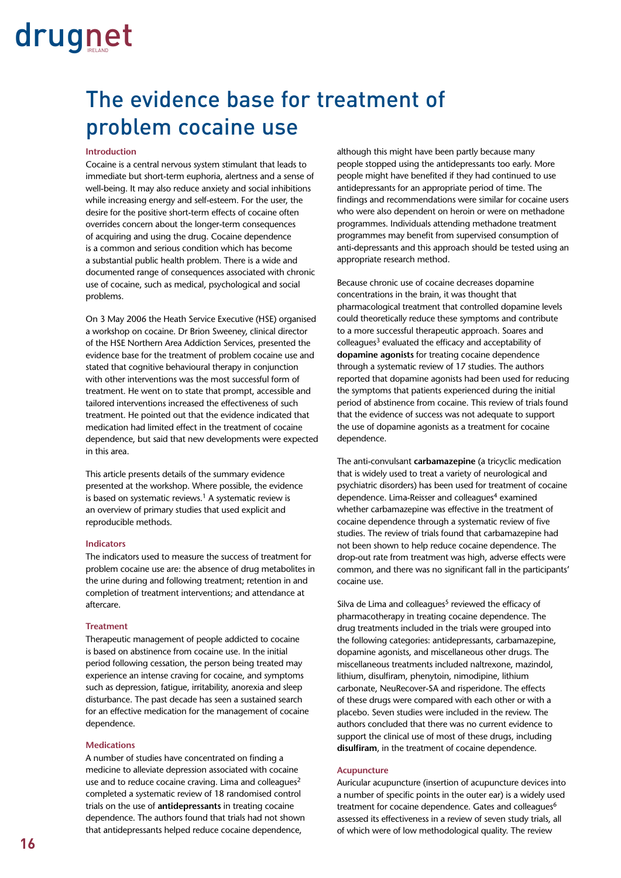# The evidence base for treatment of problem cocaine use

### Introduction

Cocaine is a central nervous system stimulant that leads to immediate but short-term euphoria, alertness and a sense of well-being. It may also reduce anxiety and social inhibitions while increasing energy and self-esteem. For the user, the desire for the positive short-term effects of cocaine often overrides concern about the longer-term consequences of acquiring and using the drug. Cocaine dependence is a common and serious condition which has become a substantial public health problem. There is a wide and documented range of consequences associated with chronic use of cocaine, such as medical, psychological and social problems.

On 3 May 2006 the Heath Service Executive (HSE) organised a workshop on cocaine. Dr Brion Sweeney, clinical director of the HSE Northern Area Addiction Services, presented the evidence base for the treatment of problem cocaine use and stated that cognitive behavioural therapy in conjunction with other interventions was the most successful form of treatment. He went on to state that prompt, accessible and tailored interventions increased the effectiveness of such treatment. He pointed out that the evidence indicated that medication had limited effect in the treatment of cocaine dependence, but said that new developments were expected in this area.

This article presents details of the summary evidence presented at the workshop. Where possible, the evidence is based on systematic reviews.[1] A systematic review is an overview of primary studies that used explicit and reproducible methods.

### Indicators

The indicators used to measure the success of treatment for problem cocaine use are: the absence of drug metabolites in the urine during and following treatment; retention in and completion of treatment interventions; and attendance at aftercare.

### Treatment

Therapeutic management of people addicted to cocaine is based on abstinence from cocaine use. In the initial period following cessation, the person being treated may experience an intense craving for cocaine, and symptoms such as depression, fatigue, irritability, anorexia and sleep disturbance. The past decade has seen a sustained search for an effective medication for the management of cocaine dependence.

### Medications

A number of studies have concentrated on finding a medicine to alleviate depression associated with cocaine use and to reduce cocaine craving. Lima and colleagues[2] completed a systematic review of 18 randomised control trials on the use of **antidepressants** in treating cocaine dependence. The authors found that trials had not shown that antidepressants helped reduce cocaine dependence, although this might have been partly because many people stopped using the antidepressants too early. More people might have benefited if they had continued to use antidepressants for an appropriate period of time. The findings and recommendations were similar for cocaine users who were also dependent on heroin or were on methadone programmes. Individuals attending methadone treatment programmes may benefit from supervised consumption of anti-depressants and this approach should be tested using an appropriate research method.

Because chronic use of cocaine decreases dopamine concentrations in the brain, it was thought that pharmacological treatment that controlled dopamine levels could theoretically reduce these symptoms and contribute to a more successful therapeutic approach. Soares and colleagues[3] evaluated the efficacy and acceptability of **dopamine agonists** for treating cocaine dependence through a systematic review of 17 studies. The authors reported that dopamine agonists had been used for reducing the symptoms that patients experienced during the initial period of abstinence from cocaine. This review of trials found that the evidence of success was not adequate to support the use of dopamine agonists as a treatment for cocaine dependence.

The anti-convulsant **carbamazepine** (a tricyclic medication that is widely used to treat a variety of neurological and psychiatric disorders) has been used for treatment of cocaine dependence. Lima-Reisser and colleagues[4] examined whether carbamazepine was effective in the treatment of cocaine dependence through a systematic review of five studies. The review of trials found that carbamazepine had not been shown to help reduce cocaine dependence. The drop-out rate from treatment was high, adverse effects were common, and there was no significant fall in the participants' cocaine use.

Silva de Lima and colleagues[5] reviewed the efficacy of pharmacotherapy in treating cocaine dependence. The drug treatments included in the trials were grouped into the following categories: antidepressants, carbamazepine, dopamine agonists, and miscellaneous other drugs. The miscellaneous treatments included naltrexone, mazindol, lithium, disulfiram, phenytoin, nimodipine, lithium carbonate, NeuRecover-SA and risperidone. The effects of these drugs were compared with each other or with a placebo. Seven studies were included in the review. The authors concluded that there was no current evidence to support the clinical use of most of these drugs, including **disulfiram**, in the treatment of cocaine dependence.

### Acupuncture

Auricular acupuncture (insertion of acupuncture devices into a number of specific points in the outer ear) is a widely used treatment for cocaine dependence. Gates and colleagues[6] assessed its effectiveness in a review of seven study trials, all of which were of low methodological quality. The review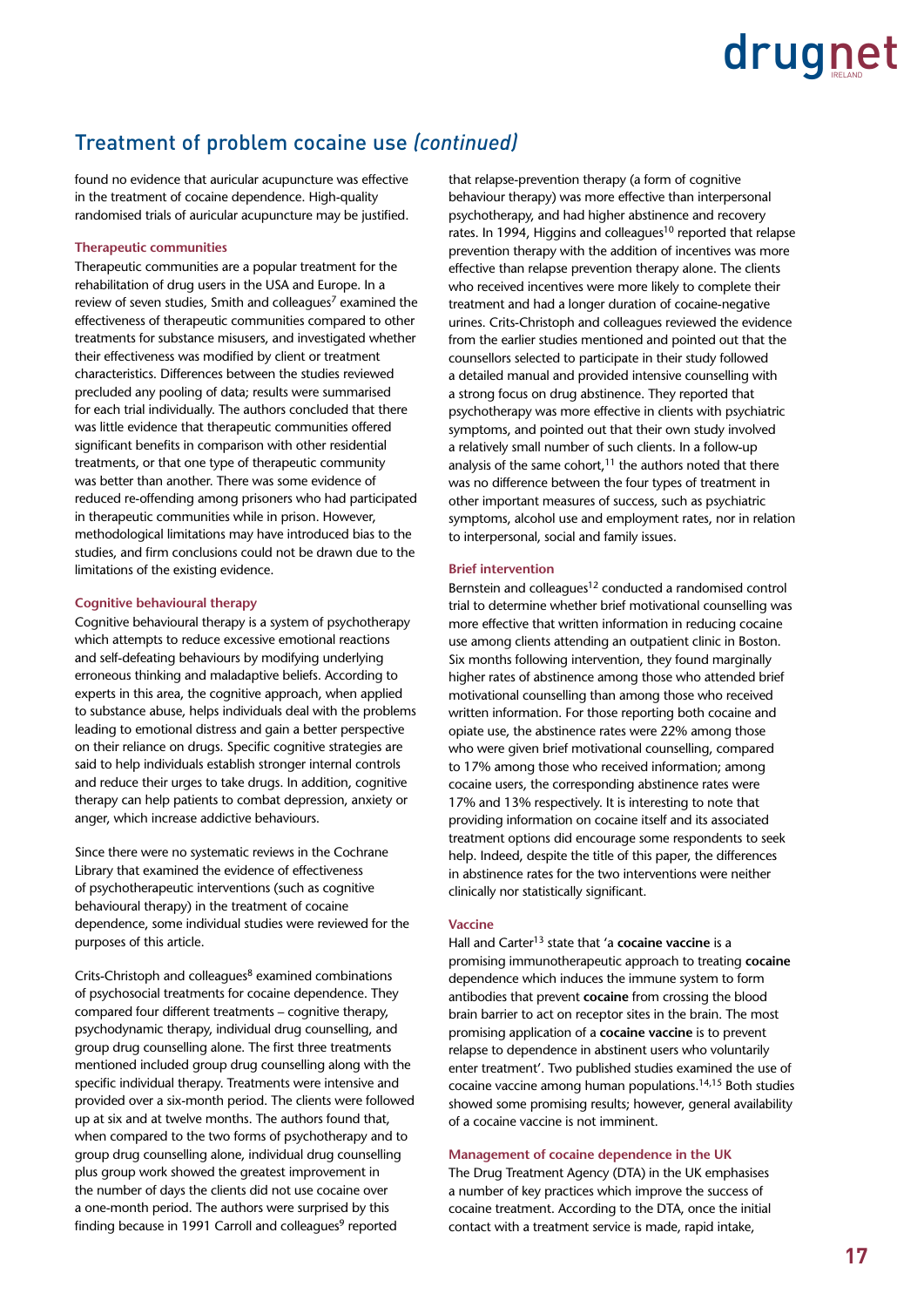## Treatment of problem cocaine use *(continued)*

found no evidence that auricular acupuncture was effective in the treatment of cocaine dependence. High-quality randomised trials of auricular acupuncture may be justified.

### Therapeutic communities

Therapeutic communities are a popular treatment for the rehabilitation of drug users in the USA and Europe. In a review of seven studies, Smith and colleagues[7] examined the effectiveness of therapeutic communities compared to other treatments for substance misusers, and investigated whether their effectiveness was modified by client or treatment characteristics. Differences between the studies reviewed precluded any pooling of data; results were summarised for each trial individually. The authors concluded that there was little evidence that therapeutic communities offered significant benefits in comparison with other residential treatments, or that one type of therapeutic community was better than another. There was some evidence of reduced re-offending among prisoners who had participated in therapeutic communities while in prison. However, methodological limitations may have introduced bias to the studies, and firm conclusions could not be drawn due to the limitations of the existing evidence.

### Cognitive behavioural therapy

Cognitive behavioural therapy is a system of psychotherapy which attempts to reduce excessive emotional reactions and self-defeating behaviours by modifying underlying erroneous thinking and maladaptive beliefs. According to experts in this area, the cognitive approach, when applied to substance abuse, helps individuals deal with the problems leading to emotional distress and gain a better perspective on their reliance on drugs. Specific cognitive strategies are said to help individuals establish stronger internal controls and reduce their urges to take drugs. In addition, cognitive therapy can help patients to combat depression, anxiety or anger, which increase addictive behaviours.

Since there were no systematic reviews in the Cochrane Library that examined the evidence of effectiveness of psychotherapeutic interventions (such as cognitive behavioural therapy) in the treatment of cocaine dependence, some individual studies were reviewed for the purposes of this article.

Crits-Christoph and colleagues[8] examined combinations of psychosocial treatments for cocaine dependence. They compared four different treatments – cognitive therapy, psychodynamic therapy, individual drug counselling, and group drug counselling alone. The first three treatments mentioned included group drug counselling along with the specific individual therapy. Treatments were intensive and provided over a six-month period. The clients were followed up at six and at twelve months. The authors found that, when compared to the two forms of psychotherapy and to group drug counselling alone, individual drug counselling plus group work showed the greatest improvement in the number of days the clients did not use cocaine over a one-month period. The authors were surprised by this finding because in 1991 Carroll and colleagues[9] reported that relapse-prevention therapy (a form of cognitive behaviour therapy) was more effective than interpersonal psychotherapy, and had higher abstinence and recovery rates. In 1994, Higgins and colleagues[10] reported that relapse prevention therapy with the addition of incentives was more effective than relapse prevention therapy alone. The clients who received incentives were more likely to complete their treatment and had a longer duration of cocaine-negative urines. Crits-Christoph and colleagues reviewed the evidence from the earlier studies mentioned and pointed out that the counsellors selected to participate in their study followed a detailed manual and provided intensive counselling with a strong focus on drug abstinence. They reported that psychotherapy was more effective in clients with psychiatric symptoms, and pointed out that their own study involved a relatively small number of such clients. In a follow-up analysis of the same cohort,[11] the authors noted that there was no difference between the four types of treatment in other important measures of success, such as psychiatric symptoms, alcohol use and employment rates, nor in relation to interpersonal, social and family issues.

### Brief intervention

Bernstein and colleagues[12] conducted a randomised control trial to determine whether brief motivational counselling was more effective that written information in reducing cocaine use among clients attending an outpatient clinic in Boston. Six months following intervention, they found marginally higher rates of abstinence among those who attended brief motivational counselling than among those who received written information. For those reporting both cocaine and opiate use, the abstinence rates were 22% among those who were given brief motivational counselling, compared to 17% among those who received information; among cocaine users, the corresponding abstinence rates were 17% and 13% respectively. It is interesting to note that providing information on cocaine itself and its associated treatment options did encourage some respondents to seek help. Indeed, despite the title of this paper, the differences in abstinence rates for the two interventions were neither clinically nor statistically significant.

### Vaccine

Hall and Carter[13] state that 'a **cocaine vaccine** is a promising immunotherapeutic approach to treating **cocaine** dependence which induces the immune system to form antibodies that prevent **cocaine** from crossing the blood brain barrier to act on receptor sites in the brain. The most promising application of a **cocaine vaccine** is to prevent relapse to dependence in abstinent users who voluntarily enter treatment'. Two published studies examined the use of cocaine vaccine among human populations.[14,15] Both studies showed some promising results; however, general availability of a cocaine vaccine is not imminent.

### Management of cocaine dependence in the UK

The Drug Treatment Agency (DTA) in the UK emphasises a number of key practices which improve the success of cocaine treatment. According to the DTA, once the initial contact with a treatment service is made, rapid intake,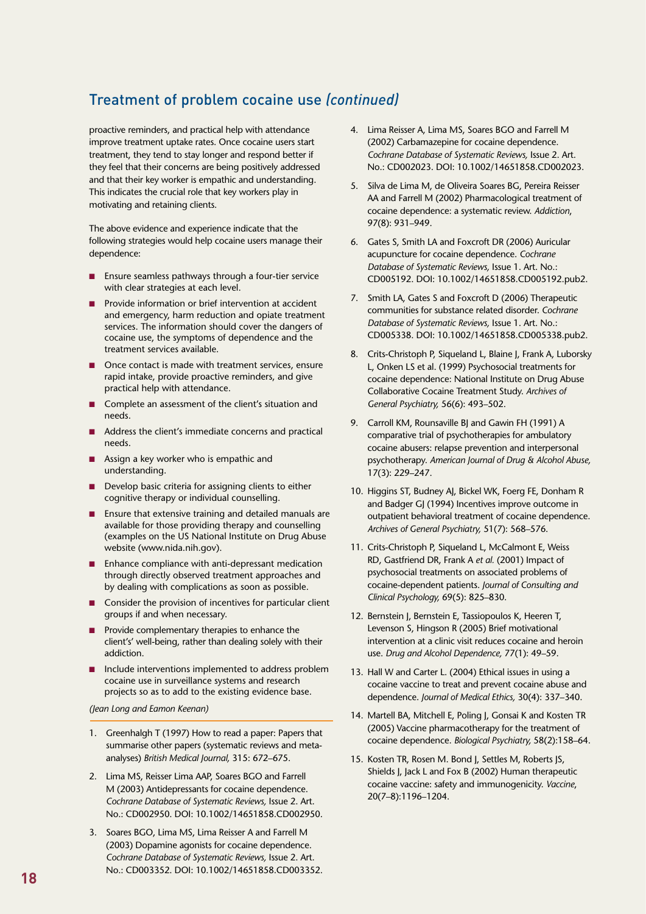## Treatment of problem cocaine use *(continued)*

proactive reminders, and practical help with attendance improve treatment uptake rates. Once cocaine users start treatment, they tend to stay longer and respond better if they feel that their concerns are being positively addressed and that their key worker is empathic and understanding. This indicates the crucial role that key workers play in motivating and retaining clients.

The above evidence and experience indicate that the following strategies would help cocaine users manage their dependence:

- Ensure seamless pathways through a four-tier service with clear strategies at each level.
- Provide information or brief intervention at accident and emergency, harm reduction and opiate treatment services. The information should cover the dangers of cocaine use, the symptoms of dependence and the treatment services available.
- Once contact is made with treatment services, ensure rapid intake, provide proactive reminders, and give practical help with attendance.
- Complete an assessment of the client's situation and needs.
- Address the client's immediate concerns and practical needs.
- Assign a key worker who is empathic and understanding.
- Develop basic criteria for assigning clients to either cognitive therapy or individual counselling.
- Ensure that extensive training and detailed manuals are available for those providing therapy and counselling (examples on the US National Institute on Drug Abuse website (www.nida.nih.gov).
- Enhance compliance with anti-depressant medication through directly observed treatment approaches and by dealing with complications as soon as possible.
- Consider the provision of incentives for particular client groups if and when necessary.
- Provide complementary therapies to enhance the client's' well-being, rather than dealing solely with their addiction.
- Include interventions implemented to address problem cocaine use in surveillance systems and research projects so as to add to the existing evidence base.

*(Jean Long and Eamon Keenan)*

1. Greenhalgh T (1997) How to read a paper: Papers that summarise other papers (systematic reviews and meta-analyses) *British Medical Journal,* 315: 672–675.
2. Lima MS, Reisser Lima AAP, Soares BGO and Farrell M (2003) Antidepressants for cocaine dependence. *Cochrane Database of Systematic Reviews,* Issue 2. Art. No.: CD002950. DOI: 10.1002/14651858.CD002950.
3. Soares BGO, Lima MS, Lima Reisser A and Farrell M (2003) Dopamine agonists for cocaine dependence. *Cochrane Database of Systematic Reviews,* Issue 2. Art. No.: CD003352. DOI: 10.1002/14651858.CD003352.
4. Lima Reisser A, Lima MS, Soares BGO and Farrell M (2002) Carbamazepine for cocaine dependence. *Cochrane Database of Systematic Reviews,* Issue 2. Art. No.: CD002023. DOI: 10.1002/14651858.CD002023.
5. Silva de Lima M, de Oliveira Soares BG, Pereira Reisser AA and Farrell M (2002) Pharmacological treatment of cocaine dependence: a systematic review. *Addiction*, 97(8): 931–949.
6. Gates S, Smith LA and Foxcroft DR (2006) Auricular acupuncture for cocaine dependence. *Cochrane Database of Systematic Reviews,* Issue 1. Art. No.: CD005192. DOI: 10.1002/14651858.CD005192.pub2.
7. Smith LA, Gates S and Foxcroft D (2006) Therapeutic communities for substance related disorder. *Cochrane Database of Systematic Reviews,* Issue 1. Art. No.: CD005338. DOI: 10.1002/14651858.CD005338.pub2.
8. Crits-Christoph P, Siqueland L, Blaine J, Frank A, Luborsky L, Onken LS et al. (1999) Psychosocial treatments for cocaine dependence: National Institute on Drug Abuse Collaborative Cocaine Treatment Study. *Archives of General Psychiatry,* 56(6): 493–502.
9. Carroll KM, Rounsaville BJ and Gawin FH (1991) A comparative trial of psychotherapies for ambulatory cocaine abusers: relapse prevention and interpersonal psychotherapy. *American Journal of Drug & Alcohol Abuse,* 17(3): 229–247.
10. Higgins ST, Budney AJ, Bickel WK, Foerg FE, Donham R and Badger GJ (1994) Incentives improve outcome in outpatient behavioral treatment of cocaine dependence. *Archives of General Psychiatry,* 51(7): 568–576.
11. Crits-Christoph P, Siqueland L, McCalmont E, Weiss RD, Gastfriend DR, Frank A *et al.* (2001) Impact of psychosocial treatments on associated problems of cocaine-dependent patients. *Journal of Consulting and Clinical Psychology,* 69(5): 825–830.
12. Bernstein J, Bernstein E, Tassiopoulos K, Heeren T, Levenson S, Hingson R (2005) Brief motivational intervention at a clinic visit reduces cocaine and heroin use. *Drug and Alcohol Dependence,* 77(1): 49–59.
13. Hall W and Carter L. (2004) Ethical issues in using a cocaine vaccine to treat and prevent cocaine abuse and dependence. *Journal of Medical Ethics,* 30(4): 337–340.
14. Martell BA, Mitchell E, Poling J, Gonsai K and Kosten TR (2005) Vaccine pharmacotherapy for the treatment of cocaine dependence. *Biological Psychiatry,* 58(2):158–64.
15. Kosten TR, Rosen M. Bond J, Settles M, Roberts JS, Shields J, Jack L and Fox B (2002) Human therapeutic cocaine vaccine: safety and immunogenicity. *Vaccine*, 20(7–8):1196–1204.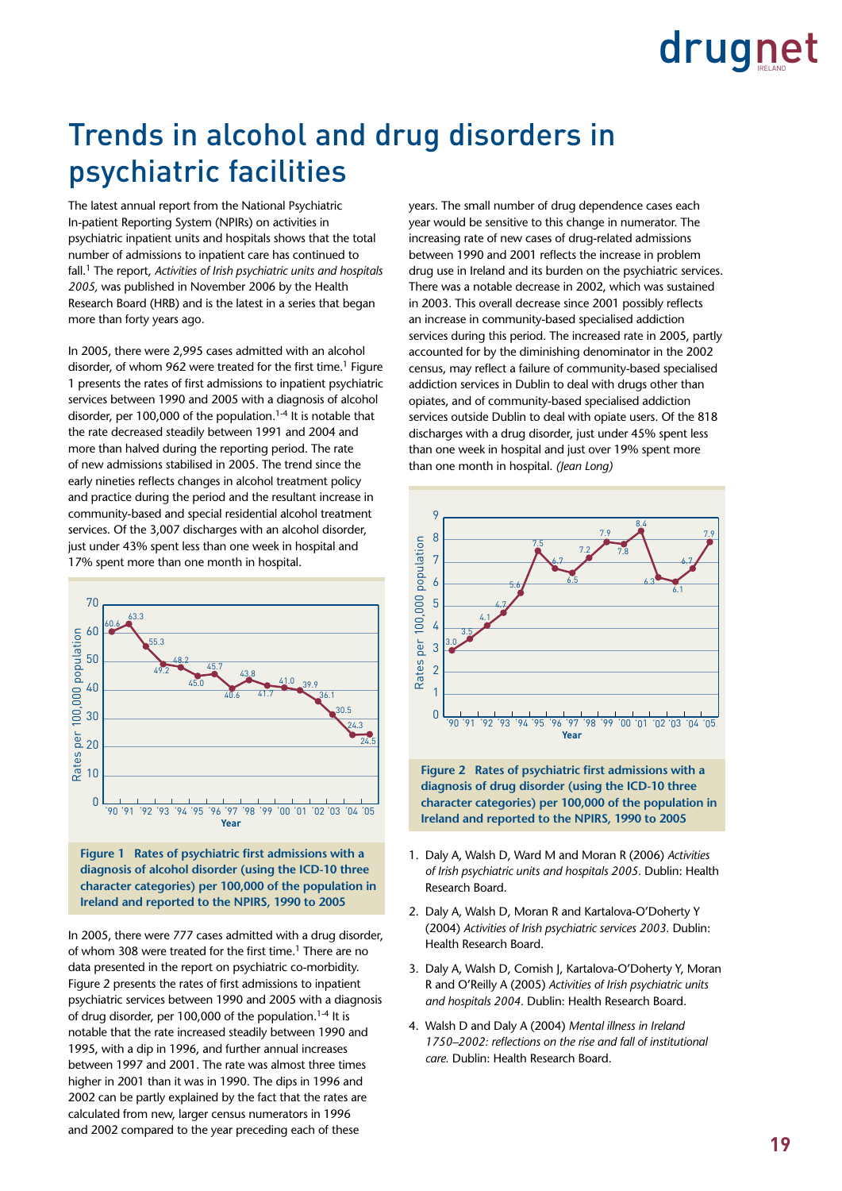# Trends in alcohol and drug disorders in psychiatric facilities

The latest annual report from the National Psychiatric In-patient Reporting System (NPIRs) on activities in psychiatric inpatient units and hospitals shows that the total number of admissions to inpatient care has continued to fall.[1] The report, *Activities of Irish psychiatric units and hospitals 2005,* was published in November 2006 by the Health Research Board (HRB) and is the latest in a series that began more than forty years ago.

In 2005, there were 2,995 cases admitted with an alcohol disorder, of whom 962 were treated for the first time.[1] Figure 1 presents the rates of first admissions to inpatient psychiatric services between 1990 and 2005 with a diagnosis of alcohol disorder, per 100,000 of the population.[1-4] It is notable that the rate decreased steadily between 1991 and 2004 and more than halved during the reporting period. The rate of new admissions stabilised in 2005. The trend since the early nineties reflects changes in alcohol treatment policy and practice during the period and the resultant increase in community-based and special residential alcohol treatment services. Of the 3,007 discharges with an alcohol disorder, just under 43% spent less than one week in hospital and 17% spent more than one month in hospital.

**Figure 1 Rates of psychiatric first admissions with a diagnosis of alcohol disorder (using the ICD-10 three character categories) per 100,000 of the population in Ireland and reported to the NPIRS, 1990 to 2005**

In 2005, there were 777 cases admitted with a drug disorder, of whom 308 were treated for the first time.[1] There are no data presented in the report on psychiatric co-morbidity. Figure 2 presents the rates of first admissions to inpatient psychiatric services between 1990 and 2005 with a diagnosis of drug disorder, per 100,000 of the population.[1-4] It is notable that the rate increased steadily between 1990 and 1995, with a dip in 1996, and further annual increases between 1997 and 2001. The rate was almost three times higher in 2001 than it was in 1990. The dips in 1996 and 2002 can be partly explained by the fact that the rates are calculated from new, larger census numerators in 1996 and 2002 compared to the year preceding each of these years. The small number of drug dependence cases each year would be sensitive to this change in numerator. The increasing rate of new cases of drug-related admissions between 1990 and 2001 reflects the increase in problem drug use in Ireland and its burden on the psychiatric services. There was a notable decrease in 2002, which was sustained in 2003. This overall decrease since 2001 possibly reflects an increase in community-based specialised addiction services during this period. The increased rate in 2005, partly accounted for by the diminishing denominator in the 2002 census, may reflect a failure of community-based specialised addiction services in Dublin to deal with drugs other than opiates, and of community-based specialised addiction services outside Dublin to deal with opiate users. Of the 818 discharges with a drug disorder, just under 45% spent less than one week in hospital and just over 19% spent more than one month in hospital. *(Jean Long)*

**Figure 2 Rates of psychiatric first admissions with a diagnosis of drug disorder (using the ICD-10 three character categories) per 100,000 of the population in Ireland and reported to the NPIRS, 1990 to 2005**

1. Daly A, Walsh D, Ward M and Moran R (2006) *Activities of Irish psychiatric units and hospitals 2005.* Dublin: Health Research Board.

2. Daly A, Walsh D, Moran R and Kartalova-O'Doherty Y (2004) *Activities of Irish psychiatric services 2003.* Dublin: Health Research Board.

3. Daly A, Walsh D, Comish J, Kartalova-O'Doherty Y, Moran R and O'Reilly A (2005) *Activities of Irish psychiatric units and hospitals 2004.* Dublin: Health Research Board.

4. Walsh D and Daly A (2004) *Mental illness in Ireland 1750–2002: reflections on the rise and fall of institutional care.* Dublin: Health Research Board.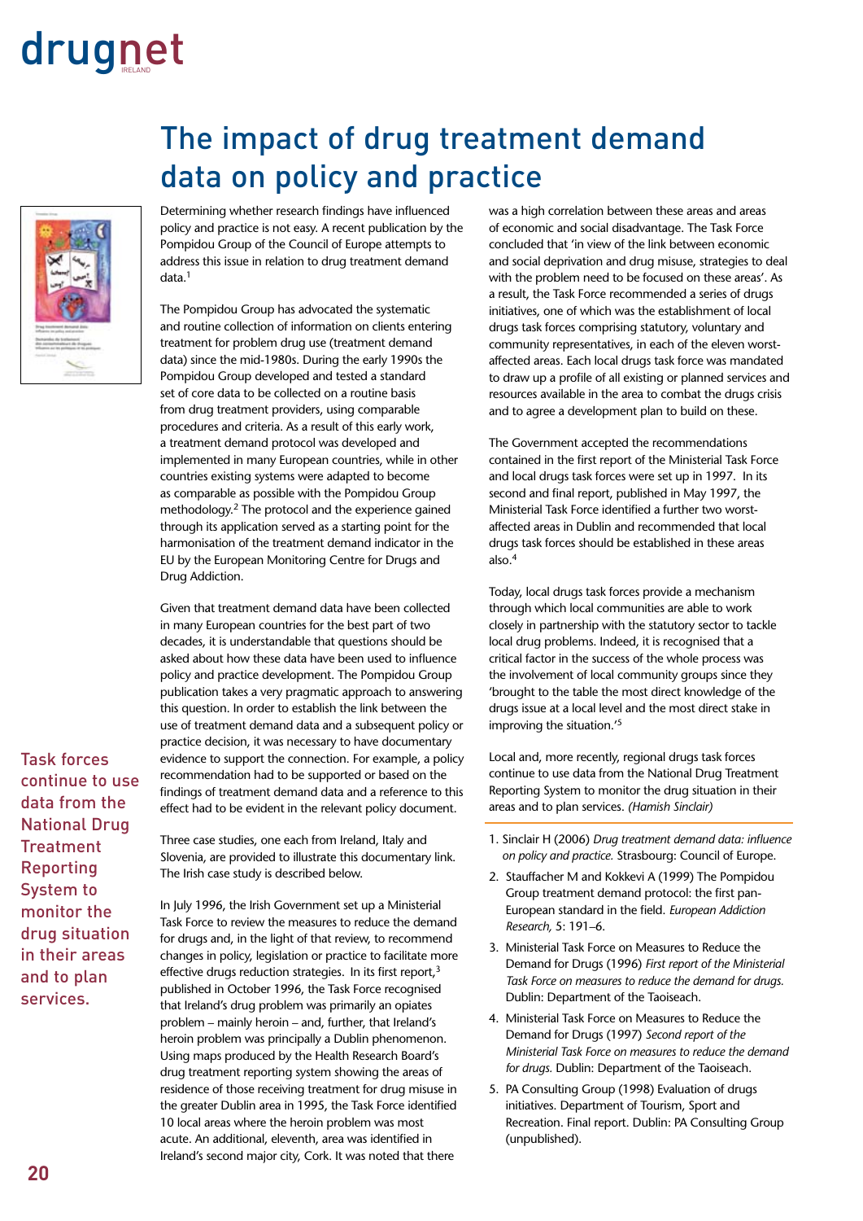# The impact of drug treatment demand data on policy and practice

Determining whether research findings have influenced policy and practice is not easy. A recent publication by the Pompidou Group of the Council of Europe attempts to address this issue in relation to drug treatment demand data.[1]

The Pompidou Group has advocated the systematic and routine collection of information on clients entering treatment for problem drug use (treatment demand data) since the mid-1980s. During the early 1990s the Pompidou Group developed and tested a standard set of core data to be collected on a routine basis from drug treatment providers, using comparable procedures and criteria. As a result of this early work, a treatment demand protocol was developed and implemented in many European countries, while in other countries existing systems were adapted to become as comparable as possible with the Pompidou Group methodology.[2] The protocol and the experience gained through its application served as a starting point for the harmonisation of the treatment demand indicator in the EU by the European Monitoring Centre for Drugs and Drug Addiction.

Given that treatment demand data have been collected in many European countries for the best part of two decades, it is understandable that questions should be asked about how these data have been used to influence policy and practice development. The Pompidou Group publication takes a very pragmatic approach to answering this question. In order to establish the link between the use of treatment demand data and a subsequent policy or practice decision, it was necessary to have documentary evidence to support the connection. For example, a policy recommendation had to be supported or based on the findings of treatment demand data and a reference to this effect had to be evident in the relevant policy document.

Task forces continue to use data from the National Drug Treatment Reporting System to monitor the drug situation in their areas and to plan services.

Three case studies, one each from Ireland, Italy and Slovenia, are provided to illustrate this documentary link. The Irish case study is described below.

In July 1996, the Irish Government set up a Ministerial Task Force to review the measures to reduce the demand for drugs and, in the light of that review, to recommend changes in policy, legislation or practice to facilitate more effective drugs reduction strategies. In its first report,[3] published in October 1996, the Task Force recognised that Ireland's drug problem was primarily an opiates problem – mainly heroin – and, further, that Ireland's heroin problem was principally a Dublin phenomenon. Using maps produced by the Health Research Board's drug treatment reporting system showing the areas of residence of those receiving treatment for drug misuse in the greater Dublin area in 1995, the Task Force identified 10 local areas where the heroin problem was most acute. An additional, eleventh, area was identified in Ireland's second major city, Cork. It was noted that there was a high correlation between these areas and areas of economic and social disadvantage. The Task Force concluded that 'in view of the link between economic and social deprivation and drug misuse, strategies to deal with the problem need to be focused on these areas'. As a result, the Task Force recommended a series of drugs initiatives, one of which was the establishment of local drugs task forces comprising statutory, voluntary and community representatives, in each of the eleven worst-affected areas. Each local drugs task force was mandated to draw up a profile of all existing or planned services and resources available in the area to combat the drugs crisis and to agree a development plan to build on these.

The Government accepted the recommendations contained in the first report of the Ministerial Task Force and local drugs task forces were set up in 1997. In its second and final report, published in May 1997, the Ministerial Task Force identified a further two worst-affected areas in Dublin and recommended that local drugs task forces should be established in these areas also.[4]

Today, local drugs task forces provide a mechanism through which local communities are able to work closely in partnership with the statutory sector to tackle local drug problems. Indeed, it is recognised that a critical factor in the success of the whole process was the involvement of local community groups since they 'brought to the table the most direct knowledge of the drugs issue at a local level and the most direct stake in improving the situation.'[5]

Local and, more recently, regional drugs task forces continue to use data from the National Drug Treatment Reporting System to monitor the drug situation in their areas and to plan services. *(Hamish Sinclair)*

1. Sinclair H (2006) *Drug treatment demand data: influence on policy and practice.* Strasbourg: Council of Europe.
2. Stauffacher M and Kokkevi A (1999) The Pompidou Group treatment demand protocol: the first pan-European standard in the field. *European Addiction Research,* 5: 191–6.
3. Ministerial Task Force on Measures to Reduce the Demand for Drugs (1996) *First report of the Ministerial Task Force on measures to reduce the demand for drugs.* Dublin: Department of the Taoiseach.
4. Ministerial Task Force on Measures to Reduce the Demand for Drugs (1997) *Second report of the Ministerial Task Force on measures to reduce the demand for drugs.* Dublin: Department of the Taoiseach.
5. PA Consulting Group (1998) Evaluation of drugs initiatives. Department of Tourism, Sport and Recreation. Final report. Dublin: PA Consulting Group (unpublished).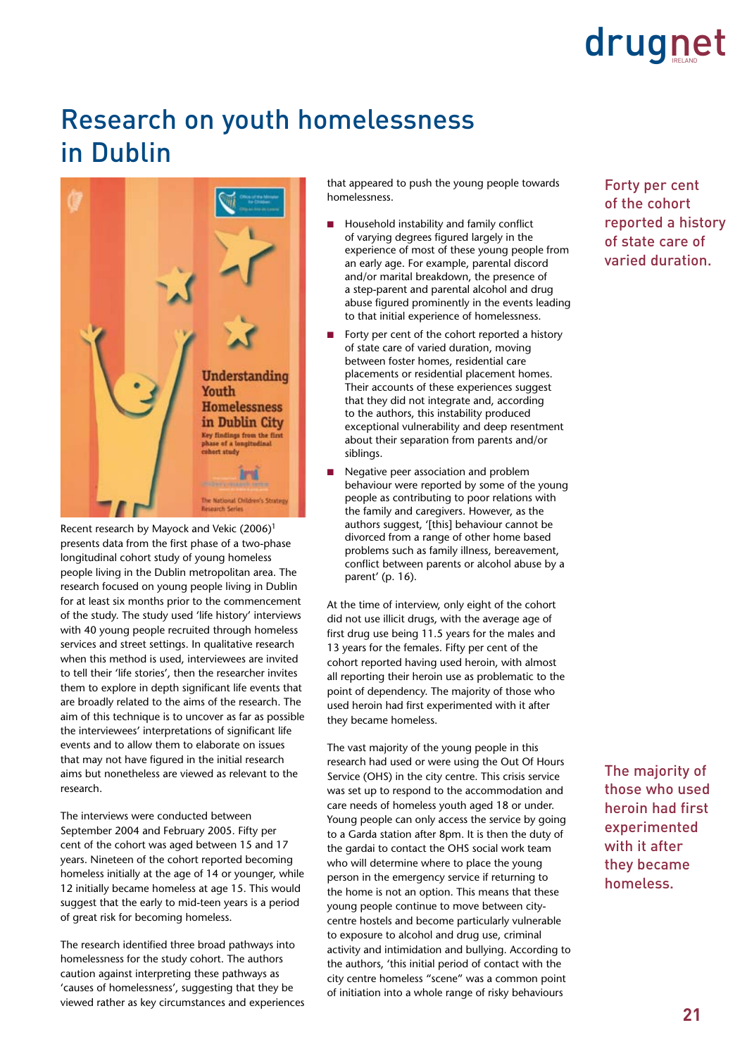# Research on youth homelessness in Dublin

Recent research by Mayock and Vekic (2006)[1] presents data from the first phase of a two-phase longitudinal cohort study of young homeless people living in the Dublin metropolitan area. The research focused on young people living in Dublin for at least six months prior to the commencement of the study. The study used 'life history' interviews with 40 young people recruited through homeless services and street settings. In qualitative research when this method is used, interviewees are invited to tell their 'life stories', then the researcher invites them to explore in depth significant life events that are broadly related to the aims of the research. The aim of this technique is to uncover as far as possible the interviewees' interpretations of significant life events and to allow them to elaborate on issues that may not have figured in the initial research aims but nonetheless are viewed as relevant to the research.

The interviews were conducted between September 2004 and February 2005. Fifty per cent of the cohort was aged between 15 and 17 years. Nineteen of the cohort reported becoming homeless initially at the age of 14 or younger, while 12 initially became homeless at age 15. This would suggest that the early to mid-teen years is a period of great risk for becoming homeless.

The research identified three broad pathways into homelessness for the study cohort. The authors caution against interpreting these pathways as 'causes of homelessness', suggesting that they be viewed rather as key circumstances and experiences that appeared to push the young people towards homelessness.

- Household instability and family conflict of varying degrees figured largely in the experience of most of these young people from an early age. For example, parental discord and/or marital breakdown, the presence of a step-parent and parental alcohol and drug abuse figured prominently in the events leading to that initial experience of homelessness.
- Forty per cent of the cohort reported a history of state care of varied duration, moving between foster homes, residential care placements or residential placement homes. Their accounts of these experiences suggest that they did not integrate and, according to the authors, this instability produced exceptional vulnerability and deep resentment about their separation from parents and/or siblings.
- Negative peer association and problem behaviour were reported by some of the young people as contributing to poor relations with the family and caregivers. However, as the authors suggest, '[this] behaviour cannot be divorced from a range of other home based problems such as family illness, bereavement, conflict between parents or alcohol abuse by a parent' (p. 16).

At the time of interview, only eight of the cohort did not use illicit drugs, with the average age of first drug use being 11.5 years for the males and 13 years for the females. Fifty per cent of the cohort reported having used heroin, with almost all reporting their heroin use as problematic to the point of dependency. The majority of those who used heroin had first experimented with it after they became homeless.

The vast majority of the young people in this research had used or were using the Out Of Hours Service (OHS) in the city centre. This crisis service was set up to respond to the accommodation and care needs of homeless youth aged 18 or under. Young people can only access the service by going to a Garda station after 8pm. It is then the duty of the gardai to contact the OHS social work team who will determine where to place the young person in the emergency service if returning to the home is not an option. This means that these young people continue to move between city-centre hostels and become particularly vulnerable to exposure to alcohol and drug use, criminal activity and intimidation and bullying. According to the authors, 'this initial period of contact with the city centre homeless "scene" was a common point of initiation into a whole range of risky behaviours

Forty per cent of the cohort reported a history of state care of varied duration.

The majority of those who used heroin had first experimented with it after they became homeless.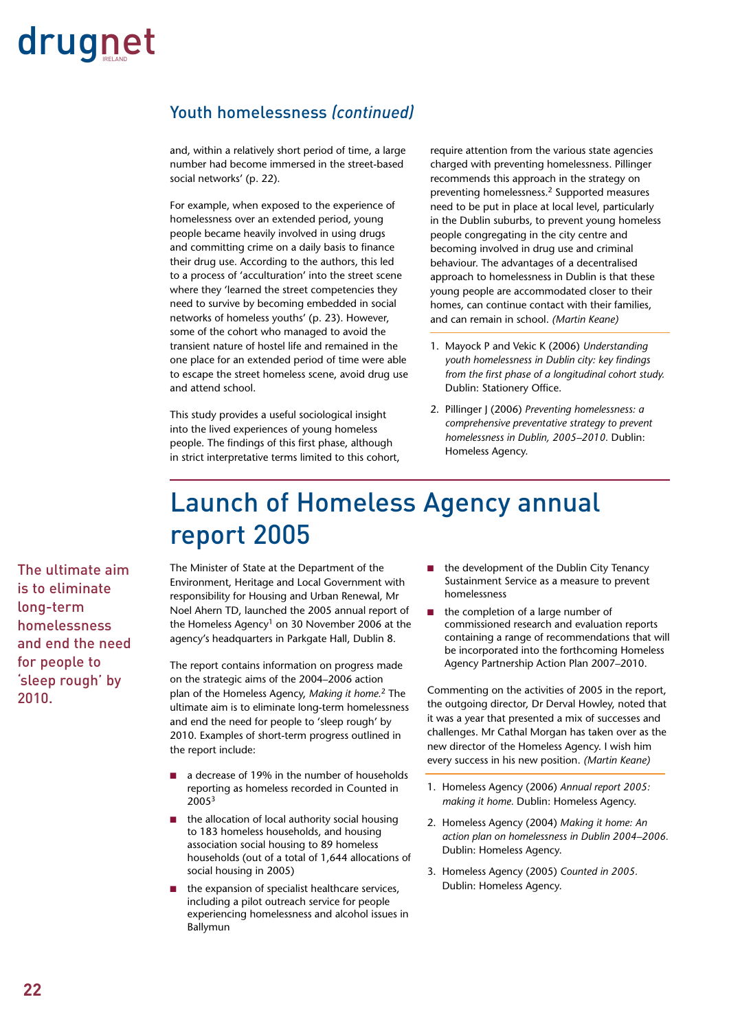## Youth homelessness *(continued)*

and, within a relatively short period of time, a large number had become immersed in the street-based social networks' (p. 22).

For example, when exposed to the experience of homelessness over an extended period, young people became heavily involved in using drugs and committing crime on a daily basis to finance their drug use. According to the authors, this led to a process of 'acculturation' into the street scene where they 'learned the street competencies they need to survive by becoming embedded in social networks of homeless youths' (p. 23). However, some of the cohort who managed to avoid the transient nature of hostel life and remained in the one place for an extended period of time were able to escape the street homeless scene, avoid drug use and attend school.

This study provides a useful sociological insight into the lived experiences of young homeless people. The findings of this first phase, although in strict interpretative terms limited to this cohort, require attention from the various state agencies charged with preventing homelessness. Pillinger recommends this approach in the strategy on preventing homelessness.[2] Supported measures need to be put in place at local level, particularly in the Dublin suburbs, to prevent young homeless people congregating in the city centre and becoming involved in drug use and criminal behaviour. The advantages of a decentralised approach to homelessness in Dublin is that these young people are accommodated closer to their homes, can continue contact with their families, and can remain in school. *(Martin Keane)*

1. Mayock P and Vekic K (2006) *Understanding youth homelessness in Dublin city: key findings from the first phase of a longitudinal cohort study.* Dublin: Stationery Office.
2. Pillinger J (2006) *Preventing homelessness: a comprehensive preventative strategy to prevent homelessness in Dublin, 2005–2010.* Dublin: Homeless Agency.

# Launch of Homeless Agency annual report 2005

The ultimate aim is to eliminate long-term homelessness and end the need for people to 'sleep rough' by 2010.

The Minister of State at the Department of the Environment, Heritage and Local Government with responsibility for Housing and Urban Renewal, Mr Noel Ahern TD, launched the 2005 annual report of the Homeless Agency[1] on 30 November 2006 at the agency's headquarters in Parkgate Hall, Dublin 8.

The report contains information on progress made on the strategic aims of the 2004–2006 action plan of the Homeless Agency, *Making it home.*[2] The ultimate aim is to eliminate long-term homelessness and end the need for people to 'sleep rough' by 2010. Examples of short-term progress outlined in the report include:

- a decrease of 19% in the number of households reporting as homeless recorded in Counted in 2005[3]
- the allocation of local authority social housing to 183 homeless households, and housing association social housing to 89 homeless households (out of a total of 1,644 allocations of social housing in 2005)
- the expansion of specialist healthcare services, including a pilot outreach service for people experiencing homelessness and alcohol issues in Ballymun
- the development of the Dublin City Tenancy Sustainment Service as a measure to prevent homelessness
- the completion of a large number of commissioned research and evaluation reports containing a range of recommendations that will be incorporated into the forthcoming Homeless Agency Partnership Action Plan 2007–2010.

Commenting on the activities of 2005 in the report, the outgoing director, Dr Derval Howley, noted that it was a year that presented a mix of successes and challenges. Mr Cathal Morgan has taken over as the new director of the Homeless Agency. I wish him every success in his new position. *(Martin Keane)*

1. Homeless Agency (2006) *Annual report 2005: making it home.* Dublin: Homeless Agency.
2. Homeless Agency (2004) *Making it home: An action plan on homelessness in Dublin 2004–2006.* Dublin: Homeless Agency.
3. Homeless Agency (2005) *Counted in 2005.* Dublin: Homeless Agency.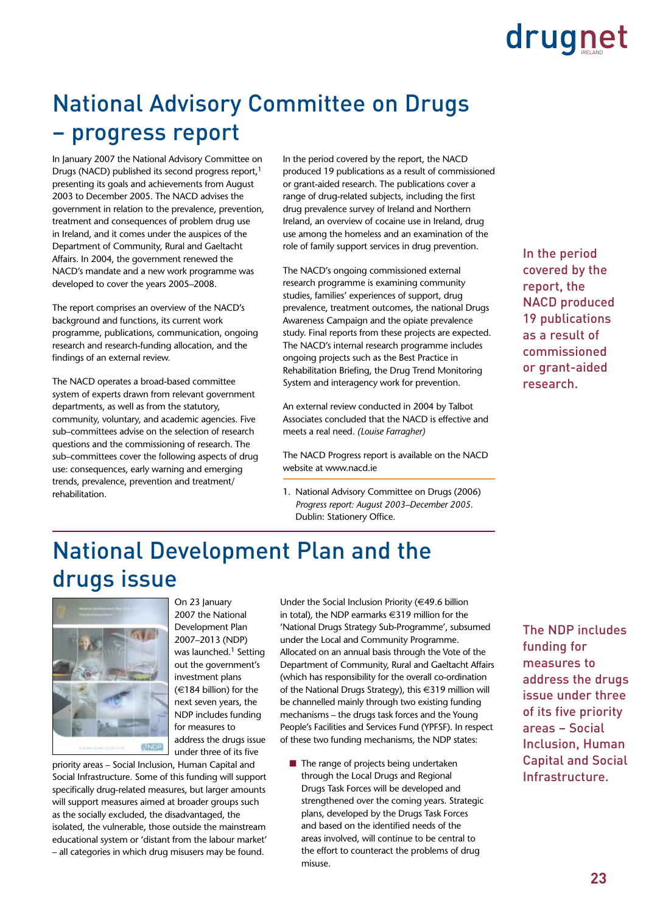# National Advisory Committee on Drugs – progress report

In January 2007 the National Advisory Committee on Drugs (NACD) published its second progress report,[1] presenting its goals and achievements from August 2003 to December 2005. The NACD advises the government in relation to the prevalence, prevention, treatment and consequences of problem drug use in Ireland, and it comes under the auspices of the Department of Community, Rural and Gaeltacht Affairs. In 2004, the government renewed the NACD's mandate and a new work programme was developed to cover the years 2005–2008.

The report comprises an overview of the NACD's background and functions, its current work programme, publications, communication, ongoing research and research-funding allocation, and the findings of an external review.

The NACD operates a broad-based committee system of experts drawn from relevant government departments, as well as from the statutory, community, voluntary, and academic agencies. Five sub–committees advise on the selection of research questions and the commissioning of research. The sub–committees cover the following aspects of drug use: consequences, early warning and emerging trends, prevalence, prevention and treatment/rehabilitation.

In the period covered by the report, the NACD produced 19 publications as a result of commissioned or grant-aided research. The publications cover a range of drug-related subjects, including the first drug prevalence survey of Ireland and Northern Ireland, an overview of cocaine use in Ireland, drug use among the homeless and an examination of the role of family support services in drug prevention.

The NACD's ongoing commissioned external research programme is examining community studies, families' experiences of support, drug prevalence, treatment outcomes, the national Drugs Awareness Campaign and the opiate prevalence study. Final reports from these projects are expected. The NACD's internal research programme includes ongoing projects such as the Best Practice in Rehabilitation Briefing, the Drug Trend Monitoring System and interagency work for prevention.

An external review conducted in 2004 by Talbot Associates concluded that the NACD is effective and meets a real need. *(Louise Farragher)*

The NACD Progress report is available on the NACD website at www.nacd.ie

1. National Advisory Committee on Drugs (2006) *Progress report: August 2003–December 2005.* Dublin: Stationery Office.

In the period covered by the report, the NACD produced 19 publications as a result of commissioned or grant-aided research.

# National Development Plan and the drugs issue

On 23 January 2007 the National Development Plan 2007–2013 (NDP) was launched.[1] Setting out the government's investment plans (€184 billion) for the next seven years, the NDP includes funding for measures to address the drugs issue under three of its five priority areas – Social Inclusion, Human Capital and Social Infrastructure. Some of this funding will support specifically drug-related measures, but larger amounts will support measures aimed at broader groups such as the socially excluded, the disadvantaged, the isolated, the vulnerable, those outside the mainstream educational system or 'distant from the labour market' – all categories in which drug misusers may be found.

Under the Social Inclusion Priority (€49.6 billion in total), the NDP earmarks €319 million for the 'National Drugs Strategy Sub-Programme', subsumed under the Local and Community Programme. Allocated on an annual basis through the Vote of the Department of Community, Rural and Gaeltacht Affairs (which has responsibility for the overall co-ordination of the National Drugs Strategy), this €319 million will be channelled mainly through two existing funding mechanisms – the drugs task forces and the Young People's Facilities and Services Fund (YPFSF). In respect of these two funding mechanisms, the NDP states:

- The range of projects being undertaken through the Local Drugs and Regional Drugs Task Forces will be developed and strengthened over the coming years. Strategic plans, developed by the Drugs Task Forces and based on the identified needs of the areas involved, will continue to be central to the effort to counteract the problems of drug misuse.

The NDP includes funding for measures to address the drugs issue under three of its five priority areas – Social Inclusion, Human Capital and Social Infrastructure.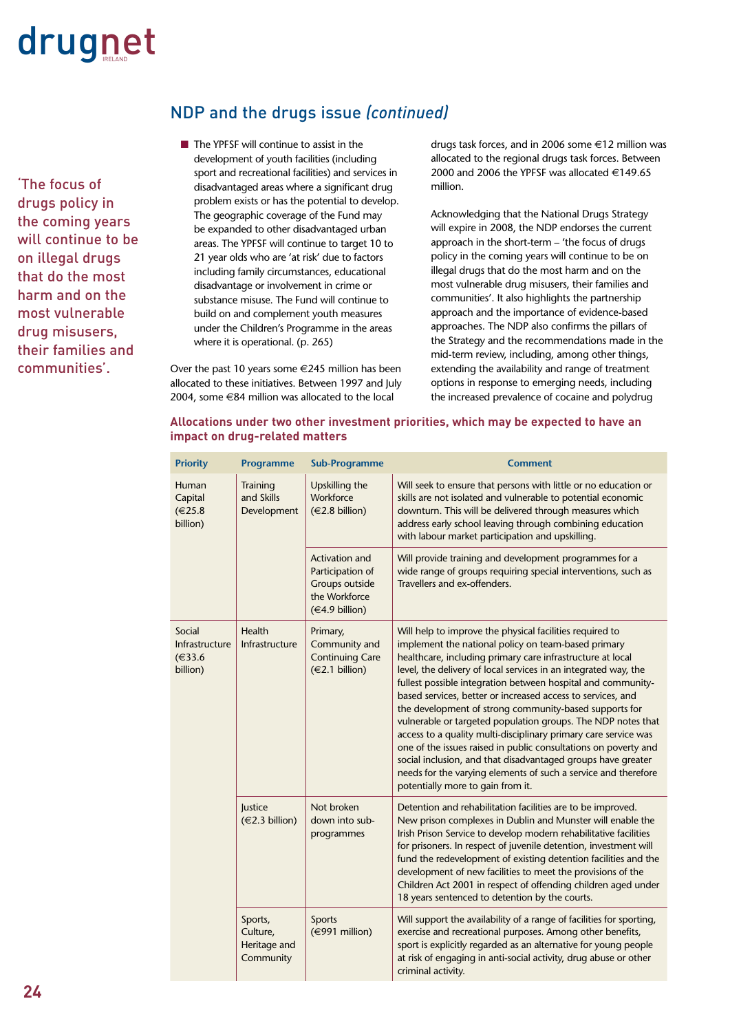## NDP and the drugs issue *(continued)*

'The focus of drugs policy in the coming years will continue to be on illegal drugs that do the most harm and on the most vulnerable drug misusers, their families and communities'.

- The YPFSF will continue to assist in the development of youth facilities (including sport and recreational facilities) and services in disadvantaged areas where a significant drug problem exists or has the potential to develop. The geographic coverage of the Fund may be expanded to other disadvantaged urban areas. The YPFSF will continue to target 10 to 21 year olds who are 'at risk' due to factors including family circumstances, educational disadvantage or involvement in crime or substance misuse. The Fund will continue to build on and complement youth measures under the Children's Programme in the areas where it is operational. (p. 265)

Over the past 10 years some €245 million has been allocated to these initiatives. Between 1997 and July 2004, some €84 million was allocated to the local drugs task forces, and in 2006 some €12 million was allocated to the regional drugs task forces. Between 2000 and 2006 the YPFSF was allocated €149.65 million.

Acknowledging that the National Drugs Strategy will expire in 2008, the NDP endorses the current approach in the short-term – 'the focus of drugs policy in the coming years will continue to be on illegal drugs that do the most harm and on the most vulnerable drug misusers, their families and communities'. It also highlights the partnership approach and the importance of evidence-based approaches. The NDP also confirms the pillars of the Strategy and the recommendations made in the mid-term review, including, among other things, extending the availability and range of treatment options in response to emerging needs, including the increased prevalence of cocaine and polydrug

**Allocations under two other investment priorities, which may be expected to have an impact on drug-related matters**

| Priority | Programme | Sub-Programme | Comment |
|---|---|---|---|
| Human Capital (€25.8 billion) | Training and Skills Development | Upskilling the Workforce (€2.8 billion) | Will seek to ensure that persons with little or no education or skills are not isolated and vulnerable to potential economic downturn. This will be delivered through measures which address early school leaving through combining education with labour market participation and upskilling. |
| | | Activation and Participation of Groups outside the Workforce (€4.9 billion) | Will provide training and development programmes for a wide range of groups requiring special interventions, such as Travellers and ex-offenders. |
| Social Infrastructure (€33.6 billion) | Health Infrastructure | Primary, Community and Continuing Care (€2.1 billion) | Will help to improve the physical facilities required to implement the national policy on team-based primary healthcare, including primary care infrastructure at local level, the delivery of local services in an integrated way, the fullest possible integration between hospital and community-based services, better or increased access to services, and the development of strong community-based supports for vulnerable or targeted population groups. The NDP notes that access to a quality multi-disciplinary primary care service was one of the issues raised in public consultations on poverty and social inclusion, and that disadvantaged groups have greater needs for the varying elements of such a service and therefore potentially more to gain from it. |
| | Justice (€2.3 billion) | Not broken down into sub-programmes | Detention and rehabilitation facilities are to be improved. New prison complexes in Dublin and Munster will enable the Irish Prison Service to develop modern rehabilitative facilities for prisoners. In respect of juvenile detention, investment will fund the redevelopment of existing detention facilities and the development of new facilities to meet the provisions of the Children Act 2001 in respect of offending children aged under 18 years sentenced to detention by the courts. |
| | Sports, Culture, Heritage and Community | Sports (€991 million) | Will support the availability of a range of facilities for sporting, exercise and recreational purposes. Among other benefits, sport is explicitly regarded as an alternative for young people at risk of engaging in anti-social activity, drug abuse or other criminal activity. |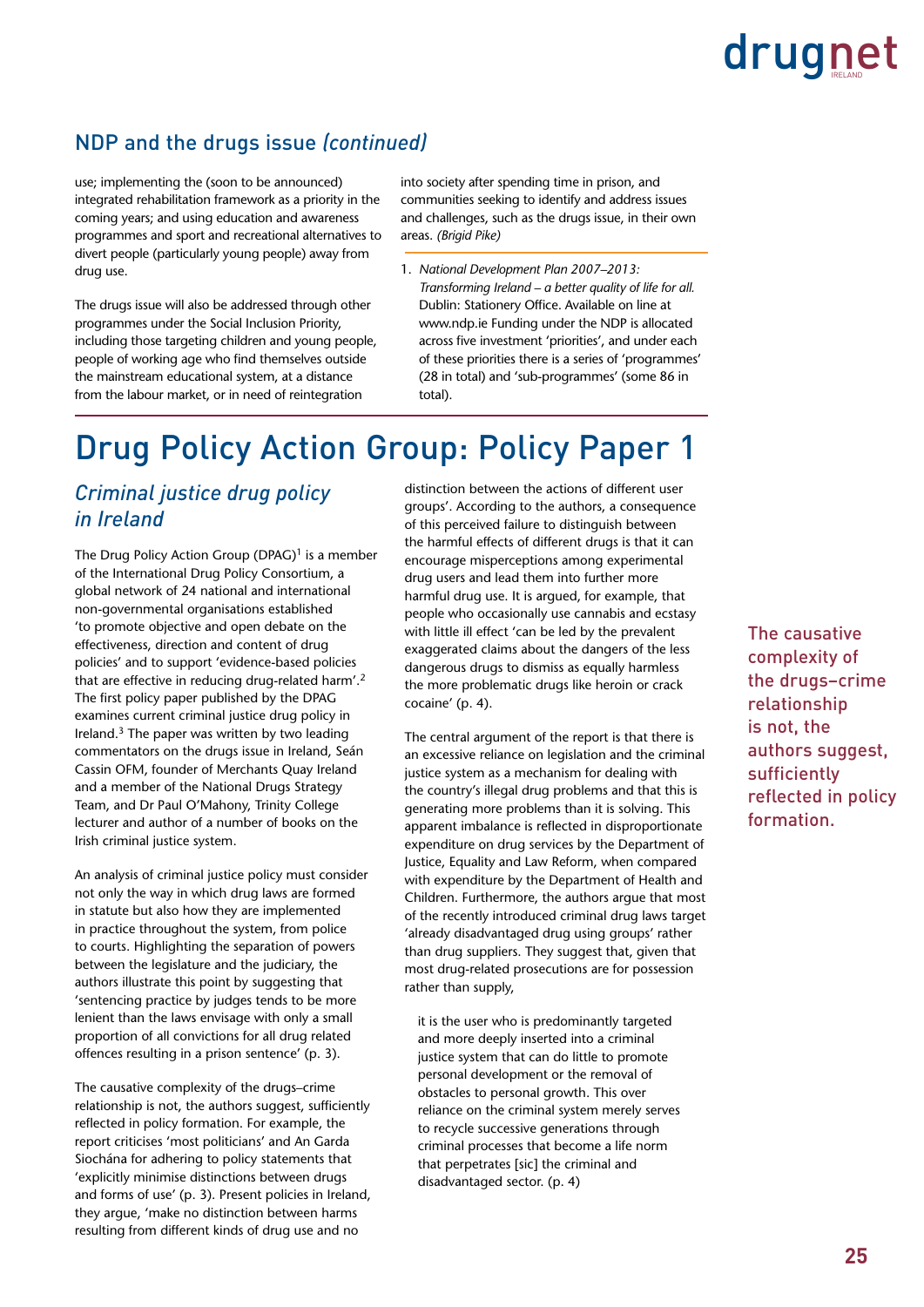## NDP and the drugs issue *(continued)*

use; implementing the (soon to be announced) integrated rehabilitation framework as a priority in the coming years; and using education and awareness programmes and sport and recreational alternatives to divert people (particularly young people) away from drug use.

The drugs issue will also be addressed through other programmes under the Social Inclusion Priority, including those targeting children and young people, people of working age who find themselves outside the mainstream educational system, at a distance from the labour market, or in need of reintegration into society after spending time in prison, and communities seeking to identify and address issues and challenges, such as the drugs issue, in their own areas. *(Brigid Pike)*

1. *National Development Plan 2007–2013: Transforming Ireland – a better quality of life for all.* Dublin: Stationery Office. Available on line at www.ndp.ie Funding under the NDP is allocated across five investment 'priorities', and under each of these priorities there is a series of 'programmes' (28 in total) and 'sub-programmes' (some 86 in total).

# Drug Policy Action Group: Policy Paper 1

## *Criminal justice drug policy in Ireland*

The Drug Policy Action Group (DPAG)[1] is a member of the International Drug Policy Consortium, a global network of 24 national and international non-governmental organisations established 'to promote objective and open debate on the effectiveness, direction and content of drug policies' and to support 'evidence-based policies that are effective in reducing drug-related harm'.[2] The first policy paper published by the DPAG examines current criminal justice drug policy in Ireland.[3] The paper was written by two leading commentators on the drugs issue in Ireland, Seán Cassin OFM, founder of Merchants Quay Ireland and a member of the National Drugs Strategy Team, and Dr Paul O'Mahony, Trinity College lecturer and author of a number of books on the Irish criminal justice system.

An analysis of criminal justice policy must consider not only the way in which drug laws are formed in statute but also how they are implemented in practice throughout the system, from police to courts. Highlighting the separation of powers between the legislature and the judiciary, the authors illustrate this point by suggesting that 'sentencing practice by judges tends to be more lenient than the laws envisage with only a small proportion of all convictions for all drug related offences resulting in a prison sentence' (p. 3).

The causative complexity of the drugs–crime relationship is not, the authors suggest, sufficiently reflected in policy formation. For example, the report criticises 'most politicians' and An Garda Siochána for adhering to policy statements that 'explicitly minimise distinctions between drugs and forms of use' (p. 3). Present policies in Ireland, they argue, 'make no distinction between harms resulting from different kinds of drug use and no distinction between the actions of different user groups'. According to the authors, a consequence of this perceived failure to distinguish between the harmful effects of different drugs is that it can encourage misperceptions among experimental drug users and lead them into further more harmful drug use. It is argued, for example, that people who occasionally use cannabis and ecstasy with little ill effect 'can be led by the prevalent exaggerated claims about the dangers of the less dangerous drugs to dismiss as equally harmless the more problematic drugs like heroin or crack cocaine' (p. 4).

The central argument of the report is that there is an excessive reliance on legislation and the criminal justice system as a mechanism for dealing with the country's illegal drug problems and that this is generating more problems than it is solving. This apparent imbalance is reflected in disproportionate expenditure on drug services by the Department of Justice, Equality and Law Reform, when compared with expenditure by the Department of Health and Children. Furthermore, the authors argue that most of the recently introduced criminal drug laws target 'already disadvantaged drug using groups' rather than drug suppliers. They suggest that, given that most drug-related prosecutions are for possession rather than supply,

> it is the user who is predominantly targeted and more deeply inserted into a criminal justice system that can do little to promote personal development or the removal of obstacles to personal growth. This over reliance on the criminal system merely serves to recycle successive generations through criminal processes that become a life norm that perpetrates [sic] the criminal and disadvantaged sector. (p. 4)

The causative complexity of the drugs–crime relationship is not, the authors suggest, sufficiently reflected in policy formation.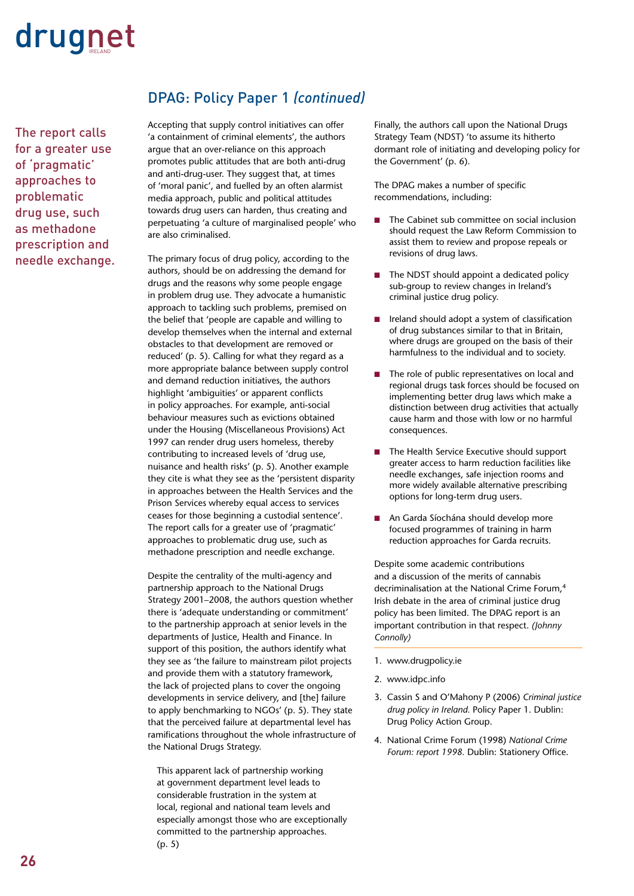## DPAG: Policy Paper 1 *(continued)*

The report calls for a greater use of 'pragmatic' approaches to problematic drug use, such as methadone prescription and needle exchange.

Accepting that supply control initiatives can offer 'a containment of criminal elements', the authors argue that an over-reliance on this approach promotes public attitudes that are both anti-drug and anti-drug-user. They suggest that, at times of 'moral panic', and fuelled by an often alarmist media approach, public and political attitudes towards drug users can harden, thus creating and perpetuating 'a culture of marginalised people' who are also criminalised.

The primary focus of drug policy, according to the authors, should be on addressing the demand for drugs and the reasons why some people engage in problem drug use. They advocate a humanistic approach to tackling such problems, premised on the belief that 'people are capable and willing to develop themselves when the internal and external obstacles to that development are removed or reduced' (p. 5). Calling for what they regard as a more appropriate balance between supply control and demand reduction initiatives, the authors highlight 'ambiguities' or apparent conflicts in policy approaches. For example, anti-social behaviour measures such as evictions obtained under the Housing (Miscellaneous Provisions) Act 1997 can render drug users homeless, thereby contributing to increased levels of 'drug use, nuisance and health risks' (p. 5). Another example they cite is what they see as the 'persistent disparity in approaches between the Health Services and the Prison Services whereby equal access to services ceases for those beginning a custodial sentence'. The report calls for a greater use of 'pragmatic' approaches to problematic drug use, such as methadone prescription and needle exchange.

Despite the centrality of the multi-agency and partnership approach to the National Drugs Strategy 2001–2008, the authors question whether there is 'adequate understanding or commitment' to the partnership approach at senior levels in the departments of Justice, Health and Finance. In support of this position, the authors identify what they see as 'the failure to mainstream pilot projects and provide them with a statutory framework, the lack of projected plans to cover the ongoing developments in service delivery, and [the] failure to apply benchmarking to NGOs' (p. 5). They state that the perceived failure at departmental level has ramifications throughout the whole infrastructure of the National Drugs Strategy.

> This apparent lack of partnership working at government department level leads to considerable frustration in the system at local, regional and national team levels and especially amongst those who are exceptionally committed to the partnership approaches. (p. 5)

Finally, the authors call upon the National Drugs Strategy Team (NDST) 'to assume its hitherto dormant role of initiating and developing policy for the Government' (p. 6).

The DPAG makes a number of specific recommendations, including:

- The Cabinet sub committee on social inclusion should request the Law Reform Commission to assist them to review and propose repeals or revisions of drug laws.
- The NDST should appoint a dedicated policy sub-group to review changes in Ireland's criminal justice drug policy.
- Ireland should adopt a system of classification of drug substances similar to that in Britain, where drugs are grouped on the basis of their harmfulness to the individual and to society.
- The role of public representatives on local and regional drugs task forces should be focused on implementing better drug laws which make a distinction between drug activities that actually cause harm and those with low or no harmful consequences.
- The Health Service Executive should support greater access to harm reduction facilities like needle exchanges, safe injection rooms and more widely available alternative prescribing options for long-term drug users.
- An Garda Síochána should develop more focused programmes of training in harm reduction approaches for Garda recruits.

Despite some academic contributions and a discussion of the merits of cannabis decriminalisation at the National Crime Forum,[4] Irish debate in the area of criminal justice drug policy has been limited. The DPAG report is an important contribution in that respect. *(Johnny Connolly)*

---

1. www.drugpolicy.ie
2. www.idpc.info
3. Cassin S and O'Mahony P (2006) *Criminal justice drug policy in Ireland.* Policy Paper 1. Dublin: Drug Policy Action Group.
4. National Crime Forum (1998) *National Crime Forum: report 1998.* Dublin: Stationery Office.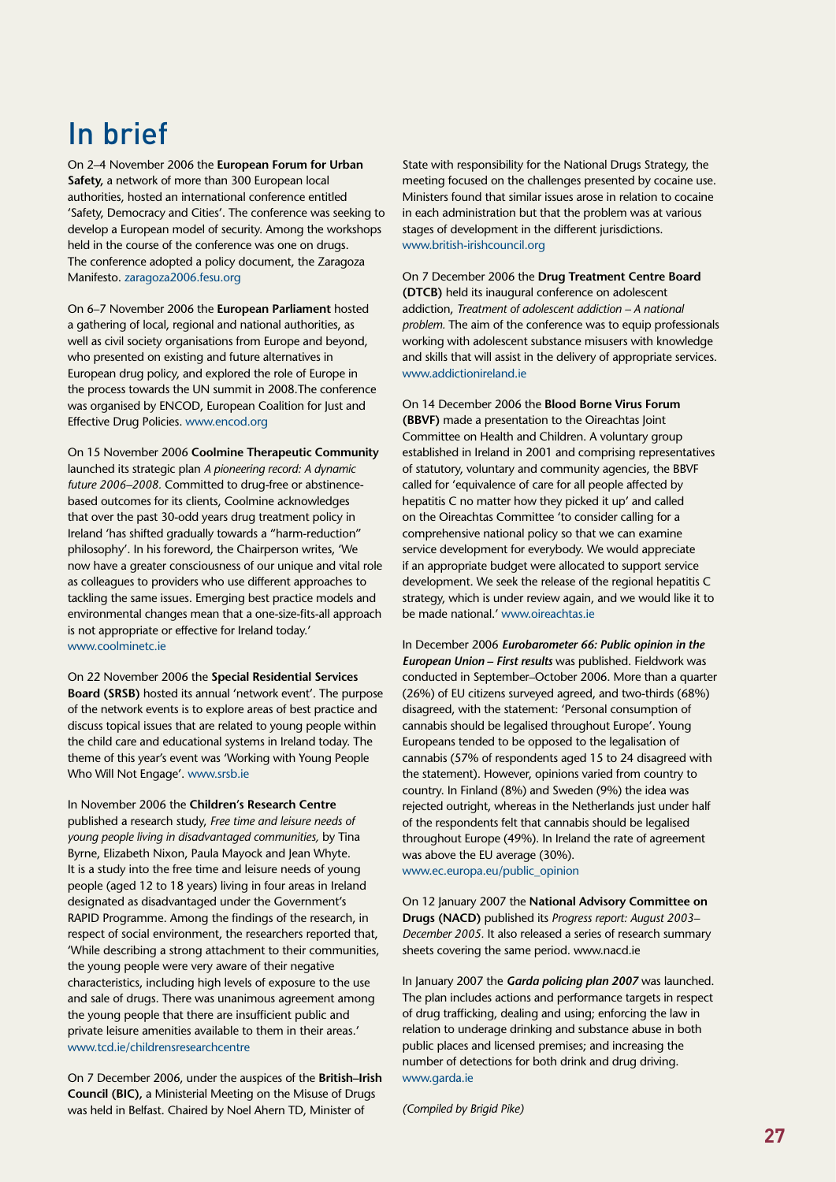# In brief

On 2–4 November 2006 the **European Forum for Urban Safety,** a network of more than 300 European local authorities, hosted an international conference entitled 'Safety, Democracy and Cities'. The conference was seeking to develop a European model of security. Among the workshops held in the course of the conference was one on drugs. The conference adopted a policy document, the Zaragoza Manifesto. zaragoza2006.fesu.org

On 6–7 November 2006 the **European Parliament** hosted a gathering of local, regional and national authorities, as well as civil society organisations from Europe and beyond, who presented on existing and future alternatives in European drug policy, and explored the role of Europe in the process towards the UN summit in 2008.The conference was organised by ENCOD, European Coalition for Just and Effective Drug Policies. www.encod.org

On 15 November 2006 **Coolmine Therapeutic Community** launched its strategic plan *A pioneering record: A dynamic future 2006–2008.* Committed to drug-free or abstinence-based outcomes for its clients, Coolmine acknowledges that over the past 30-odd years drug treatment policy in Ireland 'has shifted gradually towards a "harm-reduction" philosophy'. In his foreword, the Chairperson writes, 'We now have a greater consciousness of our unique and vital role as colleagues to providers who use different approaches to tackling the same issues. Emerging best practice models and environmental changes mean that a one-size-fits-all approach is not appropriate or effective for Ireland today.' www.coolminetc.ie

On 22 November 2006 the **Special Residential Services Board (SRSB)** hosted its annual 'network event'. The purpose of the network events is to explore areas of best practice and discuss topical issues that are related to young people within the child care and educational systems in Ireland today. The theme of this year's event was 'Working with Young People Who Will Not Engage'. www.srsb.ie

In November 2006 the **Children's Research Centre** published a research study, *Free time and leisure needs of young people living in disadvantaged communities,* by Tina Byrne, Elizabeth Nixon, Paula Mayock and Jean Whyte. It is a study into the free time and leisure needs of young people (aged 12 to 18 years) living in four areas in Ireland designated as disadvantaged under the Government's RAPID Programme. Among the findings of the research, in respect of social environment, the researchers reported that, 'While describing a strong attachment to their communities, the young people were very aware of their negative characteristics, including high levels of exposure to the use and sale of drugs. There was unanimous agreement among the young people that there are insufficient public and private leisure amenities available to them in their areas.' www.tcd.ie/childrensresearchcentre

On 7 December 2006, under the auspices of the **British–Irish Council (BIC),** a Ministerial Meeting on the Misuse of Drugs was held in Belfast. Chaired by Noel Ahern TD, Minister of State with responsibility for the National Drugs Strategy, the meeting focused on the challenges presented by cocaine use. Ministers found that similar issues arose in relation to cocaine in each administration but that the problem was at various stages of development in the different jurisdictions. www.british-irishcouncil.org

On 7 December 2006 the **Drug Treatment Centre Board (DTCB)** held its inaugural conference on adolescent addiction, *Treatment of adolescent addiction – A national problem.* The aim of the conference was to equip professionals working with adolescent substance misusers with knowledge and skills that will assist in the delivery of appropriate services. www.addictionireland.ie

On 14 December 2006 the **Blood Borne Virus Forum (BBVF)** made a presentation to the Oireachtas Joint Committee on Health and Children. A voluntary group established in Ireland in 2001 and comprising representatives of statutory, voluntary and community agencies, the BBVF called for 'equivalence of care for all people affected by hepatitis C no matter how they picked it up' and called on the Oireachtas Committee 'to consider calling for a comprehensive national policy so that we can examine service development for everybody. We would appreciate if an appropriate budget were allocated to support service development. We seek the release of the regional hepatitis C strategy, which is under review again, and we would like it to be made national.' www.oireachtas.ie

In December 2006 ***Eurobarometer 66: Public opinion in the European Union – First results*** was published. Fieldwork was conducted in September–October 2006. More than a quarter (26%) of EU citizens surveyed agreed, and two-thirds (68%) disagreed, with the statement: 'Personal consumption of cannabis should be legalised throughout Europe'. Young Europeans tended to be opposed to the legalisation of cannabis (57% of respondents aged 15 to 24 disagreed with the statement). However, opinions varied from country to country. In Finland (8%) and Sweden (9%) the idea was rejected outright, whereas in the Netherlands just under half of the respondents felt that cannabis should be legalised throughout Europe (49%). In Ireland the rate of agreement was above the EU average (30%). www.ec.europa.eu/public_opinion

On 12 January 2007 the **National Advisory Committee on Drugs (NACD)** published its *Progress report: August 2003–December 2005*. It also released a series of research summary sheets covering the same period. www.nacd.ie

In January 2007 the ***Garda policing plan 2007*** was launched. The plan includes actions and performance targets in respect of drug trafficking, dealing and using; enforcing the law in relation to underage drinking and substance abuse in both public places and licensed premises; and increasing the number of detections for both drink and drug driving. www.garda.ie

*(Compiled by Brigid Pike)*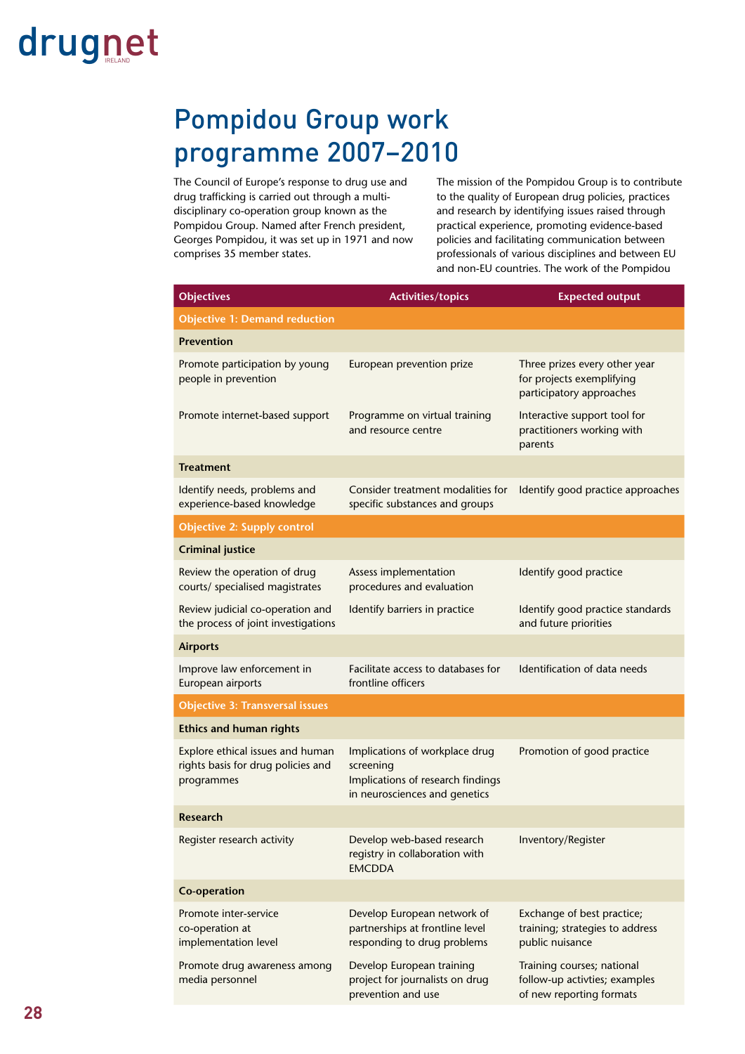# Pompidou Group work programme 2007–2010

The Council of Europe's response to drug use and drug trafficking is carried out through a multi-disciplinary co-operation group known as the Pompidou Group. Named after French president, Georges Pompidou, it was set up in 1971 and now comprises 35 member states.

The mission of the Pompidou Group is to contribute to the quality of European drug policies, practices and research by identifying issues raised through practical experience, promoting evidence-based policies and facilitating communication between professionals of various disciplines and between EU and non-EU countries. The work of the Pompidou

| Objectives | Activities/topics | Expected output |
|---|---|---|
| **Objective 1: Demand reduction** | | |
| **Prevention** | | |
| Promote participation by young people in prevention | European prevention prize | Three prizes every other year for projects exemplifying participatory approaches |
| Promote internet-based support | Programme on virtual training and resource centre | Interactive support tool for practitioners working with parents |
| **Treatment** | | |
| Identify needs, problems and experience-based knowledge | Consider treatment modalities for specific substances and groups | Identify good practice approaches |
| **Objective 2: Supply control** | | |
| **Criminal justice** | | |
| Review the operation of drug courts/ specialised magistrates | Assess implementation procedures and evaluation | Identify good practice |
| Review judicial co-operation and the process of joint investigations | Identify barriers in practice | Identify good practice standards and future priorities |
| **Airports** | | |
| Improve law enforcement in European airports | Facilitate access to databases for frontline officers | Identification of data needs |
| **Objective 3: Transversal issues** | | |
| **Ethics and human rights** | | |
| Explore ethical issues and human rights basis for drug policies and programmes | Implications of workplace drug screening<br>Implications of research findings in neurosciences and genetics | Promotion of good practice |
| **Research** | | |
| Register research activity | Develop web-based research registry in collaboration with EMCDDA | Inventory/Register |
| **Co-operation** | | |
| Promote inter-service co-operation at implementation level | Develop European network of partnerships at frontline level responding to drug problems | Exchange of best practice; training; strategies to address public nuisance |
| Promote drug awareness among media personnel | Develop European training project for journalists on drug prevention and use | Training courses; national follow-up activties; examples of new reporting formats |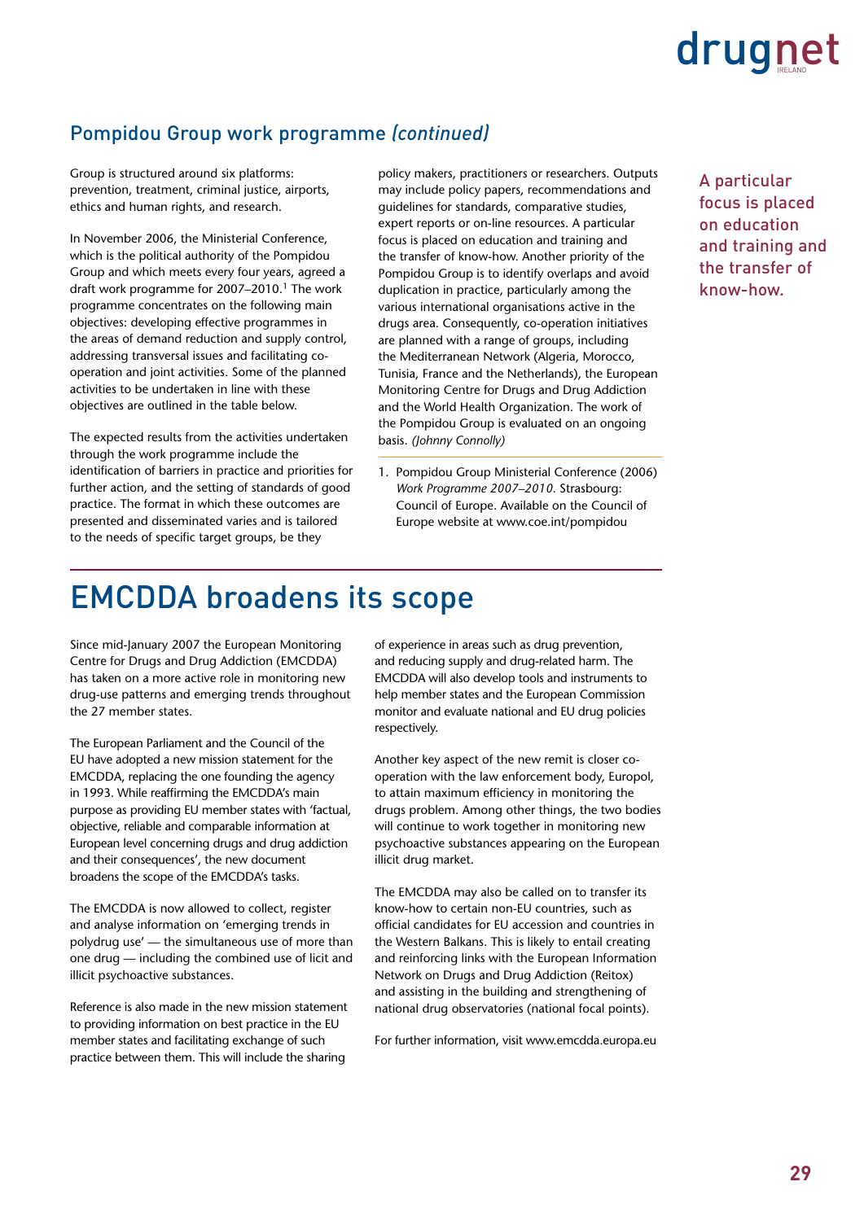## Pompidou Group work programme *(continued)*

Group is structured around six platforms: prevention, treatment, criminal justice, airports, ethics and human rights, and research.

In November 2006, the Ministerial Conference, which is the political authority of the Pompidou Group and which meets every four years, agreed a draft work programme for 2007–2010.[1] The work programme concentrates on the following main objectives: developing effective programmes in the areas of demand reduction and supply control, addressing transversal issues and facilitating co-operation and joint activities. Some of the planned activities to be undertaken in line with these objectives are outlined in the table below.

The expected results from the activities undertaken through the work programme include the identification of barriers in practice and priorities for further action, and the setting of standards of good practice. The format in which these outcomes are presented and disseminated varies and is tailored to the needs of specific target groups, be they policy makers, practitioners or researchers. Outputs may include policy papers, recommendations and guidelines for standards, comparative studies, expert reports or on-line resources. A particular focus is placed on education and training and the transfer of know-how. Another priority of the Pompidou Group is to identify overlaps and avoid duplication in practice, particularly among the various international organisations active in the drugs area. Consequently, co-operation initiatives are planned with a range of groups, including the Mediterranean Network (Algeria, Morocco, Tunisia, France and the Netherlands), the European Monitoring Centre for Drugs and Drug Addiction and the World Health Organization. The work of the Pompidou Group is evaluated on an ongoing basis. *(Johnny Connolly)*

1. Pompidou Group Ministerial Conference (2006) *Work Programme 2007–2010.* Strasbourg: Council of Europe. Available on the Council of Europe website at www.coe.int/pompidou

A particular focus is placed on education and training and the transfer of know-how.

# EMCDDA broadens its scope

Since mid-January 2007 the European Monitoring Centre for Drugs and Drug Addiction (EMCDDA) has taken on a more active role in monitoring new drug-use patterns and emerging trends throughout the 27 member states.

The European Parliament and the Council of the EU have adopted a new mission statement for the EMCDDA, replacing the one founding the agency in 1993. While reaffirming the EMCDDA's main purpose as providing EU member states with 'factual, objective, reliable and comparable information at European level concerning drugs and drug addiction and their consequences', the new document broadens the scope of the EMCDDA's tasks.

The EMCDDA is now allowed to collect, register and analyse information on 'emerging trends in polydrug use' — the simultaneous use of more than one drug — including the combined use of licit and illicit psychoactive substances.

Reference is also made in the new mission statement to providing information on best practice in the EU member states and facilitating exchange of such practice between them. This will include the sharing of experience in areas such as drug prevention, and reducing supply and drug-related harm. The EMCDDA will also develop tools and instruments to help member states and the European Commission monitor and evaluate national and EU drug policies respectively.

Another key aspect of the new remit is closer co-operation with the law enforcement body, Europol, to attain maximum efficiency in monitoring the drugs problem. Among other things, the two bodies will continue to work together in monitoring new psychoactive substances appearing on the European illicit drug market.

The EMCDDA may also be called on to transfer its know-how to certain non-EU countries, such as official candidates for EU accession and countries in the Western Balkans. This is likely to entail creating and reinforcing links with the European Information Network on Drugs and Drug Addiction (Reitox) and assisting in the building and strengthening of national drug observatories (national focal points).

For further information, visit www.emcdda.europa.eu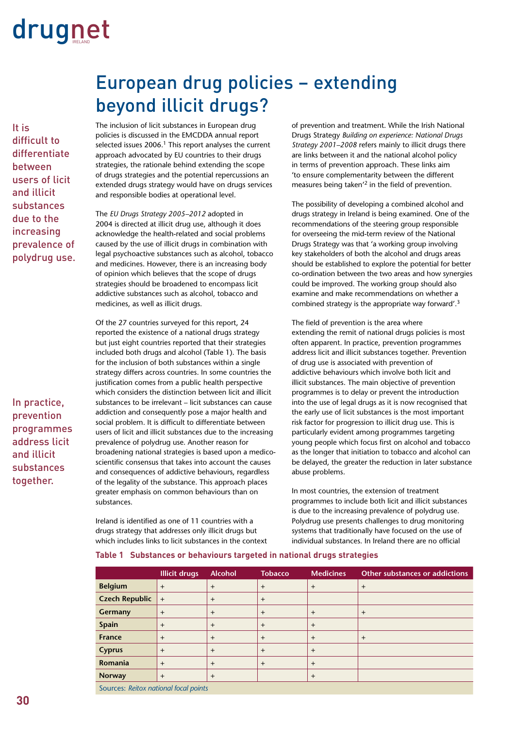# European drug policies – extending beyond illicit drugs?

> It is difficult to differentiate between users of licit and illicit substances due to the increasing prevalence of polydrug use.

The inclusion of licit substances in European drug policies is discussed in the EMCDDA annual report selected issues 2006.[1] This report analyses the current approach advocated by EU countries to their drugs strategies, the rationale behind extending the scope of drugs strategies and the potential repercussions an extended drugs strategy would have on drugs services and responsible bodies at operational level.

The *EU Drugs Strategy 2005–2012* adopted in 2004 is directed at illicit drug use, although it does acknowledge the health-related and social problems caused by the use of illicit drugs in combination with legal psychoactive substances such as alcohol, tobacco and medicines. However, there is an increasing body of opinion which believes that the scope of drugs strategies should be broadened to encompass licit addictive substances such as alcohol, tobacco and medicines, as well as illicit drugs.

Of the 27 countries surveyed for this report, 24 reported the existence of a national drugs strategy but just eight countries reported that their strategies included both drugs and alcohol (Table 1). The basis for the inclusion of both substances within a single strategy differs across countries. In some countries the justification comes from a public health perspective which considers the distinction between licit and illicit substances to be irrelevant – licit substances can cause addiction and consequently pose a major health and social problem. It is difficult to differentiate between users of licit and illicit substances due to the increasing prevalence of polydrug use. Another reason for broadening national strategies is based upon a medico-scientific consensus that takes into account the causes and consequences of addictive behaviours, regardless of the legality of the substance. This approach places greater emphasis on common behaviours than on substances.

> In practice, prevention programmes address licit and illicit substances together.

Ireland is identified as one of 11 countries with a drugs strategy that addresses only illicit drugs but which includes links to licit substances in the context of prevention and treatment. While the Irish National Drugs Strategy *Building on experience: National Drugs Strategy 2001–2008* refers mainly to illicit drugs there are links between it and the national alcohol policy in terms of prevention approach. These links aim 'to ensure complementarity between the different measures being taken'[2] in the field of prevention.

The possibility of developing a combined alcohol and drugs strategy in Ireland is being examined. One of the recommendations of the steering group responsible for overseeing the mid-term review of the National Drugs Strategy was that 'a working group involving key stakeholders of both the alcohol and drugs areas should be established to explore the potential for better co-ordination between the two areas and how synergies could be improved. The working group should also examine and make recommendations on whether a combined strategy is the appropriate way forward'.[3]

The field of prevention is the area where extending the remit of national drugs policies is most often apparent. In practice, prevention programmes address licit and illicit substances together. Prevention of drug use is associated with prevention of addictive behaviours which involve both licit and illicit substances. The main objective of prevention programmes is to delay or prevent the introduction into the use of legal drugs as it is now recognised that the early use of licit substances is the most important risk factor for progression to illicit drug use. This is particularly evident among programmes targeting young people which focus first on alcohol and tobacco as the longer that initiation to tobacco and alcohol can be delayed, the greater the reduction in later substance abuse problems.

In most countries, the extension of treatment programmes to include both licit and illicit substances is due to the increasing prevalence of polydrug use. Polydrug use presents challenges to drug monitoring systems that traditionally have focused on the use of individual substances. In Ireland there are no official

**Table 1 Substances or behaviours targeted in national drugs strategies**

| | Illicit drugs | Alcohol | Tobacco | Medicines | Other substances or addictions |
|---|---|---|---|---|---|
| **Belgium** | + | + | + | + | + |
| **Czech Republic** | + | + | + | | |
| **Germany** | + | + | + | + | + |
| **Spain** | + | + | + | + | |
| **France** | + | + | + | + | + |
| **Cyprus** | + | + | + | + | |
| **Romania** | + | + | + | + | |
| **Norway** | + | + | | + | |

Sources: *Reitox national focal points*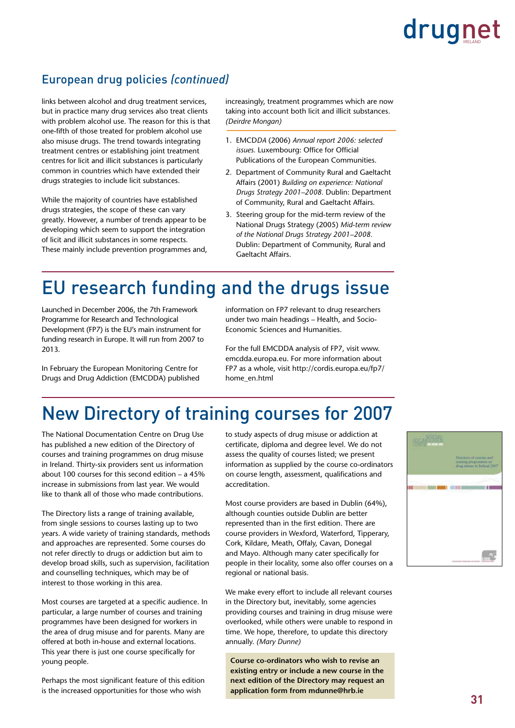## European drug policies *(continued)*

links between alcohol and drug treatment services, but in practice many drug services also treat clients with problem alcohol use. The reason for this is that one-fifth of those treated for problem alcohol use also misuse drugs. The trend towards integrating treatment centres or establishing joint treatment centres for licit and illicit substances is particularly common in countries which have extended their drugs strategies to include licit substances.

While the majority of countries have established drugs strategies, the scope of these can vary greatly. However, a number of trends appear to be developing which seem to support the integration of licit and illicit substances in some respects. These mainly include prevention programmes and, increasingly, treatment programmes which are now taking into account both licit and illicit substances. *(Deirdre Mongan)*

1. EMCDDA (2006) *Annual report 2006: selected issues.* Luxembourg: Office for Official Publications of the European Communities.
2. Department of Community Rural and Gaeltacht Affairs (2001) *Building on experience: National Drugs Strategy 2001–2008.* Dublin: Department of Community, Rural and Gaeltacht Affairs.
3. Steering group for the mid-term review of the National Drugs Strategy (2005) *Mid-term review of the National Drugs Strategy 2001–2008.* Dublin: Department of Community, Rural and Gaeltacht Affairs.

# EU research funding and the drugs issue

Launched in December 2006, the 7th Framework Programme for Research and Technological Development (FP7) is the EU's main instrument for funding research in Europe. It will run from 2007 to 2013.

In February the European Monitoring Centre for Drugs and Drug Addiction (EMCDDA) published information on FP7 relevant to drug researchers under two main headings – Health, and Socio-Economic Sciences and Humanities.

For the full EMCDDA analysis of FP7, visit www.emcdda.europa.eu. For more information about FP7 as a whole, visit http://cordis.europa.eu/fp7/home_en.html

# New Directory of training courses for 2007

The National Documentation Centre on Drug Use has published a new edition of the Directory of courses and training programmes on drug misuse in Ireland. Thirty-six providers sent us information about 100 courses for this second edition – a 45% increase in submissions from last year. We would like to thank all of those who made contributions.

The Directory lists a range of training available, from single sessions to courses lasting up to two years. A wide variety of training standards, methods and approaches are represented. Some courses do not refer directly to drugs or addiction but aim to develop broad skills, such as supervision, facilitation and counselling techniques, which may be of interest to those working in this area.

Most courses are targeted at a specific audience. In particular, a large number of courses and training programmes have been designed for workers in the area of drug misuse and for parents. Many are offered at both in-house and external locations. This year there is just one course specifically for young people.

Perhaps the most significant feature of this edition is the increased opportunities for those who wish to study aspects of drug misuse or addiction at certificate, diploma and degree level. We do not assess the quality of courses listed; we present information as supplied by the course co-ordinators on course length, assessment, qualifications and accreditation.

Most course providers are based in Dublin (64%), although counties outside Dublin are better represented than in the first edition. There are course providers in Wexford, Waterford, Tipperary, Cork, Kildare, Meath, Offaly, Cavan, Donegal and Mayo. Although many cater specifically for people in their locality, some also offer courses on a regional or national basis.

We make every effort to include all relevant courses in the Directory but, inevitably, some agencies providing courses and training in drug misuse were overlooked, while others were unable to respond in time. We hope, therefore, to update this directory annually. *(Mary Dunne)*

**Course co-ordinators who wish to revise an existing entry or include a new course in the next edition of the Directory may request an application form from mdunne@hrb.ie**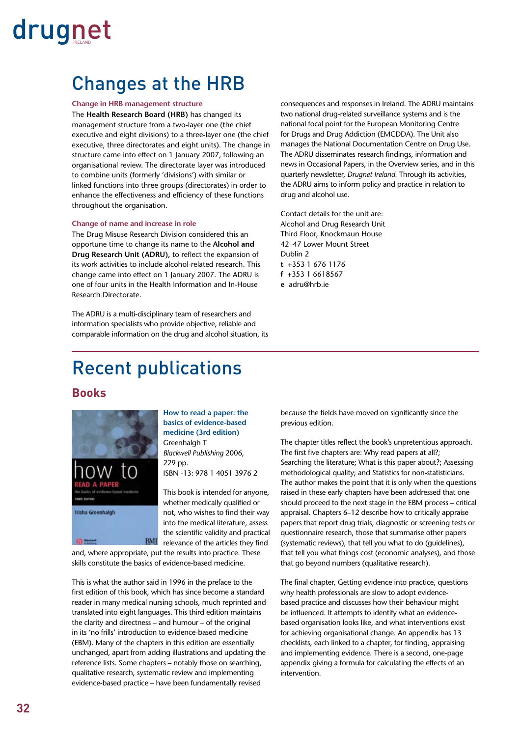# Changes at the HRB

### Change in HRB management structure

The **Health Research Board (HRB)** has changed its management structure from a two-layer one (the chief executive and eight divisions) to a three-layer one (the chief executive, three directorates and eight units). The change in structure came into effect on 1 January 2007, following an organisational review. The directorate layer was introduced to combine units (formerly 'divisions') with similar or linked functions into three groups (directorates) in order to enhance the effectiveness and efficiency of these functions throughout the organisation.

### Change of name and increase in role

The Drug Misuse Research Division considered this an opportune time to change its name to the **Alcohol and Drug Research Unit (ADRU),** to reflect the expansion of its work activities to include alcohol-related research. This change came into effect on 1 January 2007. The ADRU is one of four units in the Health Information and In-House Research Directorate.

The ADRU is a multi-disciplinary team of researchers and information specialists who provide objective, reliable and comparable information on the drug and alcohol situation, its consequences and responses in Ireland. The ADRU maintains two national drug-related surveillance systems and is the national focal point for the European Monitoring Centre for Drugs and Drug Addiction (EMCDDA). The Unit also manages the National Documentation Centre on Drug Use. The ADRU disseminates research findings, information and news in Occasional Papers, in the Overview series, and in this quarterly newsletter, *Drugnet Ireland.* Through its activities, the ADRU aims to inform policy and practice in relation to drug and alcohol use.

Contact details for the unit are:
Alcohol and Drug Research Unit
Third Floor, Knockmaun House
42–47 Lower Mount Street
Dublin 2
**t** +353 1 676 1176
**f** +353 1 6618567
**e** adru@hrb.ie

# Recent publications

## Books

### How to read a paper: the basics of evidence-based medicine (3rd edition)

Greenhalgh T
*Blackwell Publishing* 2006,
229 pp.
ISBN -13: 978 1 4051 3976 2

This book is intended for anyone, whether medically qualified or not, who wishes to find their way into the medical literature, assess the scientific validity and practical relevance of the articles they find and, where appropriate, put the results into practice. These skills constitute the basics of evidence-based medicine.

This is what the author said in 1996 in the preface to the first edition of this book, which has since become a standard reader in many medical nursing schools, much reprinted and translated into eight languages. This third edition maintains the clarity and directness – and humour – of the original in its 'no frills' introduction to evidence-based medicine (EBM). Many of the chapters in this edition are essentially unchanged, apart from adding illustrations and updating the reference lists. Some chapters – notably those on searching, qualitative research, systematic review and implementing evidence-based practice – have been fundamentally revised because the fields have moved on significantly since the previous edition.

The chapter titles reflect the book's unpretentious approach. The first five chapters are: Why read papers at all?; Searching the literature; What is this paper about?; Assessing methodological quality; and Statistics for non-statisticians. The author makes the point that it is only when the questions raised in these early chapters have been addressed that one should proceed to the next stage in the EBM process – critical appraisal. Chapters 6–12 describe how to critically appraise papers that report drug trials, diagnostic or screening tests or questionnaire research, those that summarise other papers (systematic reviews), that tell you what to do (guidelines), that tell you what things cost (economic analyses), and those that go beyond numbers (qualitative research).

The final chapter, Getting evidence into practice, questions why health professionals are slow to adopt evidence-based practice and discusses how their behaviour might be influenced. It attempts to identify what an evidence-based organisation looks like, and what interventions exist for achieving organisational change. An appendix has 13 checklists, each linked to a chapter, for finding, appraising and implementing evidence. There is a second, one-page appendix giving a formula for calculating the effects of an intervention.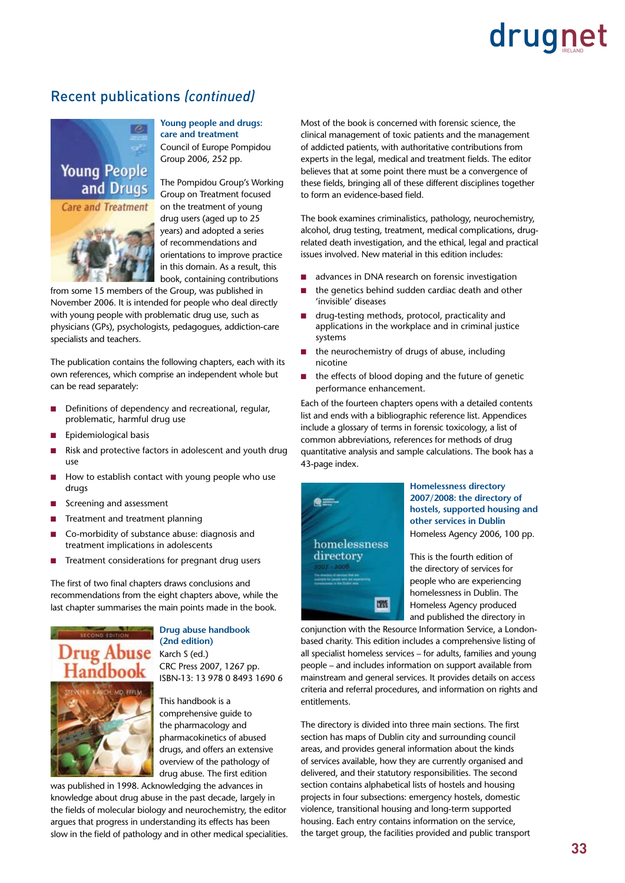## Recent publications *(continued)*

**Young people and drugs: care and treatment**
Council of Europe Pompidou Group 2006, 252 pp.

The Pompidou Group's Working Group on Treatment focused on the treatment of young drug users (aged up to 25 years) and adopted a series of recommendations and orientations to improve practice in this domain. As a result, this book, containing contributions from some 15 members of the Group, was published in November 2006. It is intended for people who deal directly with young people with problematic drug use, such as physicians (GPs), psychologists, pedagogues, addiction-care specialists and teachers.

The publication contains the following chapters, each with its own references, which comprise an independent whole but can be read separately:

- Definitions of dependency and recreational, regular, problematic, harmful drug use
- Epidemiological basis
- Risk and protective factors in adolescent and youth drug use
- How to establish contact with young people who use drugs
- Screening and assessment
- Treatment and treatment planning
- Co-morbidity of substance abuse: diagnosis and treatment implications in adolescents
- Treatment considerations for pregnant drug users

The first of two final chapters draws conclusions and recommendations from the eight chapters above, while the last chapter summarises the main points made in the book.

**Drug abuse handbook (2nd edition)**
Karch S (ed.)
CRC Press 2007, 1267 pp.
ISBN-13: 13 978 0 8493 1690 6

This handbook is a comprehensive guide to the pharmacology and pharmacokinetics of abused drugs, and offers an extensive overview of the pathology of drug abuse. The first edition was published in 1998. Acknowledging the advances in knowledge about drug abuse in the past decade, largely in the fields of molecular biology and neurochemistry, the editor argues that progress in understanding its effects has been slow in the field of pathology and in other medical specialities.

Most of the book is concerned with forensic science, the clinical management of toxic patients and the management of addicted patients, with authoritative contributions from experts in the legal, medical and treatment fields. The editor believes that at some point there must be a convergence of these fields, bringing all of these different disciplines together to form an evidence-based field.

The book examines criminalistics, pathology, neurochemistry, alcohol, drug testing, treatment, medical complications, drug-related death investigation, and the ethical, legal and practical issues involved. New material in this edition includes:

- advances in DNA research on forensic investigation
- the genetics behind sudden cardiac death and other 'invisible' diseases
- drug-testing methods, protocol, practicality and applications in the workplace and in criminal justice systems
- the neurochemistry of drugs of abuse, including nicotine
- the effects of blood doping and the future of genetic performance enhancement.

Each of the fourteen chapters opens with a detailed contents list and ends with a bibliographic reference list. Appendices include a glossary of terms in forensic toxicology, a list of common abbreviations, references for methods of drug quantitative analysis and sample calculations. The book has a 43-page index.

**Homelessness directory 2007/2008: the directory of hostels, supported housing and other services in Dublin**
Homeless Agency 2006, 100 pp.

This is the fourth edition of the directory of services for people who are experiencing homelessness in Dublin. The Homeless Agency produced and published the directory in conjunction with the Resource Information Service, a London-based charity. This edition includes a comprehensive listing of all specialist homeless services – for adults, families and young people – and includes information on support available from mainstream and general services. It provides details on access criteria and referral procedures, and information on rights and entitlements.

The directory is divided into three main sections. The first section has maps of Dublin city and surrounding council areas, and provides general information about the kinds of services available, how they are currently organised and delivered, and their statutory responsibilities. The second section contains alphabetical lists of hostels and housing projects in four subsections: emergency hostels, domestic violence, transitional housing and long-term supported housing. Each entry contains information on the service, the target group, the facilities provided and public transport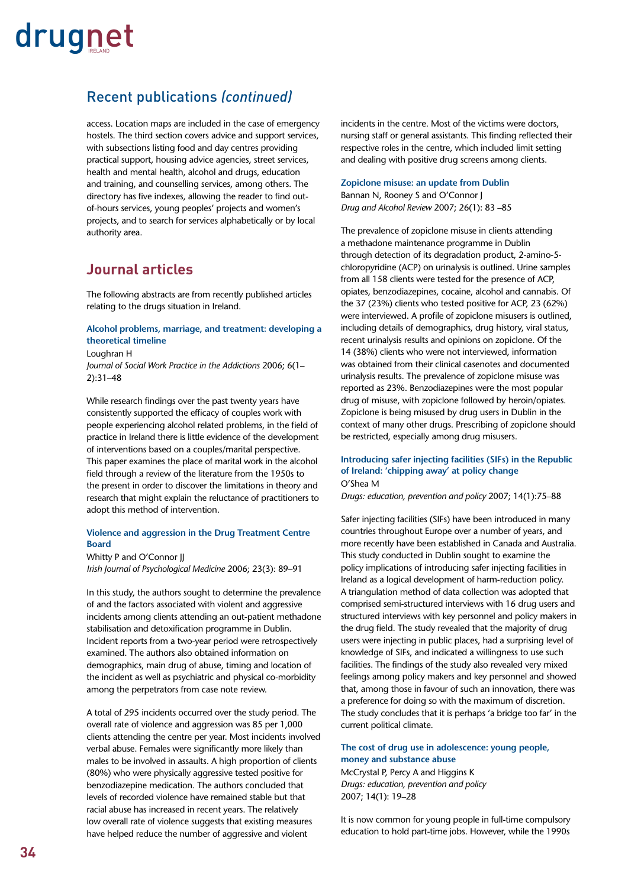## Recent publications *(continued)*

access. Location maps are included in the case of emergency hostels. The third section covers advice and support services, with subsections listing food and day centres providing practical support, housing advice agencies, street services, health and mental health, alcohol and drugs, education and training, and counselling services, among others. The directory has five indexes, allowing the reader to find out-of-hours services, young peoples' projects and women's projects, and to search for services alphabetically or by local authority area.

## Journal articles

The following abstracts are from recently published articles relating to the drugs situation in Ireland.

**Alcohol problems, marriage, and treatment: developing a theoretical timeline**

Loughran H

*Journal of Social Work Practice in the Addictions* 2006; 6(1–2):31–48

While research findings over the past twenty years have consistently supported the efficacy of couples work with people experiencing alcohol related problems, in the field of practice in Ireland there is little evidence of the development of interventions based on a couples/marital perspective. This paper examines the place of marital work in the alcohol field through a review of the literature from the 1950s to the present in order to discover the limitations in theory and research that might explain the reluctance of practitioners to adopt this method of intervention.

**Violence and aggression in the Drug Treatment Centre Board**

Whitty P and O'Connor JJ

*Irish Journal of Psychological Medicine* 2006; 23(3): 89–91

In this study, the authors sought to determine the prevalence of and the factors associated with violent and aggressive incidents among clients attending an out-patient methadone stabilisation and detoxification programme in Dublin. Incident reports from a two-year period were retrospectively examined. The authors also obtained information on demographics, main drug of abuse, timing and location of the incident as well as psychiatric and physical co-morbidity among the perpetrators from case note review.

A total of 295 incidents occurred over the study period. The overall rate of violence and aggression was 85 per 1,000 clients attending the centre per year. Most incidents involved verbal abuse. Females were significantly more likely than males to be involved in assaults. A high proportion of clients (80%) who were physically aggressive tested positive for benzodiazepine medication. The authors concluded that levels of recorded violence have remained stable but that racial abuse has increased in recent years. The relatively low overall rate of violence suggests that existing measures have helped reduce the number of aggressive and violent incidents in the centre. Most of the victims were doctors, nursing staff or general assistants. This finding reflected their respective roles in the centre, which included limit setting and dealing with positive drug screens among clients.

**Zopiclone misuse: an update from Dublin**

Bannan N, Rooney S and O'Connor J

*Drug and Alcohol Review* 2007; 26(1): 83 –85

The prevalence of zopiclone misuse in clients attending a methadone maintenance programme in Dublin through detection of its degradation product, 2-amino-5-chloropyridine (ACP) on urinalysis is outlined. Urine samples from all 158 clients were tested for the presence of ACP, opiates, benzodiazepines, cocaine, alcohol and cannabis. Of the 37 (23%) clients who tested positive for ACP, 23 (62%) were interviewed. A profile of zopiclone misusers is outlined, including details of demographics, drug history, viral status, recent urinalysis results and opinions on zopiclone. Of the 14 (38%) clients who were not interviewed, information was obtained from their clinical casenotes and documented urinalysis results. The prevalence of zopiclone misuse was reported as 23%. Benzodiazepines were the most popular drug of misuse, with zopiclone followed by heroin/opiates. Zopiclone is being misused by drug users in Dublin in the context of many other drugs. Prescribing of zopiclone should be restricted, especially among drug misusers.

**Introducing safer injecting facilities (SIFs) in the Republic of Ireland: 'chipping away' at policy change**

O'Shea M

*Drugs: education, prevention and policy* 2007; 14(1):75–88

Safer injecting facilities (SIFs) have been introduced in many countries throughout Europe over a number of years, and more recently have been established in Canada and Australia. This study conducted in Dublin sought to examine the policy implications of introducing safer injecting facilities in Ireland as a logical development of harm-reduction policy. A triangulation method of data collection was adopted that comprised semi-structured interviews with 16 drug users and structured interviews with key personnel and policy makers in the drug field. The study revealed that the majority of drug users were injecting in public places, had a surprising level of knowledge of SIFs, and indicated a willingness to use such facilities. The findings of the study also revealed very mixed feelings among policy makers and key personnel and showed that, among those in favour of such an innovation, there was a preference for doing so with the maximum of discretion. The study concludes that it is perhaps 'a bridge too far' in the current political climate.

**The cost of drug use in adolescence: young people, money and substance abuse**

McCrystal P, Percy A and Higgins K

*Drugs: education, prevention and policy* 2007; 14(1): 19–28

It is now common for young people in full-time compulsory education to hold part-time jobs. However, while the 1990s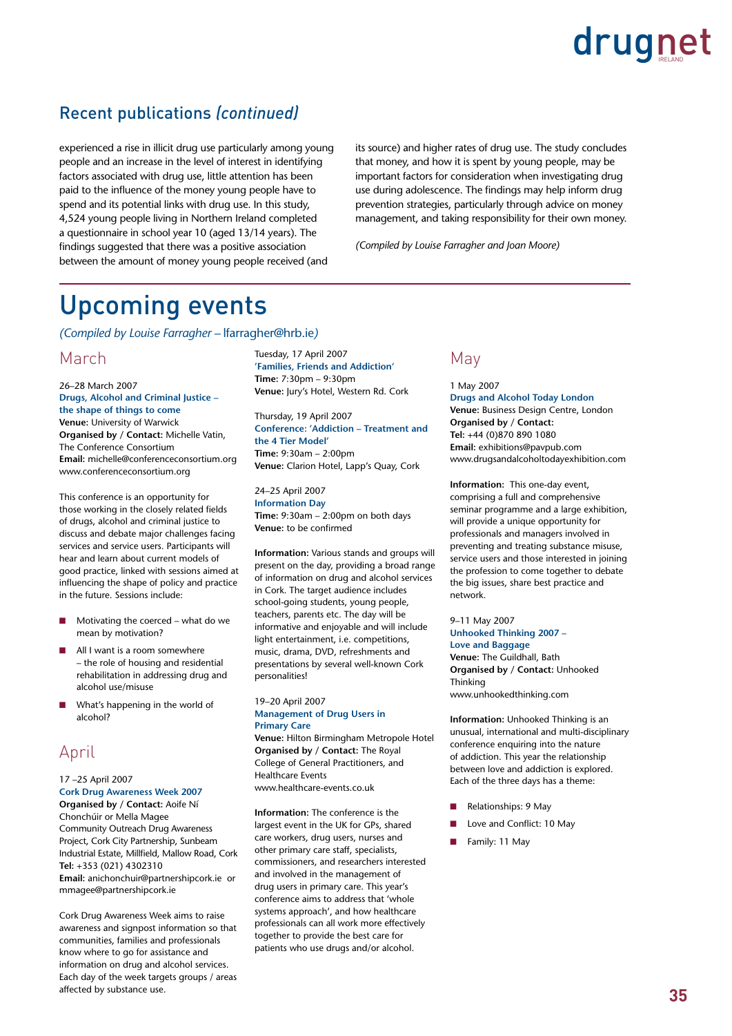## Recent publications *(continued)*

experienced a rise in illicit drug use particularly among young people and an increase in the level of interest in identifying factors associated with drug use, little attention has been paid to the influence of the money young people have to spend and its potential links with drug use. In this study, 4,524 young people living in Northern Ireland completed a questionnaire in school year 10 (aged 13/14 years). The findings suggested that there was a positive association between the amount of money young people received (and its source) and higher rates of drug use. The study concludes that money, and how it is spent by young people, may be important factors for consideration when investigating drug use during adolescence. The findings may help inform drug prevention strategies, particularly through advice on money management, and taking responsibility for their own money.

*(Compiled by Louise Farragher and Joan Moore)*

# Upcoming events

*(Compiled by Louise Farragher* – lfarragher@hrb.ie*)*

## March

26–28 March 2007
**Drugs, Alcohol and Criminal Justice – the shape of things to come**
**Venue:** University of Warwick
**Organised by / Contact:** Michelle Vatin, The Conference Consortium
**Email:** michelle@conferenceconsortium.org
www.conferenceconsortium.org

This conference is an opportunity for those working in the closely related fields of drugs, alcohol and criminal justice to discuss and debate major challenges facing services and service users. Participants will hear and learn about current models of good practice, linked with sessions aimed at influencing the shape of policy and practice in the future. Sessions include:

- Motivating the coerced – what do we mean by motivation?
- All I want is a room somewhere – the role of housing and residential rehabilitation in addressing drug and alcohol use/misuse
- What's happening in the world of alcohol?

## April

17 –25 April 2007
**Cork Drug Awareness Week 2007**
**Organised by / Contact:** Aoife Ní Chonchúir or Mella Magee
Community Outreach Drug Awareness Project, Cork City Partnership, Sunbeam Industrial Estate, Millfield, Mallow Road, Cork
**Tel:** +353 (021) 4302310
**Email:** anichonchuir@partnershipcork.ie or mmagee@partnershipcork.ie

Cork Drug Awareness Week aims to raise awareness and signpost information so that communities, families and professionals know where to go for assistance and information on drug and alcohol services. Each day of the week targets groups / areas affected by substance use.

Tuesday, 17 April 2007
**'Families, Friends and Addiction'**
**Time:** 7:30pm – 9:30pm
**Venue:** Jury's Hotel, Western Rd. Cork

Thursday, 19 April 2007
**Conference: 'Addiction – Treatment and the 4 Tier Model'**
**Time:** 9:30am – 2:00pm
**Venue:** Clarion Hotel, Lapp's Quay, Cork

24–25 April 2007
**Information Day**
**Time:** 9:30am – 2:00pm on both days
**Venue:** to be confirmed

**Information:** Various stands and groups will present on the day, providing a broad range of information on drug and alcohol services in Cork. The target audience includes school-going students, young people, teachers, parents etc. The day will be informative and enjoyable and will include light entertainment, i.e. competitions, music, drama, DVD, refreshments and presentations by several well-known Cork personalities!

19–20 April 2007
**Management of Drug Users in Primary Care**
**Venue:** Hilton Birmingham Metropole Hotel
**Organised by / Contact:** The Royal College of General Practitioners, and Healthcare Events
www.healthcare-events.co.uk

**Information:** The conference is the largest event in the UK for GPs, shared care workers, drug users, nurses and other primary care staff, specialists, commissioners, and researchers interested and involved in the management of drug users in primary care. This year's conference aims to address that 'whole systems approach', and how healthcare professionals can all work more effectively together to provide the best care for patients who use drugs and/or alcohol.

## May

1 May 2007
**Drugs and Alcohol Today London**
**Venue:** Business Design Centre, London
**Organised by / Contact:**
**Tel:** +44 (0)870 890 1080
**Email:** exhibitions@pavpub.com
www.drugsandalcoholtodayexhibition.com

**Information:** This one-day event, comprising a full and comprehensive seminar programme and a large exhibition, will provide a unique opportunity for professionals and managers involved in preventing and treating substance misuse, service users and those interested in joining the profession to come together to debate the big issues, share best practice and network.

9–11 May 2007
**Unhooked Thinking 2007 – Love and Baggage**
**Venue:** The Guildhall, Bath
**Organised by / Contact:** Unhooked Thinking
www.unhookedthinking.com

**Information:** Unhooked Thinking is an unusual, international and multi-disciplinary conference enquiring into the nature of addiction. This year the relationship between love and addiction is explored. Each of the three days has a theme:

- Relationships: 9 May
- Love and Conflict: 10 May
- Family: 11 May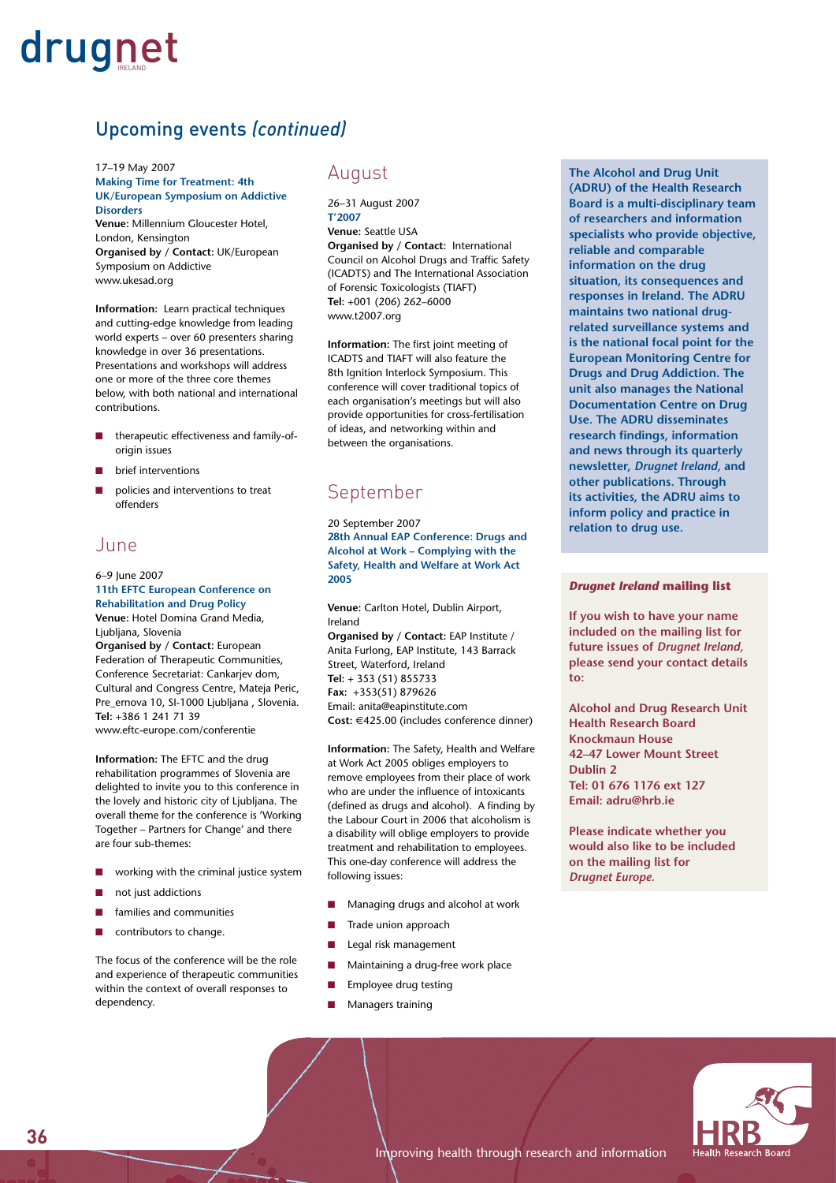## Upcoming events *(continued)*

17–19 May 2007
**Making Time for Treatment: 4th UK/European Symposium on Addictive Disorders**
**Venue:** Millennium Gloucester Hotel, London, Kensington
**Organised by / Contact:** UK/European Symposium on Addictive
www.ukesad.org

**Information:** Learn practical techniques and cutting-edge knowledge from leading world experts – over 60 presenters sharing knowledge in over 36 presentations. Presentations and workshops will address one or more of the three core themes below, with both national and international contributions.

- therapeutic effectiveness and family-of-origin issues
- brief interventions
- policies and interventions to treat offenders

### June

6–9 June 2007
**11th EFTC European Conference on Rehabilitation and Drug Policy**
**Venue:** Hotel Domina Grand Media, Ljubljana, Slovenia
**Organised by / Contact:** European Federation of Therapeutic Communities, Conference Secretariat: Cankarjev dom, Cultural and Congress Centre, Mateja Peric, Pre_ernova 10, SI-1000 Ljubljana , Slovenia.
**Tel:** +386 1 241 71 39
www.eftc-europe.com/conferentie

**Information:** The EFTC and the drug rehabilitation programmes of Slovenia are delighted to invite you to this conference in the lovely and historic city of Ljubljana. The overall theme for the conference is 'Working Together – Partners for Change' and there are four sub-themes:

- working with the criminal justice system
- not just addictions
- families and communities
- contributors to change.

The focus of the conference will be the role and experience of therapeutic communities within the context of overall responses to dependency.

### August

26–31 August 2007
**T'2007**
**Venue:** Seattle USA
**Organised by / Contact:** International Council on Alcohol Drugs and Traffic Safety (ICADTS) and The International Association of Forensic Toxicologists (TIAFT)
**Tel:** +001 (206) 262–6000
www.t2007.org

**Information:** The first joint meeting of ICADTS and TIAFT will also feature the 8th Ignition Interlock Symposium. This conference will cover traditional topics of each organisation's meetings but will also provide opportunities for cross-fertilisation of ideas, and networking within and between the organisations.

### September

20 September 2007
**28th Annual EAP Conference: Drugs and Alcohol at Work – Complying with the Safety, Health and Welfare at Work Act 2005**

**Venue:** Carlton Hotel, Dublin Airport, Ireland
**Organised by / Contact:** EAP Institute / Anita Furlong, EAP Institute, 143 Barrack Street, Waterford, Ireland
**Tel:** + 353 (51) 855733
**Fax:** +353(51) 879626
Email: anita@eapinstitute.com
**Cost:** €425.00 (includes conference dinner)

**Information:** The Safety, Health and Welfare at Work Act 2005 obliges employers to remove employees from their place of work who are under the influence of intoxicants (defined as drugs and alcohol). A finding by the Labour Court in 2006 that alcoholism is a disability will oblige employers to provide treatment and rehabilitation to employees. This one-day conference will address the following issues:

- Managing drugs and alcohol at work
- Trade union approach
- Legal risk management
- Maintaining a drug-free work place
- Employee drug testing
- Managers training

**The Alcohol and Drug Unit (ADRU) of the Health Research Board is a multi-disciplinary team of researchers and information specialists who provide objective, reliable and comparable information on the drug situation, its consequences and responses in Ireland. The ADRU maintains two national drug-related surveillance systems and is the national focal point for the European Monitoring Centre for Drugs and Drug Addiction. The unit also manages the National Documentation Centre on Drug Use. The ADRU disseminates research findings, information and news through its quarterly newsletter, *Drugnet Ireland,* and other publications. Through its activities, the ADRU aims to inform policy and practice in relation to drug use.**

***Drugnet Ireland* mailing list**

**If you wish to have your name included on the mailing list for future issues of *Drugnet Ireland,* please send your contact details to:**

**Alcohol and Drug Research Unit**
**Health Research Board**
**Knockmaun House**
**42–47 Lower Mount Street**
**Dublin 2**
**Tel: 01 676 1176 ext 127**
**Email: adru@hrb.ie**

**Please indicate whether you would also like to be included on the mailing list for *Drugnet Europe.***

Improving health through research and information